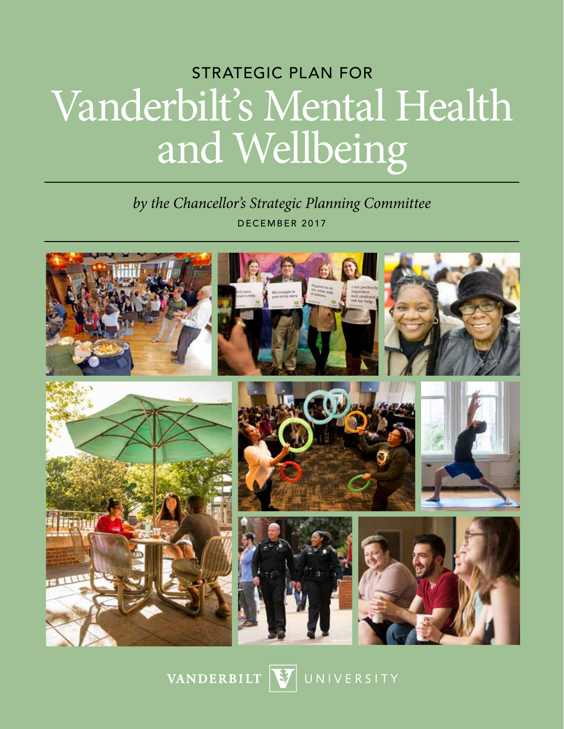STRATEGIC PLAN FOR

# Vanderbilt's Mental Health and Wellbeing

*by the Chancellor's Strategic Planning Committee*

DECEMBER 2017

VANDERBILT UNIVERSITY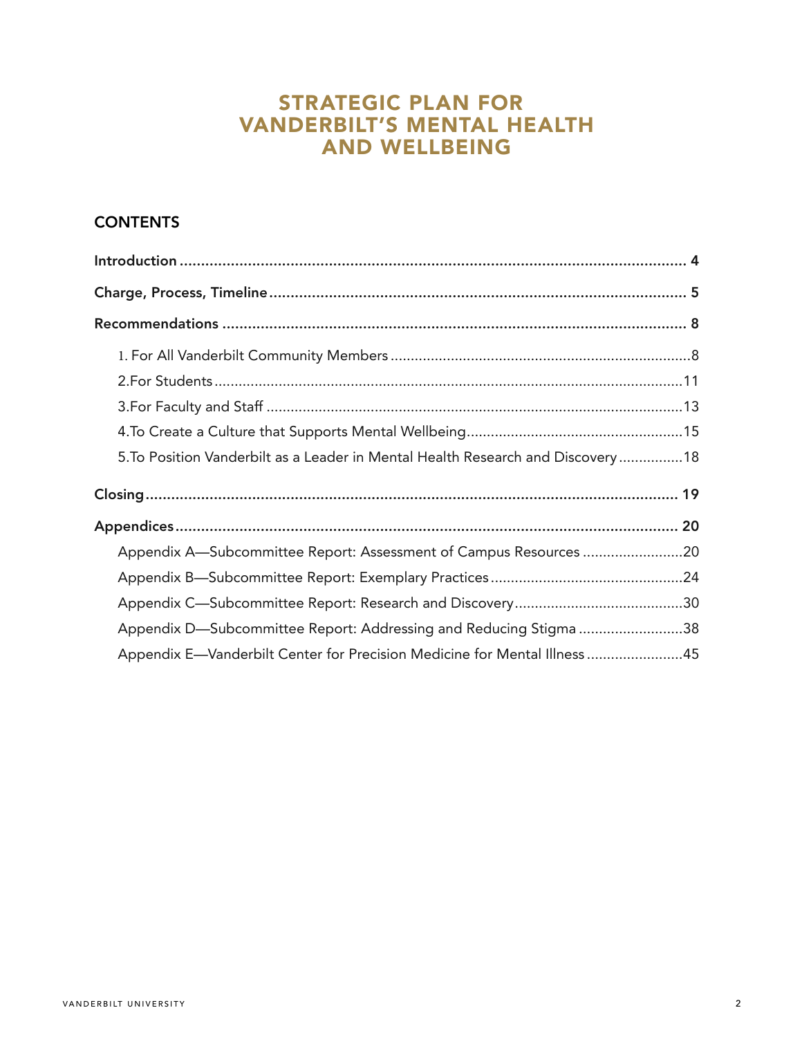# STRATEGIC PLAN FOR VANDERBILT'S MENTAL HEALTH AND WELLBEING

## CONTENTS

**Introduction** ........................................................................ **4**

**Charge, Process, Timeline** ........................................................................ **5**

**Recommendations** ........................................................................ **8**

1. For All Vanderbilt Community Members ........................................................................ 8
2. For Students ........................................................................ 11
3. For Faculty and Staff ........................................................................ 13
4. To Create a Culture that Supports Mental Wellbeing ........................................................................ 15
5. To Position Vanderbilt as a Leader in Mental Health Research and Discovery ........................................................................ 18

**Closing** ........................................................................ **19**

**Appendices** ........................................................................ **20**

- Appendix A—Subcommittee Report: Assessment of Campus Resources ........................................................................ 20
- Appendix B—Subcommittee Report: Exemplary Practices ........................................................................ 24
- Appendix C—Subcommittee Report: Research and Discovery ........................................................................ 30
- Appendix D—Subcommittee Report: Addressing and Reducing Stigma ........................................................................ 38
- Appendix E—Vanderbilt Center for Precision Medicine for Mental Illness ........................................................................ 45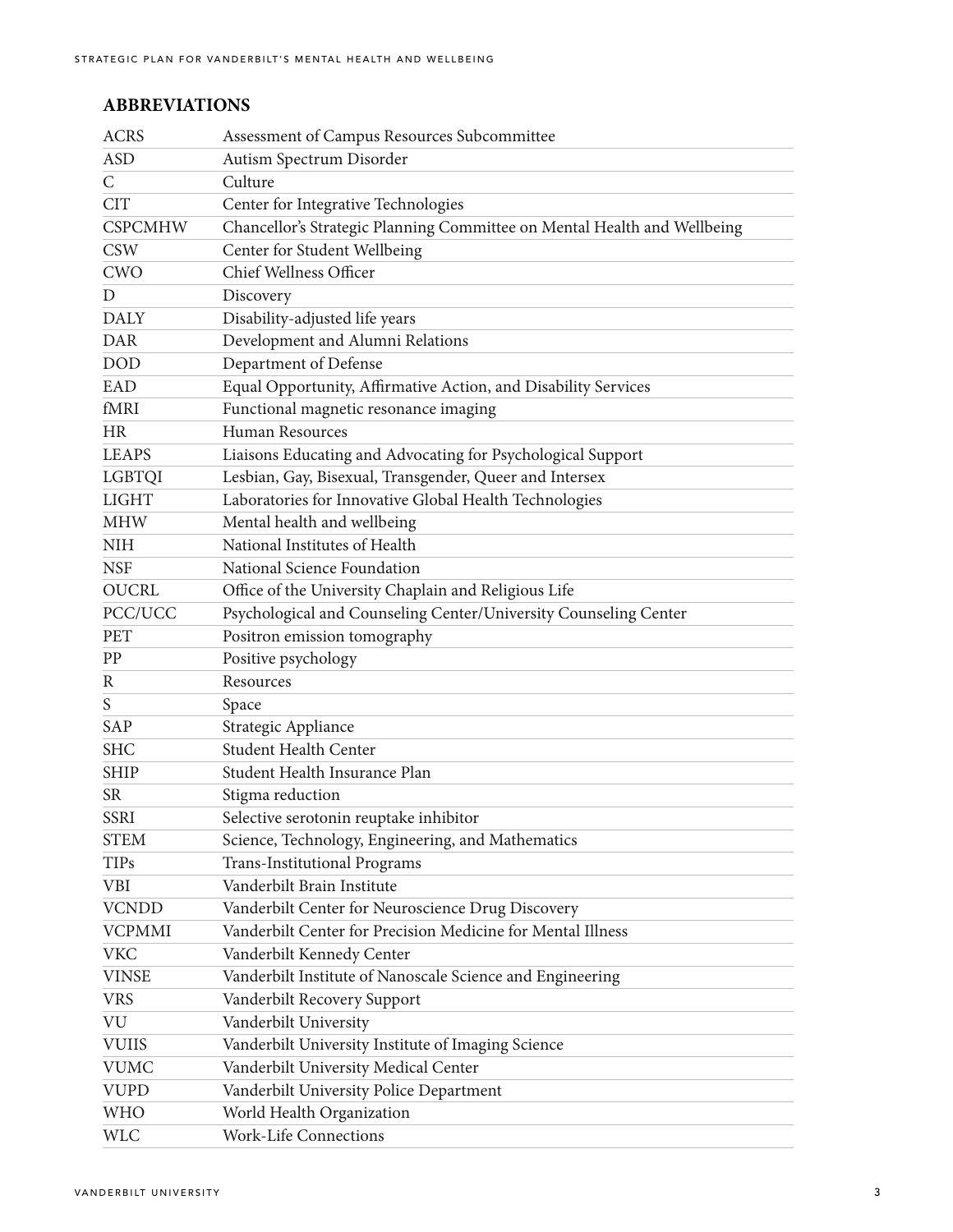## ABBREVIATIONS

| | |
|---|---|
| ACRS | Assessment of Campus Resources Subcommittee |
| ASD | Autism Spectrum Disorder |
| C | Culture |
| CIT | Center for Integrative Technologies |
| CSPCMHW | Chancellor's Strategic Planning Committee on Mental Health and Wellbeing |
| CSW | Center for Student Wellbeing |
| CWO | Chief Wellness Officer |
| D | Discovery |
| DALY | Disability-adjusted life years |
| DAR | Development and Alumni Relations |
| DOD | Department of Defense |
| EAD | Equal Opportunity, Affirmative Action, and Disability Services |
| fMRI | Functional magnetic resonance imaging |
| HR | Human Resources |
| LEAPS | Liaisons Educating and Advocating for Psychological Support |
| LGBTQI | Lesbian, Gay, Bisexual, Transgender, Queer and Intersex |
| LIGHT | Laboratories for Innovative Global Health Technologies |
| MHW | Mental health and wellbeing |
| NIH | National Institutes of Health |
| NSF | National Science Foundation |
| OUCRL | Office of the University Chaplain and Religious Life |
| PCC/UCC | Psychological and Counseling Center/University Counseling Center |
| PET | Positron emission tomography |
| PP | Positive psychology |
| R | Resources |
| S | Space |
| SAP | Strategic Appliance |
| SHC | Student Health Center |
| SHIP | Student Health Insurance Plan |
| SR | Stigma reduction |
| SSRI | Selective serotonin reuptake inhibitor |
| STEM | Science, Technology, Engineering, and Mathematics |
| TIPs | Trans-Institutional Programs |
| VBI | Vanderbilt Brain Institute |
| VCNDD | Vanderbilt Center for Neuroscience Drug Discovery |
| VCPMMI | Vanderbilt Center for Precision Medicine for Mental Illness |
| VKC | Vanderbilt Kennedy Center |
| VINSE | Vanderbilt Institute of Nanoscale Science and Engineering |
| VRS | Vanderbilt Recovery Support |
| VU | Vanderbilt University |
| VUIIS | Vanderbilt University Institute of Imaging Science |
| VUMC | Vanderbilt University Medical Center |
| VUPD | Vanderbilt University Police Department |
| WHO | World Health Organization |
| WLC | Work-Life Connections |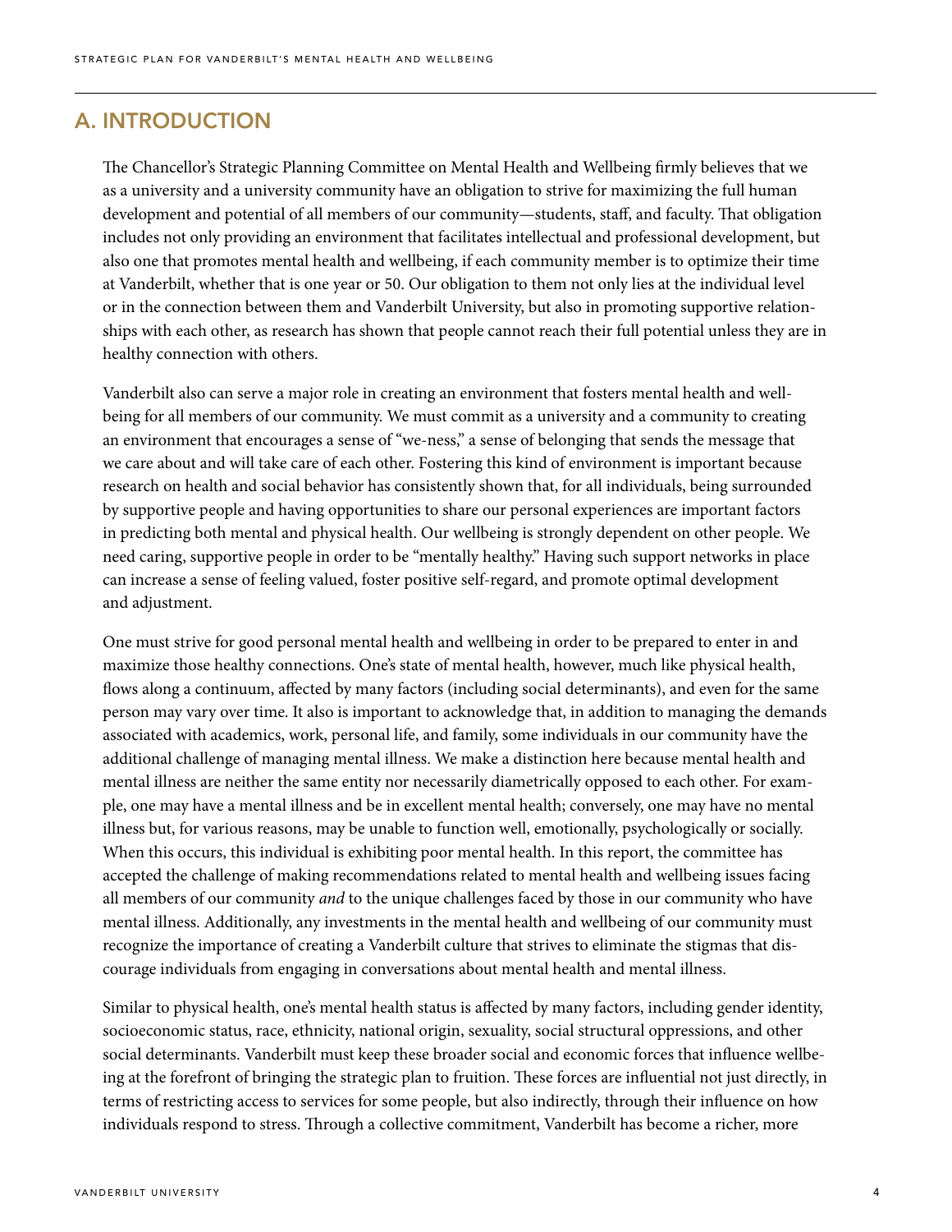## A. INTRODUCTION

The Chancellor's Strategic Planning Committee on Mental Health and Wellbeing firmly believes that we as a university and a university community have an obligation to strive for maximizing the full human development and potential of all members of our community—students, staff, and faculty. That obligation includes not only providing an environment that facilitates intellectual and professional development, but also one that promotes mental health and wellbeing, if each community member is to optimize their time at Vanderbilt, whether that is one year or 50. Our obligation to them not only lies at the individual level or in the connection between them and Vanderbilt University, but also in promoting supportive relationships with each other, as research has shown that people cannot reach their full potential unless they are in healthy connection with others.

Vanderbilt also can serve a major role in creating an environment that fosters mental health and wellbeing for all members of our community. We must commit as a university and a community to creating an environment that encourages a sense of "we-ness," a sense of belonging that sends the message that we care about and will take care of each other. Fostering this kind of environment is important because research on health and social behavior has consistently shown that, for all individuals, being surrounded by supportive people and having opportunities to share our personal experiences are important factors in predicting both mental and physical health. Our wellbeing is strongly dependent on other people. We need caring, supportive people in order to be "mentally healthy." Having such support networks in place can increase a sense of feeling valued, foster positive self-regard, and promote optimal development and adjustment.

One must strive for good personal mental health and wellbeing in order to be prepared to enter in and maximize those healthy connections. One's state of mental health, however, much like physical health, flows along a continuum, affected by many factors (including social determinants), and even for the same person may vary over time. It also is important to acknowledge that, in addition to managing the demands associated with academics, work, personal life, and family, some individuals in our community have the additional challenge of managing mental illness. We make a distinction here because mental health and mental illness are neither the same entity nor necessarily diametrically opposed to each other. For example, one may have a mental illness and be in excellent mental health; conversely, one may have no mental illness but, for various reasons, may be unable to function well, emotionally, psychologically or socially. When this occurs, this individual is exhibiting poor mental health. In this report, the committee has accepted the challenge of making recommendations related to mental health and wellbeing issues facing all members of our community *and* to the unique challenges faced by those in our community who have mental illness. Additionally, any investments in the mental health and wellbeing of our community must recognize the importance of creating a Vanderbilt culture that strives to eliminate the stigmas that discourage individuals from engaging in conversations about mental health and mental illness.

Similar to physical health, one's mental health status is affected by many factors, including gender identity, socioeconomic status, race, ethnicity, national origin, sexuality, social structural oppressions, and other social determinants. Vanderbilt must keep these broader social and economic forces that influence wellbeing at the forefront of bringing the strategic plan to fruition. These forces are influential not just directly, in terms of restricting access to services for some people, but also indirectly, through their influence on how individuals respond to stress. Through a collective commitment, Vanderbilt has become a richer, more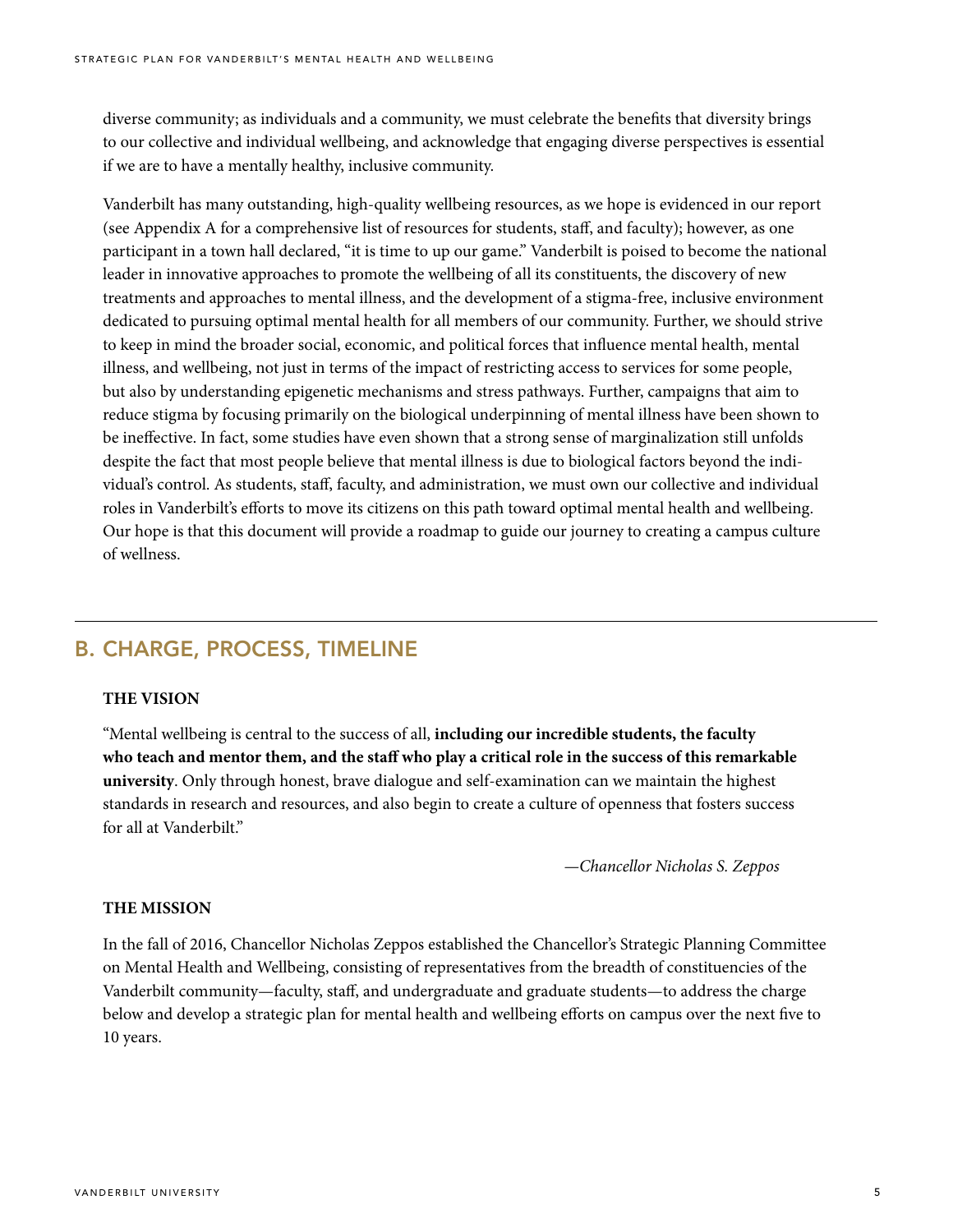diverse community; as individuals and a community, we must celebrate the benefits that diversity brings to our collective and individual wellbeing, and acknowledge that engaging diverse perspectives is essential if we are to have a mentally healthy, inclusive community.

Vanderbilt has many outstanding, high-quality wellbeing resources, as we hope is evidenced in our report (see Appendix A for a comprehensive list of resources for students, staff, and faculty); however, as one participant in a town hall declared, "it is time to up our game." Vanderbilt is poised to become the national leader in innovative approaches to promote the wellbeing of all its constituents, the discovery of new treatments and approaches to mental illness, and the development of a stigma-free, inclusive environment dedicated to pursuing optimal mental health for all members of our community. Further, we should strive to keep in mind the broader social, economic, and political forces that influence mental health, mental illness, and wellbeing, not just in terms of the impact of restricting access to services for some people, but also by understanding epigenetic mechanisms and stress pathways. Further, campaigns that aim to reduce stigma by focusing primarily on the biological underpinning of mental illness have been shown to be ineffective. In fact, some studies have even shown that a strong sense of marginalization still unfolds despite the fact that most people believe that mental illness is due to biological factors beyond the individual's control. As students, staff, faculty, and administration, we must own our collective and individual roles in Vanderbilt's efforts to move its citizens on this path toward optimal mental health and wellbeing. Our hope is that this document will provide a roadmap to guide our journey to creating a campus culture of wellness.

## B. CHARGE, PROCESS, TIMELINE

### THE VISION

"Mental wellbeing is central to the success of all, **including our incredible students, the faculty who teach and mentor them, and the staff who play a critical role in the success of this remarkable university**. Only through honest, brave dialogue and self-examination can we maintain the highest standards in research and resources, and also begin to create a culture of openness that fosters success for all at Vanderbilt."

*—Chancellor Nicholas S. Zeppos*

### THE MISSION

In the fall of 2016, Chancellor Nicholas Zeppos established the Chancellor's Strategic Planning Committee on Mental Health and Wellbeing, consisting of representatives from the breadth of constituencies of the Vanderbilt community—faculty, staff, and undergraduate and graduate students—to address the charge below and develop a strategic plan for mental health and wellbeing efforts on campus over the next five to 10 years.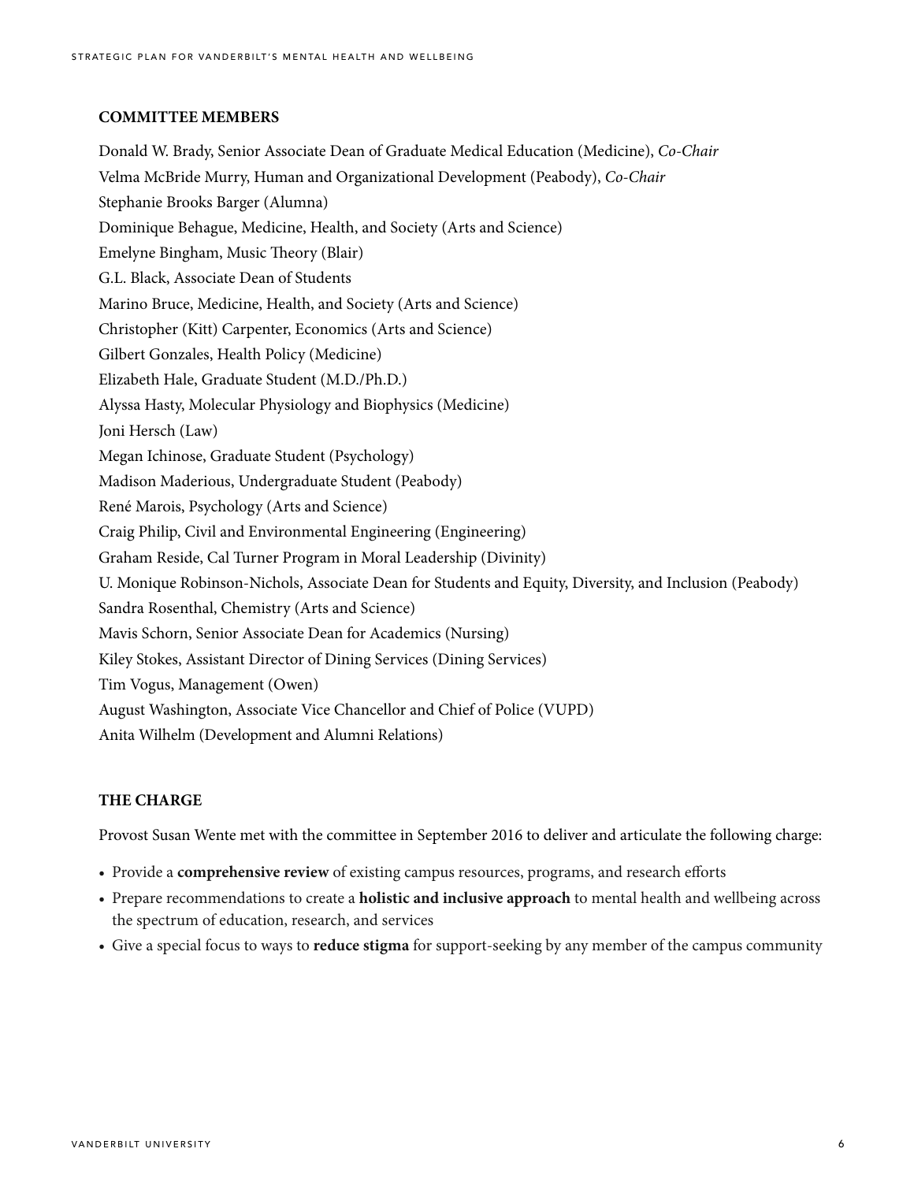## COMMITTEE MEMBERS

Donald W. Brady, Senior Associate Dean of Graduate Medical Education (Medicine), *Co-Chair*
Velma McBride Murry, Human and Organizational Development (Peabody), *Co-Chair*
Stephanie Brooks Barger (Alumna)
Dominique Behague, Medicine, Health, and Society (Arts and Science)
Emelyne Bingham, Music Theory (Blair)
G.L. Black, Associate Dean of Students
Marino Bruce, Medicine, Health, and Society (Arts and Science)
Christopher (Kitt) Carpenter, Economics (Arts and Science)
Gilbert Gonzales, Health Policy (Medicine)
Elizabeth Hale, Graduate Student (M.D./Ph.D.)
Alyssa Hasty, Molecular Physiology and Biophysics (Medicine)
Joni Hersch (Law)
Megan Ichinose, Graduate Student (Psychology)
Madison Maderious, Undergraduate Student (Peabody)
René Marois, Psychology (Arts and Science)
Craig Philip, Civil and Environmental Engineering (Engineering)
Graham Reside, Cal Turner Program in Moral Leadership (Divinity)
U. Monique Robinson-Nichols, Associate Dean for Students and Equity, Diversity, and Inclusion (Peabody)
Sandra Rosenthal, Chemistry (Arts and Science)
Mavis Schorn, Senior Associate Dean for Academics (Nursing)
Kiley Stokes, Assistant Director of Dining Services (Dining Services)
Tim Vogus, Management (Owen)
August Washington, Associate Vice Chancellor and Chief of Police (VUPD)
Anita Wilhelm (Development and Alumni Relations)

## THE CHARGE

Provost Susan Wente met with the committee in September 2016 to deliver and articulate the following charge:

- Provide a **comprehensive review** of existing campus resources, programs, and research efforts
- Prepare recommendations to create a **holistic and inclusive approach** to mental health and wellbeing across the spectrum of education, research, and services
- Give a special focus to ways to **reduce stigma** for support-seeking by any member of the campus community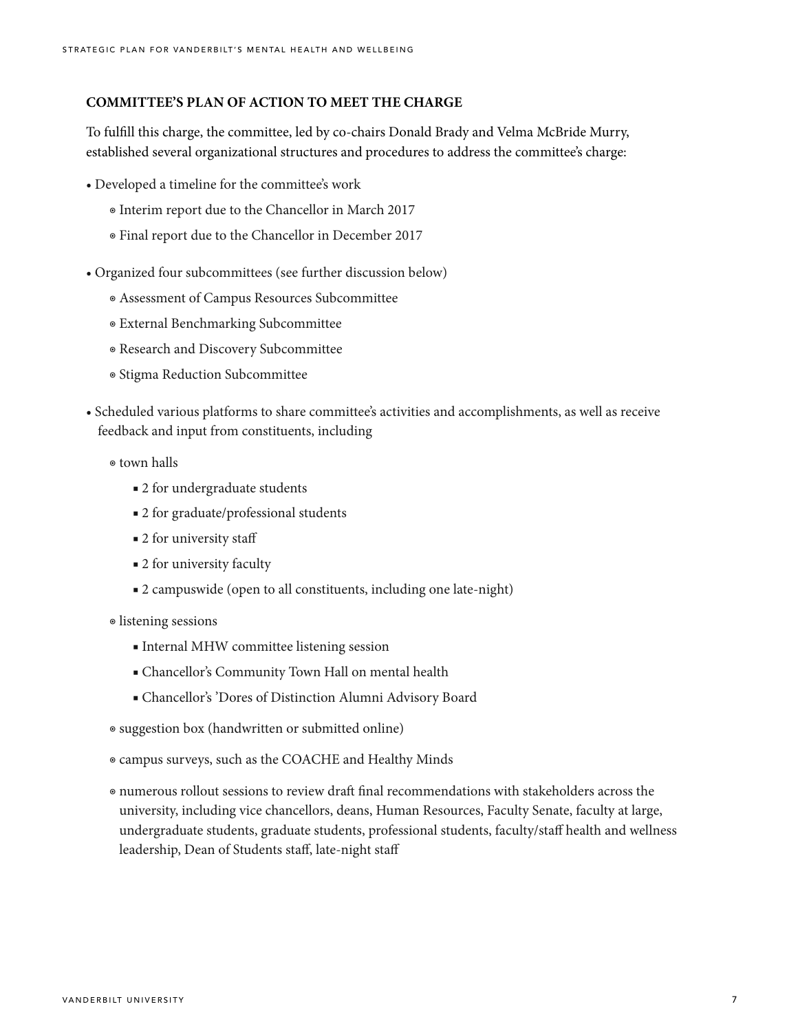### COMMITTEE'S PLAN OF ACTION TO MEET THE CHARGE

To fulfill this charge, the committee, led by co-chairs Donald Brady and Velma McBride Murry, established several organizational structures and procedures to address the committee's charge:

- Developed a timeline for the committee's work
  - Interim report due to the Chancellor in March 2017
  - Final report due to the Chancellor in December 2017
- Organized four subcommittees (see further discussion below)
  - Assessment of Campus Resources Subcommittee
  - External Benchmarking Subcommittee
  - Research and Discovery Subcommittee
  - Stigma Reduction Subcommittee
- Scheduled various platforms to share committee's activities and accomplishments, as well as receive feedback and input from constituents, including
  - town halls
    - 2 for undergraduate students
    - 2 for graduate/professional students
    - 2 for university staff
    - 2 for university faculty
    - 2 campuswide (open to all constituents, including one late-night)
  - listening sessions
    - Internal MHW committee listening session
    - Chancellor's Community Town Hall on mental health
    - Chancellor's 'Dores of Distinction Alumni Advisory Board
  - suggestion box (handwritten or submitted online)
  - campus surveys, such as the COACHE and Healthy Minds
  - numerous rollout sessions to review draft final recommendations with stakeholders across the university, including vice chancellors, deans, Human Resources, Faculty Senate, faculty at large, undergraduate students, graduate students, professional students, faculty/staff health and wellness leadership, Dean of Students staff, late-night staff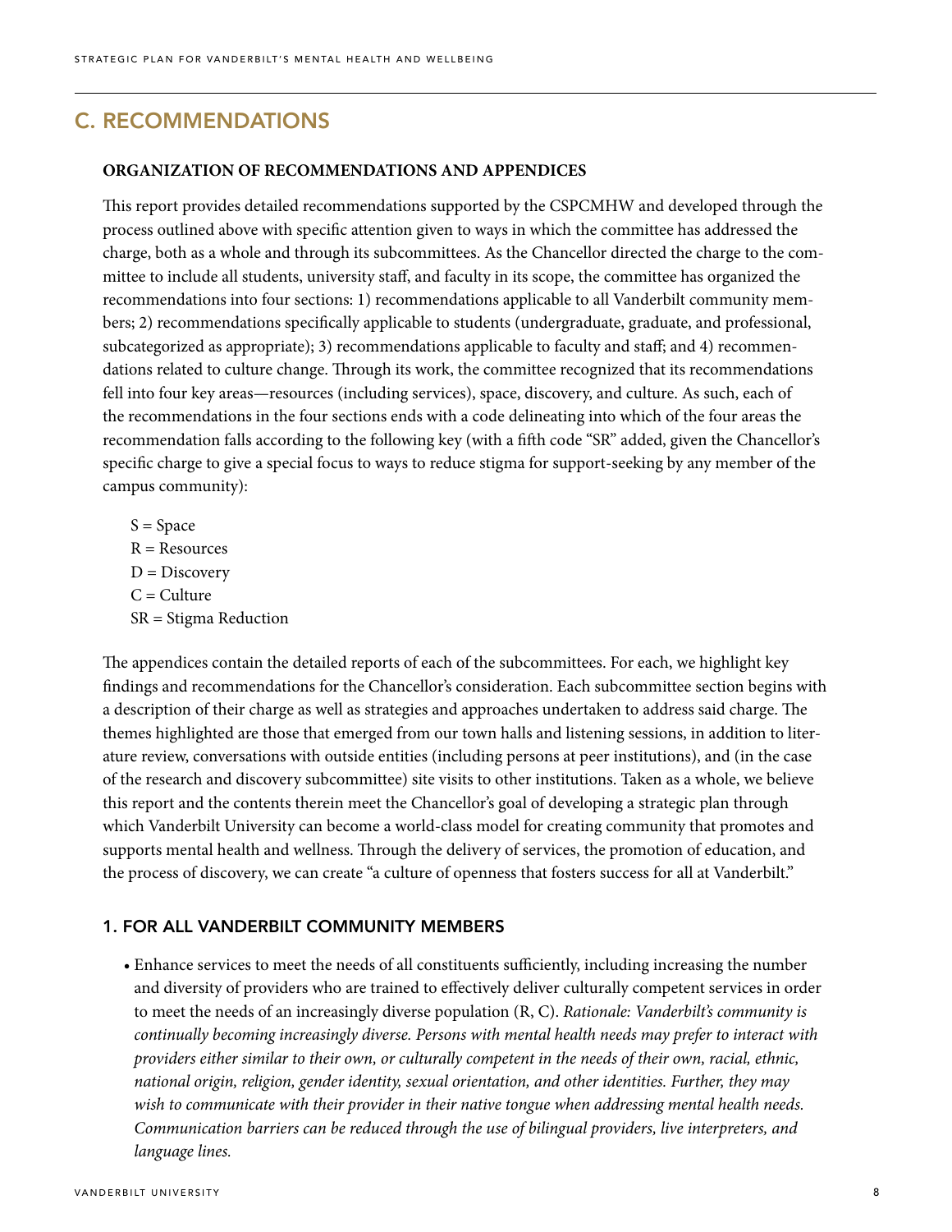## C. RECOMMENDATIONS

### ORGANIZATION OF RECOMMENDATIONS AND APPENDICES

This report provides detailed recommendations supported by the CSPCMHW and developed through the process outlined above with specific attention given to ways in which the committee has addressed the charge, both as a whole and through its subcommittees. As the Chancellor directed the charge to the committee to include all students, university staff, and faculty in its scope, the committee has organized the recommendations into four sections: 1) recommendations applicable to all Vanderbilt community members; 2) recommendations specifically applicable to students (undergraduate, graduate, and professional, subcategorized as appropriate); 3) recommendations applicable to faculty and staff; and 4) recommendations related to culture change. Through its work, the committee recognized that its recommendations fell into four key areas—resources (including services), space, discovery, and culture. As such, each of the recommendations in the four sections ends with a code delineating into which of the four areas the recommendation falls according to the following key (with a fifth code "SR" added, given the Chancellor's specific charge to give a special focus to ways to reduce stigma for support-seeking by any member of the campus community):

S = Space
R = Resources
D = Discovery
C = Culture
SR = Stigma Reduction

The appendices contain the detailed reports of each of the subcommittees. For each, we highlight key findings and recommendations for the Chancellor's consideration. Each subcommittee section begins with a description of their charge as well as strategies and approaches undertaken to address said charge. The themes highlighted are those that emerged from our town halls and listening sessions, in addition to literature review, conversations with outside entities (including persons at peer institutions), and (in the case of the research and discovery subcommittee) site visits to other institutions. Taken as a whole, we believe this report and the contents therein meet the Chancellor's goal of developing a strategic plan through which Vanderbilt University can become a world-class model for creating community that promotes and supports mental health and wellness. Through the delivery of services, the promotion of education, and the process of discovery, we can create "a culture of openness that fosters success for all at Vanderbilt."

### 1. FOR ALL VANDERBILT COMMUNITY MEMBERS

- Enhance services to meet the needs of all constituents sufficiently, including increasing the number and diversity of providers who are trained to effectively deliver culturally competent services in order to meet the needs of an increasingly diverse population (R, C). *Rationale: Vanderbilt's community is continually becoming increasingly diverse. Persons with mental health needs may prefer to interact with providers either similar to their own, or culturally competent in the needs of their own, racial, ethnic, national origin, religion, gender identity, sexual orientation, and other identities. Further, they may wish to communicate with their provider in their native tongue when addressing mental health needs. Communication barriers can be reduced through the use of bilingual providers, live interpreters, and language lines.*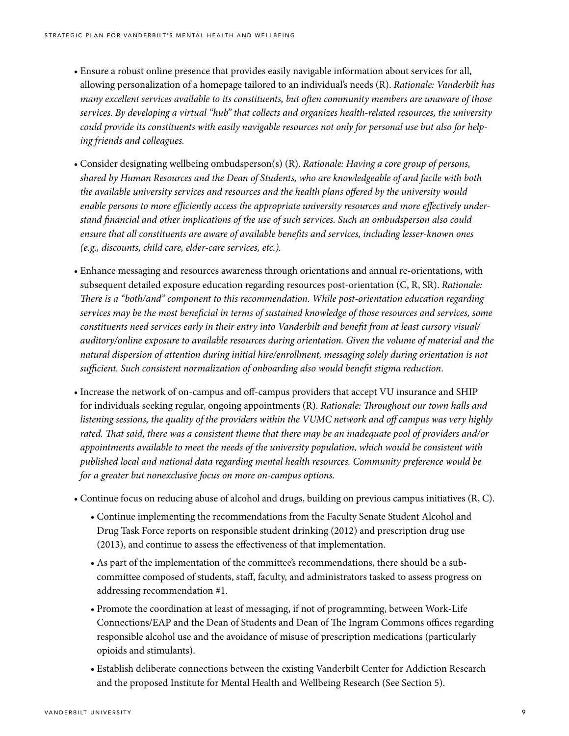- Ensure a robust online presence that provides easily navigable information about services for all, allowing personalization of a homepage tailored to an individual's needs (R). *Rationale: Vanderbilt has many excellent services available to its constituents, but often community members are unaware of those services. By developing a virtual "hub" that collects and organizes health-related resources, the university could provide its constituents with easily navigable resources not only for personal use but also for helping friends and colleagues.*

- Consider designating wellbeing ombudsperson(s) (R). *Rationale: Having a core group of persons, shared by Human Resources and the Dean of Students, who are knowledgeable of and facile with both the available university services and resources and the health plans offered by the university would enable persons to more efficiently access the appropriate university resources and more effectively understand financial and other implications of the use of such services. Such an ombudsperson also could ensure that all constituents are aware of available benefits and services, including lesser-known ones (e.g., discounts, child care, elder-care services, etc.).*

- Enhance messaging and resources awareness through orientations and annual re-orientations, with subsequent detailed exposure education regarding resources post-orientation (C, R, SR). *Rationale: There is a "both/and" component to this recommendation. While post-orientation education regarding services may be the most beneficial in terms of sustained knowledge of those resources and services, some constituents need services early in their entry into Vanderbilt and benefit from at least cursory visual/auditory/online exposure to available resources during orientation. Given the volume of material and the natural dispersion of attention during initial hire/enrollment, messaging solely during orientation is not sufficient. Such consistent normalization of onboarding also would benefit stigma reduction.*

- Increase the network of on-campus and off-campus providers that accept VU insurance and SHIP for individuals seeking regular, ongoing appointments (R). *Rationale: Throughout our town halls and listening sessions, the quality of the providers within the VUMC network and off campus was very highly rated. That said, there was a consistent theme that there may be an inadequate pool of providers and/or appointments available to meet the needs of the university population, which would be consistent with published local and national data regarding mental health resources. Community preference would be for a greater but nonexclusive focus on more on-campus options.*

- Continue focus on reducing abuse of alcohol and drugs, building on previous campus initiatives (R, C).
  - Continue implementing the recommendations from the Faculty Senate Student Alcohol and Drug Task Force reports on responsible student drinking (2012) and prescription drug use (2013), and continue to assess the effectiveness of that implementation.
  - As part of the implementation of the committee's recommendations, there should be a subcommittee composed of students, staff, faculty, and administrators tasked to assess progress on addressing recommendation #1.
  - Promote the coordination at least of messaging, if not of programming, between Work-Life Connections/EAP and the Dean of Students and Dean of The Ingram Commons offices regarding responsible alcohol use and the avoidance of misuse of prescription medications (particularly opioids and stimulants).
  - Establish deliberate connections between the existing Vanderbilt Center for Addiction Research and the proposed Institute for Mental Health and Wellbeing Research (See Section 5).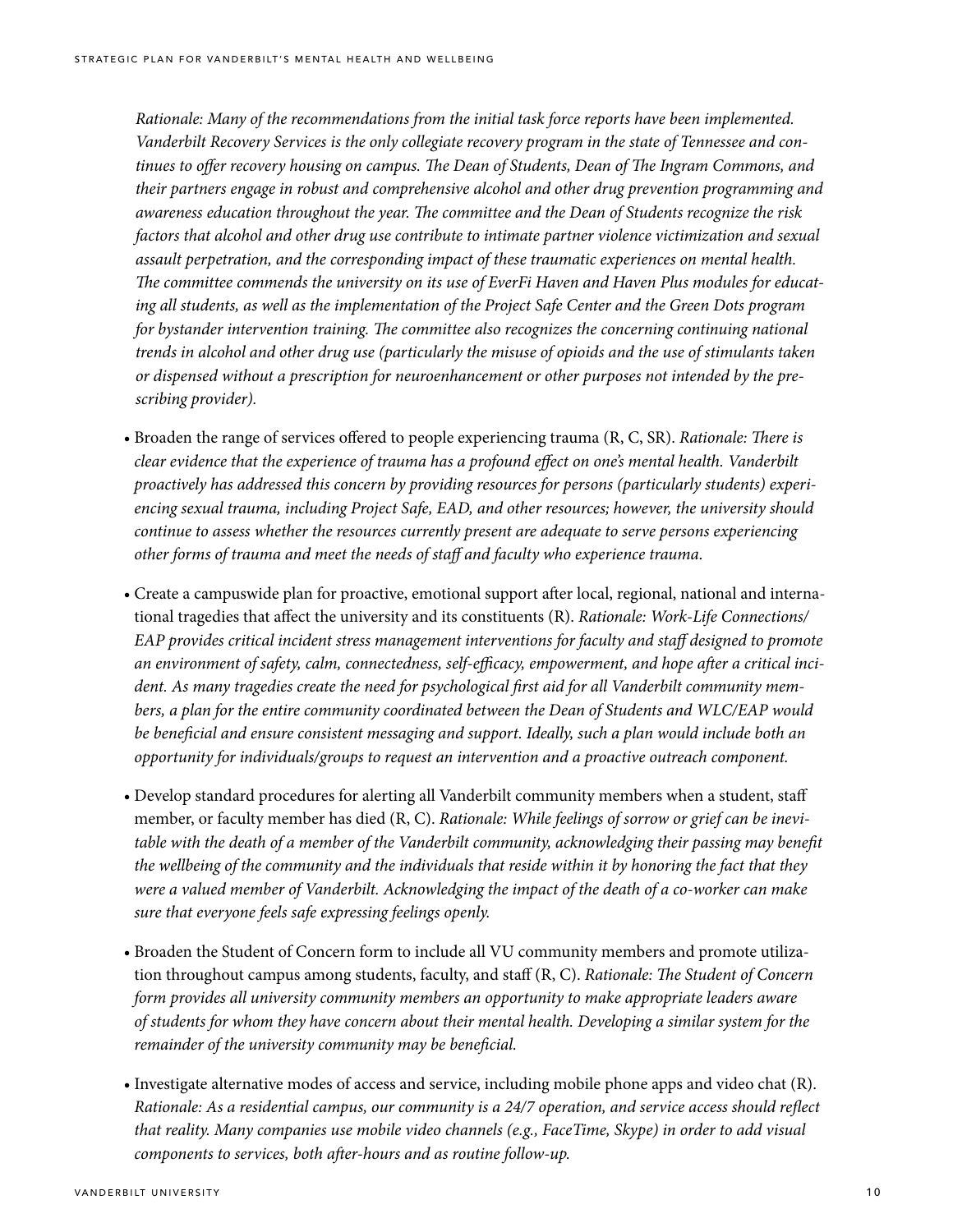*Rationale: Many of the recommendations from the initial task force reports have been implemented. Vanderbilt Recovery Services is the only collegiate recovery program in the state of Tennessee and continues to offer recovery housing on campus. The Dean of Students, Dean of The Ingram Commons, and their partners engage in robust and comprehensive alcohol and other drug prevention programming and awareness education throughout the year. The committee and the Dean of Students recognize the risk factors that alcohol and other drug use contribute to intimate partner violence victimization and sexual assault perpetration, and the corresponding impact of these traumatic experiences on mental health. The committee commends the university on its use of EverFi Haven and Haven Plus modules for educating all students, as well as the implementation of the Project Safe Center and the Green Dots program for bystander intervention training. The committee also recognizes the concerning continuing national trends in alcohol and other drug use (particularly the misuse of opioids and the use of stimulants taken or dispensed without a prescription for neuroenhancement or other purposes not intended by the prescribing provider).*

- Broaden the range of services offered to people experiencing trauma (R, C, SR). *Rationale: There is clear evidence that the experience of trauma has a profound effect on one's mental health. Vanderbilt proactively has addressed this concern by providing resources for persons (particularly students) experiencing sexual trauma, including Project Safe, EAD, and other resources; however, the university should continue to assess whether the resources currently present are adequate to serve persons experiencing other forms of trauma and meet the needs of staff and faculty who experience trauma.*

- Create a campuswide plan for proactive, emotional support after local, regional, national and international tragedies that affect the university and its constituents (R). *Rationale: Work-Life Connections/EAP provides critical incident stress management interventions for faculty and staff designed to promote an environment of safety, calm, connectedness, self-efficacy, empowerment, and hope after a critical incident. As many tragedies create the need for psychological first aid for all Vanderbilt community members, a plan for the entire community coordinated between the Dean of Students and WLC/EAP would be beneficial and ensure consistent messaging and support. Ideally, such a plan would include both an opportunity for individuals/groups to request an intervention and a proactive outreach component.*

- Develop standard procedures for alerting all Vanderbilt community members when a student, staff member, or faculty member has died (R, C). *Rationale: While feelings of sorrow or grief can be inevitable with the death of a member of the Vanderbilt community, acknowledging their passing may benefit the wellbeing of the community and the individuals that reside within it by honoring the fact that they were a valued member of Vanderbilt. Acknowledging the impact of the death of a co-worker can make sure that everyone feels safe expressing feelings openly.*

- Broaden the Student of Concern form to include all VU community members and promote utilization throughout campus among students, faculty, and staff (R, C). *Rationale: The Student of Concern form provides all university community members an opportunity to make appropriate leaders aware of students for whom they have concern about their mental health. Developing a similar system for the remainder of the university community may be beneficial.*

- Investigate alternative modes of access and service, including mobile phone apps and video chat (R). *Rationale: As a residential campus, our community is a 24/7 operation, and service access should reflect that reality. Many companies use mobile video channels (e.g., FaceTime, Skype) in order to add visual components to services, both after-hours and as routine follow-up.*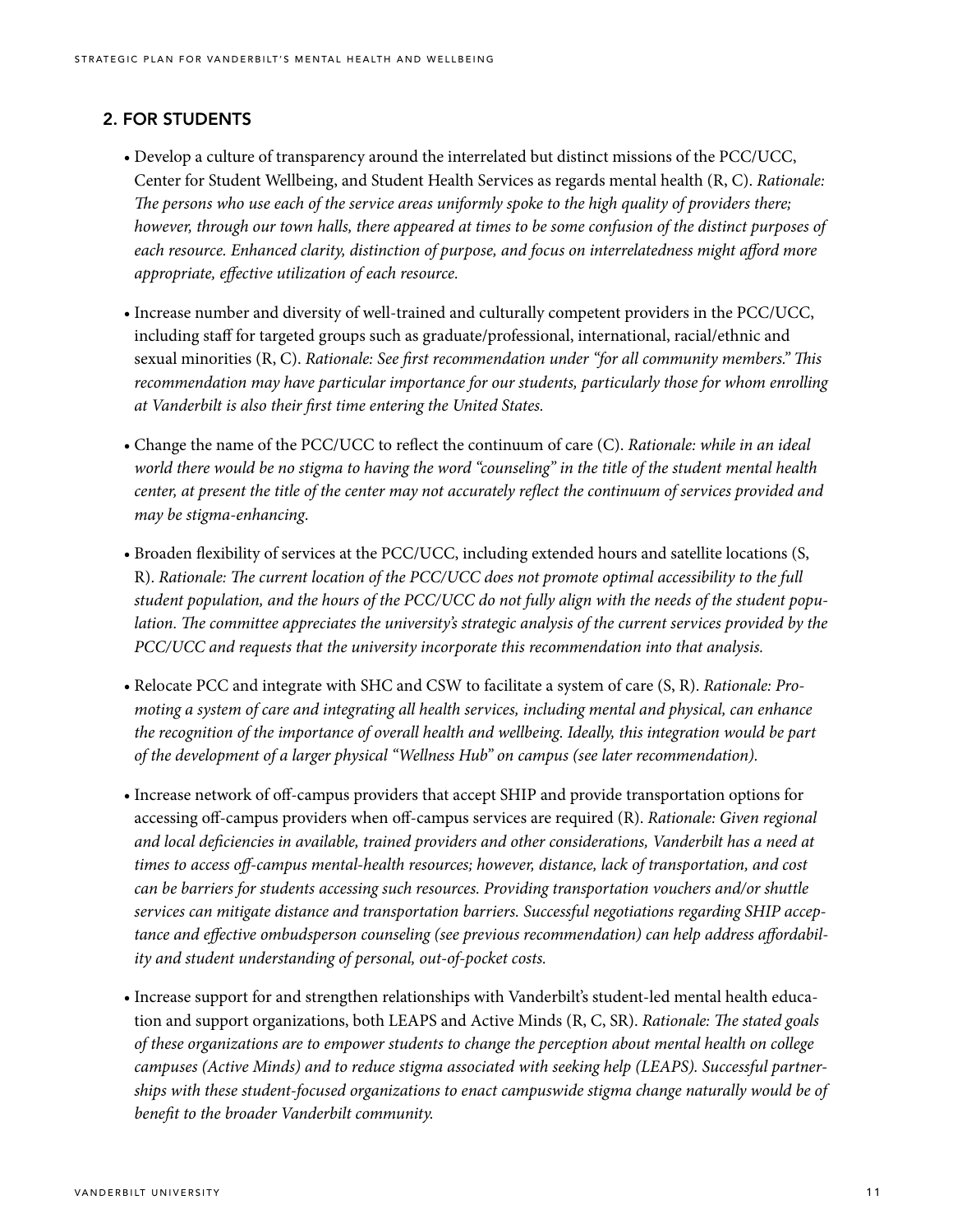## 2. FOR STUDENTS

- Develop a culture of transparency around the interrelated but distinct missions of the PCC/UCC, Center for Student Wellbeing, and Student Health Services as regards mental health (R, C). *Rationale: The persons who use each of the service areas uniformly spoke to the high quality of providers there; however, through our town halls, there appeared at times to be some confusion of the distinct purposes of each resource. Enhanced clarity, distinction of purpose, and focus on interrelatedness might afford more appropriate, effective utilization of each resource.*

- Increase number and diversity of well-trained and culturally competent providers in the PCC/UCC, including staff for targeted groups such as graduate/professional, international, racial/ethnic and sexual minorities (R, C). *Rationale: See first recommendation under "for all community members." This recommendation may have particular importance for our students, particularly those for whom enrolling at Vanderbilt is also their first time entering the United States.*

- Change the name of the PCC/UCC to reflect the continuum of care (C). *Rationale: while in an ideal world there would be no stigma to having the word "counseling" in the title of the student mental health center, at present the title of the center may not accurately reflect the continuum of services provided and may be stigma-enhancing.*

- Broaden flexibility of services at the PCC/UCC, including extended hours and satellite locations (S, R). *Rationale: The current location of the PCC/UCC does not promote optimal accessibility to the full student population, and the hours of the PCC/UCC do not fully align with the needs of the student population. The committee appreciates the university's strategic analysis of the current services provided by the PCC/UCC and requests that the university incorporate this recommendation into that analysis.*

- Relocate PCC and integrate with SHC and CSW to facilitate a system of care (S, R). *Rationale: Promoting a system of care and integrating all health services, including mental and physical, can enhance the recognition of the importance of overall health and wellbeing. Ideally, this integration would be part of the development of a larger physical "Wellness Hub" on campus (see later recommendation).*

- Increase network of off-campus providers that accept SHIP and provide transportation options for accessing off-campus providers when off-campus services are required (R). *Rationale: Given regional and local deficiencies in available, trained providers and other considerations, Vanderbilt has a need at times to access off-campus mental-health resources; however, distance, lack of transportation, and cost can be barriers for students accessing such resources. Providing transportation vouchers and/or shuttle services can mitigate distance and transportation barriers. Successful negotiations regarding SHIP acceptance and effective ombudsperson counseling (see previous recommendation) can help address affordability and student understanding of personal, out-of-pocket costs.*

- Increase support for and strengthen relationships with Vanderbilt's student-led mental health education and support organizations, both LEAPS and Active Minds (R, C, SR). *Rationale: The stated goals of these organizations are to empower students to change the perception about mental health on college campuses (Active Minds) and to reduce stigma associated with seeking help (LEAPS). Successful partnerships with these student-focused organizations to enact campuswide stigma change naturally would be of benefit to the broader Vanderbilt community.*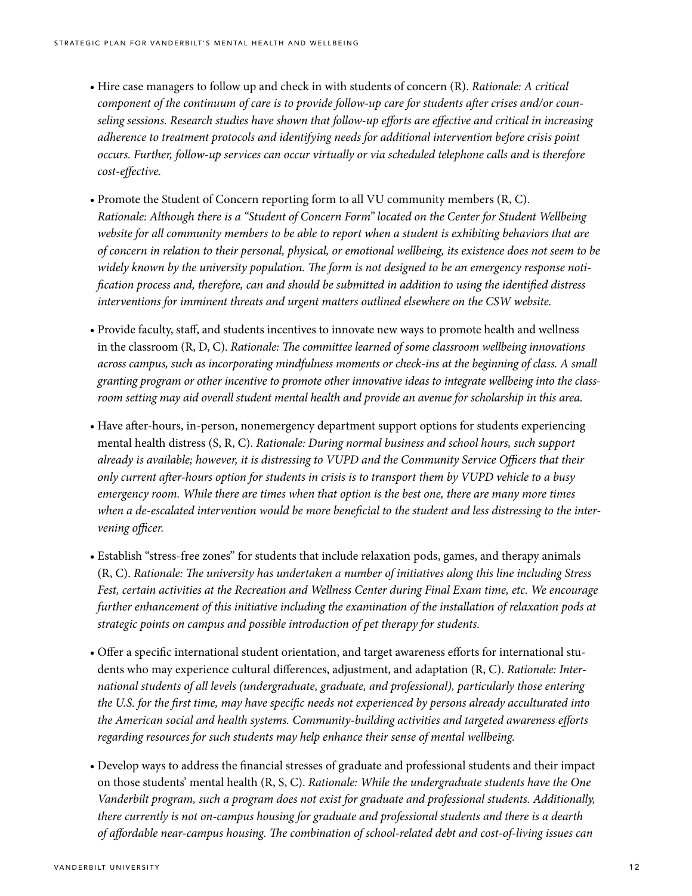- Hire case managers to follow up and check in with students of concern (R). *Rationale: A critical component of the continuum of care is to provide follow-up care for students after crises and/or counseling sessions. Research studies have shown that follow-up efforts are effective and critical in increasing adherence to treatment protocols and identifying needs for additional intervention before crisis point occurs. Further, follow-up services can occur virtually or via scheduled telephone calls and is therefore cost-effective.*

- Promote the Student of Concern reporting form to all VU community members (R, C). *Rationale: Although there is a "Student of Concern Form" located on the Center for Student Wellbeing website for all community members to be able to report when a student is exhibiting behaviors that are of concern in relation to their personal, physical, or emotional wellbeing, its existence does not seem to be widely known by the university population. The form is not designed to be an emergency response notification process and, therefore, can and should be submitted in addition to using the identified distress interventions for imminent threats and urgent matters outlined elsewhere on the CSW website.*

- Provide faculty, staff, and students incentives to innovate new ways to promote health and wellness in the classroom (R, D, C). *Rationale: The committee learned of some classroom wellbeing innovations across campus, such as incorporating mindfulness moments or check-ins at the beginning of class. A small granting program or other incentive to promote other innovative ideas to integrate wellbeing into the classroom setting may aid overall student mental health and provide an avenue for scholarship in this area.*

- Have after-hours, in-person, nonemergency department support options for students experiencing mental health distress (S, R, C). *Rationale: During normal business and school hours, such support already is available; however, it is distressing to VUPD and the Community Service Officers that their only current after-hours option for students in crisis is to transport them by VUPD vehicle to a busy emergency room. While there are times when that option is the best one, there are many more times when a de-escalated intervention would be more beneficial to the student and less distressing to the intervening officer.*

- Establish "stress-free zones" for students that include relaxation pods, games, and therapy animals (R, C). *Rationale: The university has undertaken a number of initiatives along this line including Stress Fest, certain activities at the Recreation and Wellness Center during Final Exam time, etc. We encourage further enhancement of this initiative including the examination of the installation of relaxation pods at strategic points on campus and possible introduction of pet therapy for students.*

- Offer a specific international student orientation, and target awareness efforts for international students who may experience cultural differences, adjustment, and adaptation (R, C). *Rationale: International students of all levels (undergraduate, graduate, and professional), particularly those entering the U.S. for the first time, may have specific needs not experienced by persons already acculturated into the American social and health systems. Community-building activities and targeted awareness efforts regarding resources for such students may help enhance their sense of mental wellbeing.*

- Develop ways to address the financial stresses of graduate and professional students and their impact on those students' mental health (R, S, C). *Rationale: While the undergraduate students have the One Vanderbilt program, such a program does not exist for graduate and professional students. Additionally, there currently is not on-campus housing for graduate and professional students and there is a dearth of affordable near-campus housing. The combination of school-related debt and cost-of-living issues can*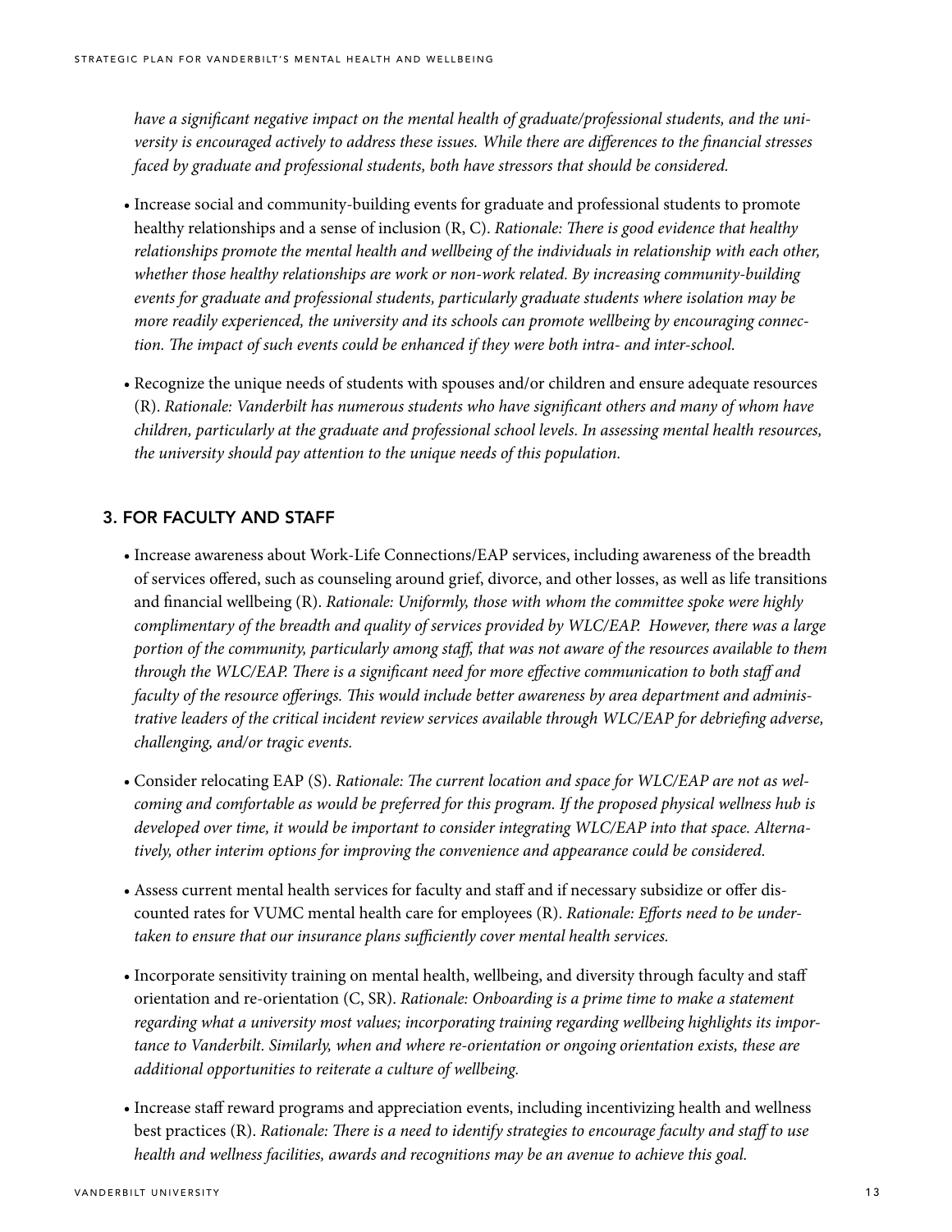*have a significant negative impact on the mental health of graduate/professional students, and the university is encouraged actively to address these issues. While there are differences to the financial stresses faced by graduate and professional students, both have stressors that should be considered.*

- Increase social and community-building events for graduate and professional students to promote healthy relationships and a sense of inclusion (R, C). *Rationale: There is good evidence that healthy relationships promote the mental health and wellbeing of the individuals in relationship with each other, whether those healthy relationships are work or non-work related. By increasing community-building events for graduate and professional students, particularly graduate students where isolation may be more readily experienced, the university and its schools can promote wellbeing by encouraging connection. The impact of such events could be enhanced if they were both intra- and inter-school.*

- Recognize the unique needs of students with spouses and/or children and ensure adequate resources (R). *Rationale: Vanderbilt has numerous students who have significant others and many of whom have children, particularly at the graduate and professional school levels. In assessing mental health resources, the university should pay attention to the unique needs of this population.*

## 3. FOR FACULTY AND STAFF

- Increase awareness about Work-Life Connections/EAP services, including awareness of the breadth of services offered, such as counseling around grief, divorce, and other losses, as well as life transitions and financial wellbeing (R). *Rationale: Uniformly, those with whom the committee spoke were highly complimentary of the breadth and quality of services provided by WLC/EAP. However, there was a large portion of the community, particularly among staff, that was not aware of the resources available to them through the WLC/EAP. There is a significant need for more effective communication to both staff and faculty of the resource offerings. This would include better awareness by area department and administrative leaders of the critical incident review services available through WLC/EAP for debriefing adverse, challenging, and/or tragic events.*

- Consider relocating EAP (S). *Rationale: The current location and space for WLC/EAP are not as welcoming and comfortable as would be preferred for this program. If the proposed physical wellness hub is developed over time, it would be important to consider integrating WLC/EAP into that space. Alternatively, other interim options for improving the convenience and appearance could be considered.*

- Assess current mental health services for faculty and staff and if necessary subsidize or offer discounted rates for VUMC mental health care for employees (R). *Rationale: Efforts need to be undertaken to ensure that our insurance plans sufficiently cover mental health services.*

- Incorporate sensitivity training on mental health, wellbeing, and diversity through faculty and staff orientation and re-orientation (C, SR). *Rationale: Onboarding is a prime time to make a statement regarding what a university most values; incorporating training regarding wellbeing highlights its importance to Vanderbilt. Similarly, when and where re-orientation or ongoing orientation exists, these are additional opportunities to reiterate a culture of wellbeing.*

- Increase staff reward programs and appreciation events, including incentivizing health and wellness best practices (R). *Rationale: There is a need to identify strategies to encourage faculty and staff to use health and wellness facilities, awards and recognitions may be an avenue to achieve this goal.*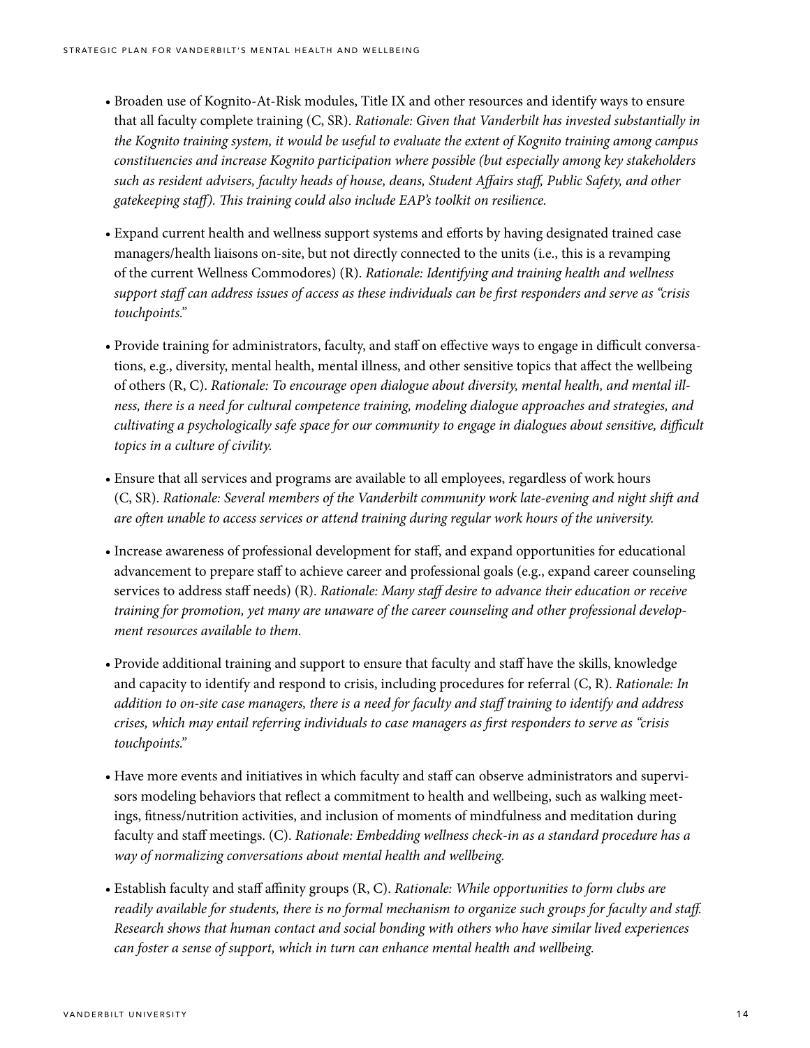- Broaden use of Kognito-At-Risk modules, Title IX and other resources and identify ways to ensure that all faculty complete training (C, SR). *Rationale: Given that Vanderbilt has invested substantially in the Kognito training system, it would be useful to evaluate the extent of Kognito training among campus constituencies and increase Kognito participation where possible (but especially among key stakeholders such as resident advisers, faculty heads of house, deans, Student Affairs staff, Public Safety, and other gatekeeping staff). This training could also include EAP's toolkit on resilience.*

- Expand current health and wellness support systems and efforts by having designated trained case managers/health liaisons on-site, but not directly connected to the units (i.e., this is a revamping of the current Wellness Commodores) (R). *Rationale: Identifying and training health and wellness support staff can address issues of access as these individuals can be first responders and serve as "crisis touchpoints."*

- Provide training for administrators, faculty, and staff on effective ways to engage in difficult conversations, e.g., diversity, mental health, mental illness, and other sensitive topics that affect the wellbeing of others (R, C). *Rationale: To encourage open dialogue about diversity, mental health, and mental illness, there is a need for cultural competence training, modeling dialogue approaches and strategies, and cultivating a psychologically safe space for our community to engage in dialogues about sensitive, difficult topics in a culture of civility.*

- Ensure that all services and programs are available to all employees, regardless of work hours (C, SR). *Rationale: Several members of the Vanderbilt community work late-evening and night shift and are often unable to access services or attend training during regular work hours of the university.*

- Increase awareness of professional development for staff, and expand opportunities for educational advancement to prepare staff to achieve career and professional goals (e.g., expand career counseling services to address staff needs) (R). *Rationale: Many staff desire to advance their education or receive training for promotion, yet many are unaware of the career counseling and other professional development resources available to them.*

- Provide additional training and support to ensure that faculty and staff have the skills, knowledge and capacity to identify and respond to crisis, including procedures for referral (C, R). *Rationale: In addition to on-site case managers, there is a need for faculty and staff training to identify and address crises, which may entail referring individuals to case managers as first responders to serve as "crisis touchpoints."*

- Have more events and initiatives in which faculty and staff can observe administrators and supervisors modeling behaviors that reflect a commitment to health and wellbeing, such as walking meetings, fitness/nutrition activities, and inclusion of moments of mindfulness and meditation during faculty and staff meetings. (C). *Rationale: Embedding wellness check-in as a standard procedure has a way of normalizing conversations about mental health and wellbeing.*

- Establish faculty and staff affinity groups (R, C). *Rationale: While opportunities to form clubs are readily available for students, there is no formal mechanism to organize such groups for faculty and staff. Research shows that human contact and social bonding with others who have similar lived experiences can foster a sense of support, which in turn can enhance mental health and wellbeing.*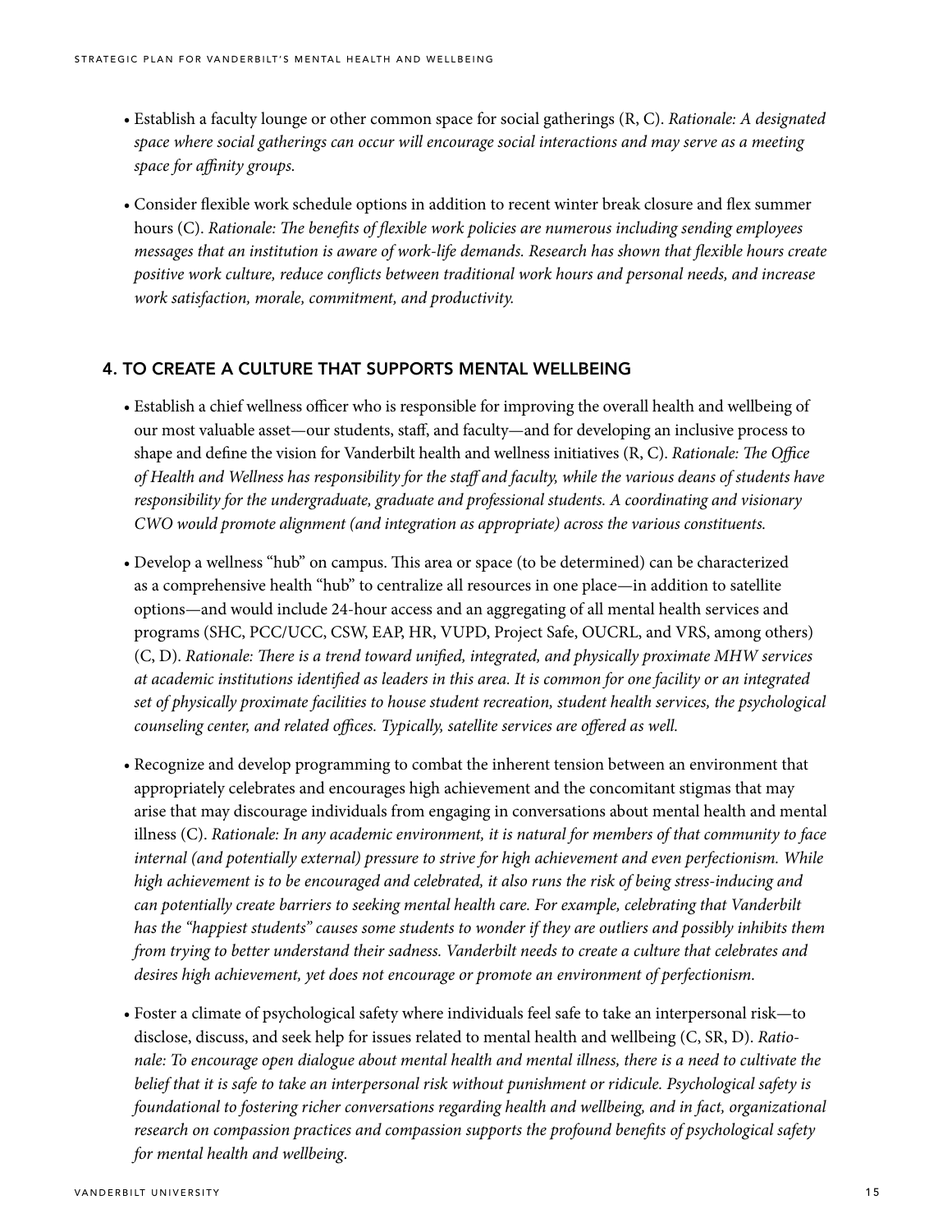- Establish a faculty lounge or other common space for social gatherings (R, C). *Rationale: A designated space where social gatherings can occur will encourage social interactions and may serve as a meeting space for affinity groups.*

- Consider flexible work schedule options in addition to recent winter break closure and flex summer hours (C). *Rationale: The benefits of flexible work policies are numerous including sending employees messages that an institution is aware of work-life demands. Research has shown that flexible hours create positive work culture, reduce conflicts between traditional work hours and personal needs, and increase work satisfaction, morale, commitment, and productivity.*

## 4. TO CREATE A CULTURE THAT SUPPORTS MENTAL WELLBEING

- Establish a chief wellness officer who is responsible for improving the overall health and wellbeing of our most valuable asset—our students, staff, and faculty—and for developing an inclusive process to shape and define the vision for Vanderbilt health and wellness initiatives (R, C). *Rationale: The Office of Health and Wellness has responsibility for the staff and faculty, while the various deans of students have responsibility for the undergraduate, graduate and professional students. A coordinating and visionary CWO would promote alignment (and integration as appropriate) across the various constituents.*

- Develop a wellness "hub" on campus. This area or space (to be determined) can be characterized as a comprehensive health "hub" to centralize all resources in one place—in addition to satellite options—and would include 24-hour access and an aggregating of all mental health services and programs (SHC, PCC/UCC, CSW, EAP, HR, VUPD, Project Safe, OUCRL, and VRS, among others) (C, D). *Rationale: There is a trend toward unified, integrated, and physically proximate MHW services at academic institutions identified as leaders in this area. It is common for one facility or an integrated set of physically proximate facilities to house student recreation, student health services, the psychological counseling center, and related offices. Typically, satellite services are offered as well.*

- Recognize and develop programming to combat the inherent tension between an environment that appropriately celebrates and encourages high achievement and the concomitant stigmas that may arise that may discourage individuals from engaging in conversations about mental health and mental illness (C). *Rationale: In any academic environment, it is natural for members of that community to face internal (and potentially external) pressure to strive for high achievement and even perfectionism. While high achievement is to be encouraged and celebrated, it also runs the risk of being stress-inducing and can potentially create barriers to seeking mental health care. For example, celebrating that Vanderbilt has the "happiest students" causes some students to wonder if they are outliers and possibly inhibits them from trying to better understand their sadness. Vanderbilt needs to create a culture that celebrates and desires high achievement, yet does not encourage or promote an environment of perfectionism.*

- Foster a climate of psychological safety where individuals feel safe to take an interpersonal risk—to disclose, discuss, and seek help for issues related to mental health and wellbeing (C, SR, D). *Rationale: To encourage open dialogue about mental health and mental illness, there is a need to cultivate the belief that it is safe to take an interpersonal risk without punishment or ridicule. Psychological safety is foundational to fostering richer conversations regarding health and wellbeing, and in fact, organizational research on compassion practices and compassion supports the profound benefits of psychological safety for mental health and wellbeing.*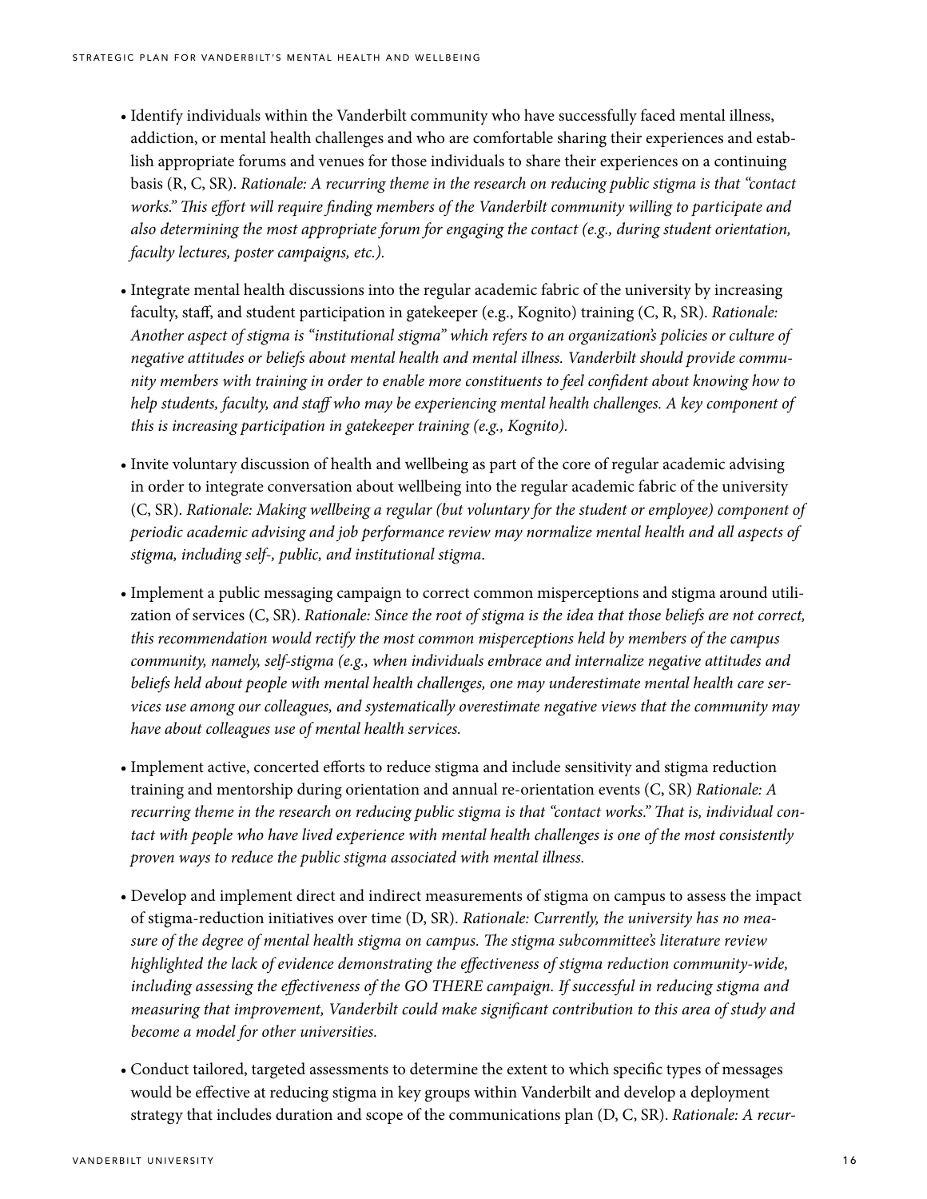- Identify individuals within the Vanderbilt community who have successfully faced mental illness, addiction, or mental health challenges and who are comfortable sharing their experiences and establish appropriate forums and venues for those individuals to share their experiences on a continuing basis (R, C, SR). *Rationale: A recurring theme in the research on reducing public stigma is that "contact works." This effort will require finding members of the Vanderbilt community willing to participate and also determining the most appropriate forum for engaging the contact (e.g., during student orientation, faculty lectures, poster campaigns, etc.).*

- Integrate mental health discussions into the regular academic fabric of the university by increasing faculty, staff, and student participation in gatekeeper (e.g., Kognito) training (C, R, SR). *Rationale: Another aspect of stigma is "institutional stigma" which refers to an organization's policies or culture of negative attitudes or beliefs about mental health and mental illness. Vanderbilt should provide community members with training in order to enable more constituents to feel confident about knowing how to help students, faculty, and staff who may be experiencing mental health challenges. A key component of this is increasing participation in gatekeeper training (e.g., Kognito).*

- Invite voluntary discussion of health and wellbeing as part of the core of regular academic advising in order to integrate conversation about wellbeing into the regular academic fabric of the university (C, SR). *Rationale: Making wellbeing a regular (but voluntary for the student or employee) component of periodic academic advising and job performance review may normalize mental health and all aspects of stigma, including self-, public, and institutional stigma.*

- Implement a public messaging campaign to correct common misperceptions and stigma around utilization of services (C, SR). *Rationale: Since the root of stigma is the idea that those beliefs are not correct, this recommendation would rectify the most common misperceptions held by members of the campus community, namely, self-stigma (e.g., when individuals embrace and internalize negative attitudes and beliefs held about people with mental health challenges, one may underestimate mental health care services use among our colleagues, and systematically overestimate negative views that the community may have about colleagues use of mental health services.*

- Implement active, concerted efforts to reduce stigma and include sensitivity and stigma reduction training and mentorship during orientation and annual re-orientation events (C, SR) *Rationale: A recurring theme in the research on reducing public stigma is that "contact works." That is, individual contact with people who have lived experience with mental health challenges is one of the most consistently proven ways to reduce the public stigma associated with mental illness.*

- Develop and implement direct and indirect measurements of stigma on campus to assess the impact of stigma-reduction initiatives over time (D, SR). *Rationale: Currently, the university has no measure of the degree of mental health stigma on campus. The stigma subcommittee's literature review highlighted the lack of evidence demonstrating the effectiveness of stigma reduction community-wide, including assessing the effectiveness of the GO THERE campaign. If successful in reducing stigma and measuring that improvement, Vanderbilt could make significant contribution to this area of study and become a model for other universities.*

- Conduct tailored, targeted assessments to determine the extent to which specific types of messages would be effective at reducing stigma in key groups within Vanderbilt and develop a deployment strategy that includes duration and scope of the communications plan (D, C, SR). *Rationale: A recur-*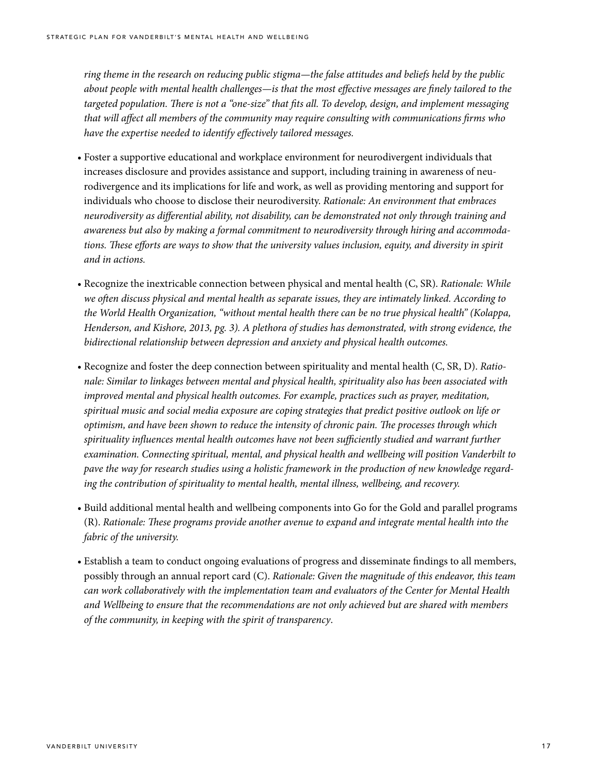*ring theme in the research on reducing public stigma—the false attitudes and beliefs held by the public about people with mental health challenges—is that the most effective messages are finely tailored to the targeted population. There is not a "one-size" that fits all. To develop, design, and implement messaging that will affect all members of the community may require consulting with communications firms who have the expertise needed to identify effectively tailored messages.*

- Foster a supportive educational and workplace environment for neurodivergent individuals that increases disclosure and provides assistance and support, including training in awareness of neurodivergence and its implications for life and work, as well as providing mentoring and support for individuals who choose to disclose their neurodiversity. *Rationale: An environment that embraces neurodiversity as differential ability, not disability, can be demonstrated not only through training and awareness but also by making a formal commitment to neurodiversity through hiring and accommodations. These efforts are ways to show that the university values inclusion, equity, and diversity in spirit and in actions.*

- Recognize the inextricable connection between physical and mental health (C, SR). *Rationale: While we often discuss physical and mental health as separate issues, they are intimately linked. According to the World Health Organization, "without mental health there can be no true physical health" (Kolappa, Henderson, and Kishore, 2013, pg. 3). A plethora of studies has demonstrated, with strong evidence, the bidirectional relationship between depression and anxiety and physical health outcomes.*

- Recognize and foster the deep connection between spirituality and mental health (C, SR, D). *Rationale: Similar to linkages between mental and physical health, spirituality also has been associated with improved mental and physical health outcomes. For example, practices such as prayer, meditation, spiritual music and social media exposure are coping strategies that predict positive outlook on life or optimism, and have been shown to reduce the intensity of chronic pain. The processes through which spirituality influences mental health outcomes have not been sufficiently studied and warrant further examination. Connecting spiritual, mental, and physical health and wellbeing will position Vanderbilt to pave the way for research studies using a holistic framework in the production of new knowledge regarding the contribution of spirituality to mental health, mental illness, wellbeing, and recovery.*

- Build additional mental health and wellbeing components into Go for the Gold and parallel programs (R). *Rationale: These programs provide another avenue to expand and integrate mental health into the fabric of the university.*

- Establish a team to conduct ongoing evaluations of progress and disseminate findings to all members, possibly through an annual report card (C). *Rationale: Given the magnitude of this endeavor, this team can work collaboratively with the implementation team and evaluators of the Center for Mental Health and Wellbeing to ensure that the recommendations are not only achieved but are shared with members of the community, in keeping with the spirit of transparency*.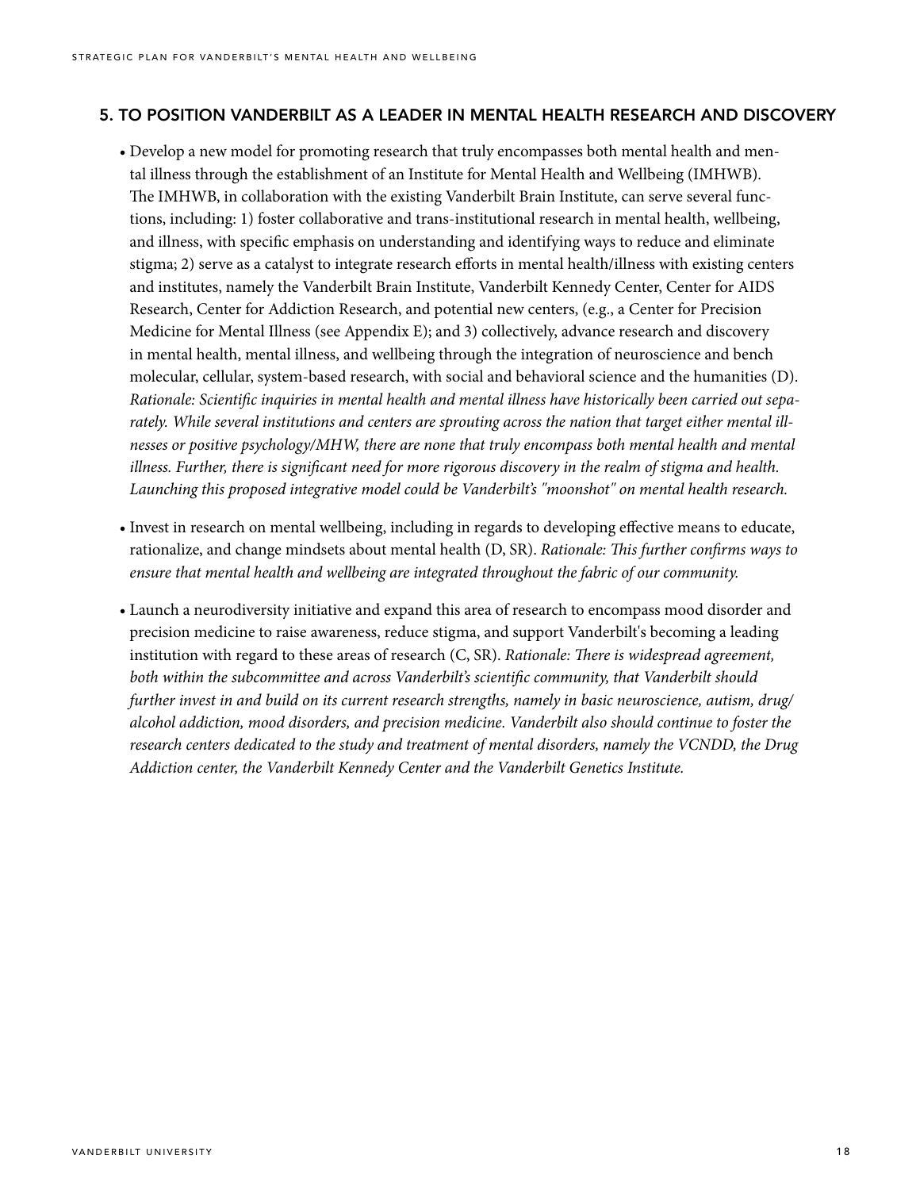## 5. TO POSITION VANDERBILT AS A LEADER IN MENTAL HEALTH RESEARCH AND DISCOVERY

- Develop a new model for promoting research that truly encompasses both mental health and mental illness through the establishment of an Institute for Mental Health and Wellbeing (IMHWB). The IMHWB, in collaboration with the existing Vanderbilt Brain Institute, can serve several functions, including: 1) foster collaborative and trans-institutional research in mental health, wellbeing, and illness, with specific emphasis on understanding and identifying ways to reduce and eliminate stigma; 2) serve as a catalyst to integrate research efforts in mental health/illness with existing centers and institutes, namely the Vanderbilt Brain Institute, Vanderbilt Kennedy Center, Center for AIDS Research, Center for Addiction Research, and potential new centers, (e.g., a Center for Precision Medicine for Mental Illness (see Appendix E); and 3) collectively, advance research and discovery in mental health, mental illness, and wellbeing through the integration of neuroscience and bench molecular, cellular, system-based research, with social and behavioral science and the humanities (D). *Rationale: Scientific inquiries in mental health and mental illness have historically been carried out separately. While several institutions and centers are sprouting across the nation that target either mental illnesses or positive psychology/MHW, there are none that truly encompass both mental health and mental illness. Further, there is significant need for more rigorous discovery in the realm of stigma and health. Launching this proposed integrative model could be Vanderbilt's "moonshot" on mental health research.*

- Invest in research on mental wellbeing, including in regards to developing effective means to educate, rationalize, and change mindsets about mental health (D, SR). *Rationale: This further confirms ways to ensure that mental health and wellbeing are integrated throughout the fabric of our community.*

- Launch a neurodiversity initiative and expand this area of research to encompass mood disorder and precision medicine to raise awareness, reduce stigma, and support Vanderbilt's becoming a leading institution with regard to these areas of research (C, SR). *Rationale: There is widespread agreement, both within the subcommittee and across Vanderbilt's scientific community, that Vanderbilt should further invest in and build on its current research strengths, namely in basic neuroscience, autism, drug/alcohol addiction, mood disorders, and precision medicine. Vanderbilt also should continue to foster the research centers dedicated to the study and treatment of mental disorders, namely the VCNDD, the Drug Addiction center, the Vanderbilt Kennedy Center and the Vanderbilt Genetics Institute.*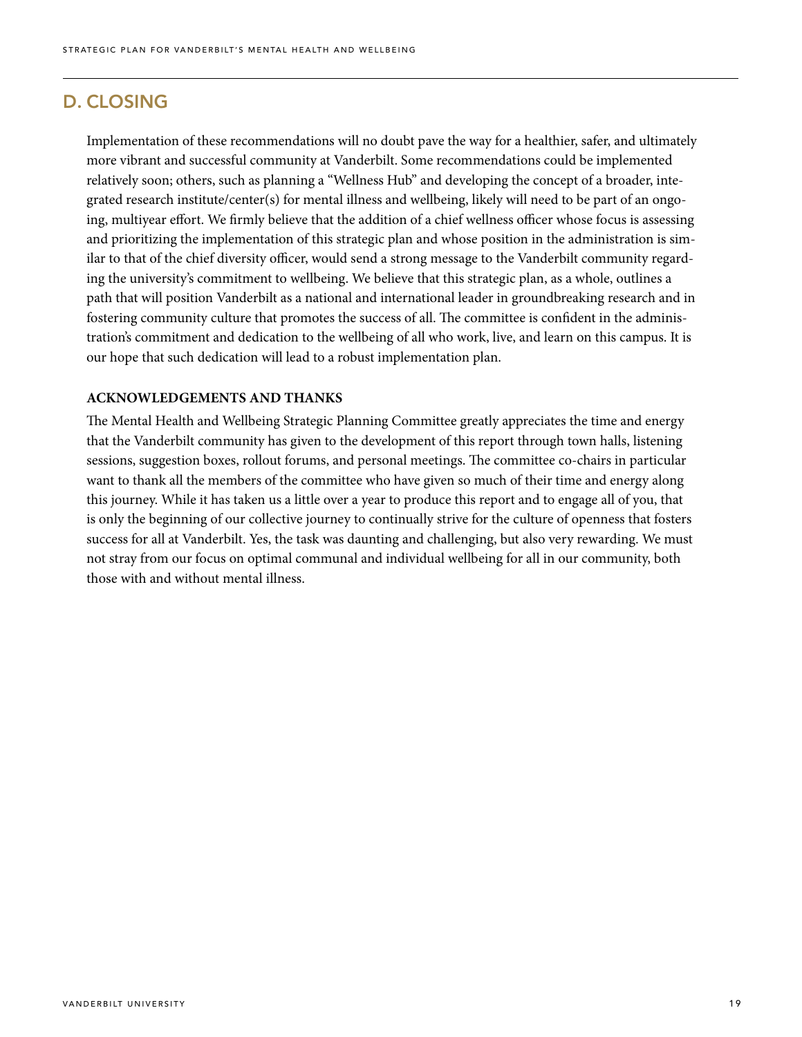## D. CLOSING

Implementation of these recommendations will no doubt pave the way for a healthier, safer, and ultimately more vibrant and successful community at Vanderbilt. Some recommendations could be implemented relatively soon; others, such as planning a "Wellness Hub" and developing the concept of a broader, integrated research institute/center(s) for mental illness and wellbeing, likely will need to be part of an ongoing, multiyear effort. We firmly believe that the addition of a chief wellness officer whose focus is assessing and prioritizing the implementation of this strategic plan and whose position in the administration is similar to that of the chief diversity officer, would send a strong message to the Vanderbilt community regarding the university's commitment to wellbeing. We believe that this strategic plan, as a whole, outlines a path that will position Vanderbilt as a national and international leader in groundbreaking research and in fostering community culture that promotes the success of all. The committee is confident in the administration's commitment and dedication to the wellbeing of all who work, live, and learn on this campus. It is our hope that such dedication will lead to a robust implementation plan.

### ACKNOWLEDGEMENTS AND THANKS

The Mental Health and Wellbeing Strategic Planning Committee greatly appreciates the time and energy that the Vanderbilt community has given to the development of this report through town halls, listening sessions, suggestion boxes, rollout forums, and personal meetings. The committee co-chairs in particular want to thank all the members of the committee who have given so much of their time and energy along this journey. While it has taken us a little over a year to produce this report and to engage all of you, that is only the beginning of our collective journey to continually strive for the culture of openness that fosters success for all at Vanderbilt. Yes, the task was daunting and challenging, but also very rewarding. We must not stray from our focus on optimal communal and individual wellbeing for all in our community, both those with and without mental illness.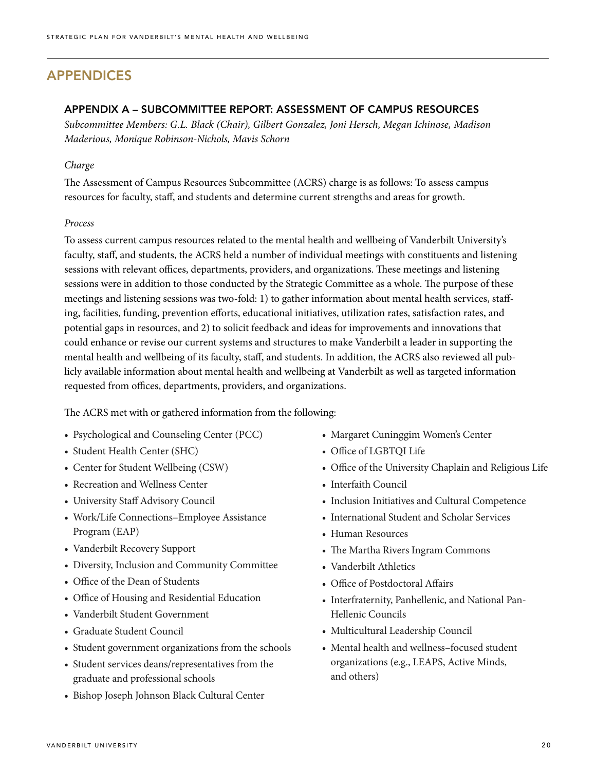# APPENDICES

## APPENDIX A – SUBCOMMITTEE REPORT: ASSESSMENT OF CAMPUS RESOURCES

*Subcommittee Members: G.L. Black (Chair), Gilbert Gonzalez, Joni Hersch, Megan Ichinose, Madison Maderious, Monique Robinson-Nichols, Mavis Schorn*

*Charge*

The Assessment of Campus Resources Subcommittee (ACRS) charge is as follows: To assess campus resources for faculty, staff, and students and determine current strengths and areas for growth.

*Process*

To assess current campus resources related to the mental health and wellbeing of Vanderbilt University's faculty, staff, and students, the ACRS held a number of individual meetings with constituents and listening sessions with relevant offices, departments, providers, and organizations. These meetings and listening sessions were in addition to those conducted by the Strategic Committee as a whole. The purpose of these meetings and listening sessions was two-fold: 1) to gather information about mental health services, staffing, facilities, funding, prevention efforts, educational initiatives, utilization rates, satisfaction rates, and potential gaps in resources, and 2) to solicit feedback and ideas for improvements and innovations that could enhance or revise our current systems and structures to make Vanderbilt a leader in supporting the mental health and wellbeing of its faculty, staff, and students. In addition, the ACRS also reviewed all publicly available information about mental health and wellbeing at Vanderbilt as well as targeted information requested from offices, departments, providers, and organizations.

The ACRS met with or gathered information from the following:

- Psychological and Counseling Center (PCC)
- Student Health Center (SHC)
- Center for Student Wellbeing (CSW)
- Recreation and Wellness Center
- University Staff Advisory Council
- Work/Life Connections–Employee Assistance Program (EAP)
- Vanderbilt Recovery Support
- Diversity, Inclusion and Community Committee
- Office of the Dean of Students
- Office of Housing and Residential Education
- Vanderbilt Student Government
- Graduate Student Council
- Student government organizations from the schools
- Student services deans/representatives from the graduate and professional schools
- Bishop Joseph Johnson Black Cultural Center
- Margaret Cuninggim Women's Center
- Office of LGBTQI Life
- Office of the University Chaplain and Religious Life
- Interfaith Council
- Inclusion Initiatives and Cultural Competence
- International Student and Scholar Services
- Human Resources
- The Martha Rivers Ingram Commons
- Vanderbilt Athletics
- Office of Postdoctoral Affairs
- Interfraternity, Panhellenic, and National Pan-Hellenic Councils
- Multicultural Leadership Council
- Mental health and wellness–focused student organizations (e.g., LEAPS, Active Minds, and others)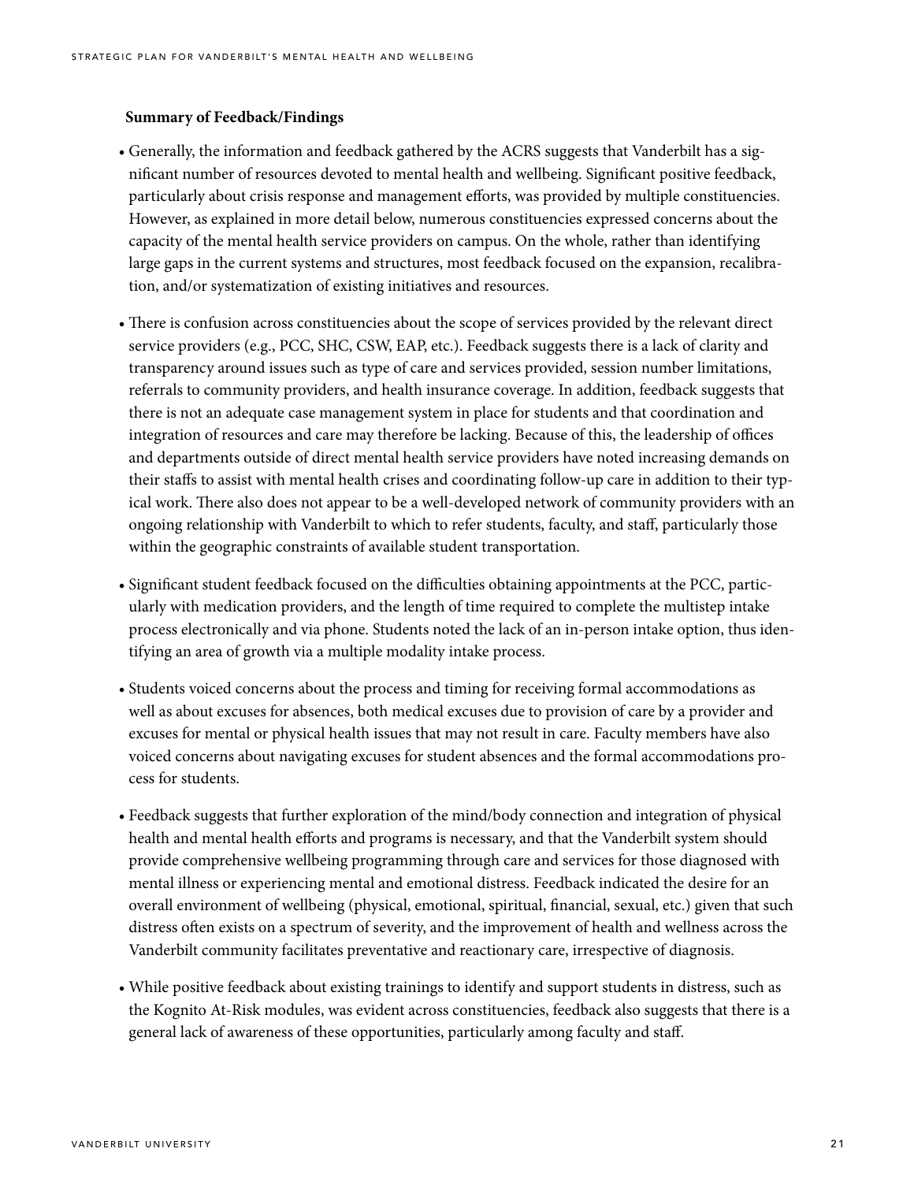**Summary of Feedback/Findings**

- Generally, the information and feedback gathered by the ACRS suggests that Vanderbilt has a significant number of resources devoted to mental health and wellbeing. Significant positive feedback, particularly about crisis response and management efforts, was provided by multiple constituencies. However, as explained in more detail below, numerous constituencies expressed concerns about the capacity of the mental health service providers on campus. On the whole, rather than identifying large gaps in the current systems and structures, most feedback focused on the expansion, recalibration, and/or systematization of existing initiatives and resources.
- There is confusion across constituencies about the scope of services provided by the relevant direct service providers (e.g., PCC, SHC, CSW, EAP, etc.). Feedback suggests there is a lack of clarity and transparency around issues such as type of care and services provided, session number limitations, referrals to community providers, and health insurance coverage. In addition, feedback suggests that there is not an adequate case management system in place for students and that coordination and integration of resources and care may therefore be lacking. Because of this, the leadership of offices and departments outside of direct mental health service providers have noted increasing demands on their staffs to assist with mental health crises and coordinating follow-up care in addition to their typical work. There also does not appear to be a well-developed network of community providers with an ongoing relationship with Vanderbilt to which to refer students, faculty, and staff, particularly those within the geographic constraints of available student transportation.
- Significant student feedback focused on the difficulties obtaining appointments at the PCC, particularly with medication providers, and the length of time required to complete the multistep intake process electronically and via phone. Students noted the lack of an in-person intake option, thus identifying an area of growth via a multiple modality intake process.
- Students voiced concerns about the process and timing for receiving formal accommodations as well as about excuses for absences, both medical excuses due to provision of care by a provider and excuses for mental or physical health issues that may not result in care. Faculty members have also voiced concerns about navigating excuses for student absences and the formal accommodations process for students.
- Feedback suggests that further exploration of the mind/body connection and integration of physical health and mental health efforts and programs is necessary, and that the Vanderbilt system should provide comprehensive wellbeing programming through care and services for those diagnosed with mental illness or experiencing mental and emotional distress. Feedback indicated the desire for an overall environment of wellbeing (physical, emotional, spiritual, financial, sexual, etc.) given that such distress often exists on a spectrum of severity, and the improvement of health and wellness across the Vanderbilt community facilitates preventative and reactionary care, irrespective of diagnosis.
- While positive feedback about existing trainings to identify and support students in distress, such as the Kognito At-Risk modules, was evident across constituencies, feedback also suggests that there is a general lack of awareness of these opportunities, particularly among faculty and staff.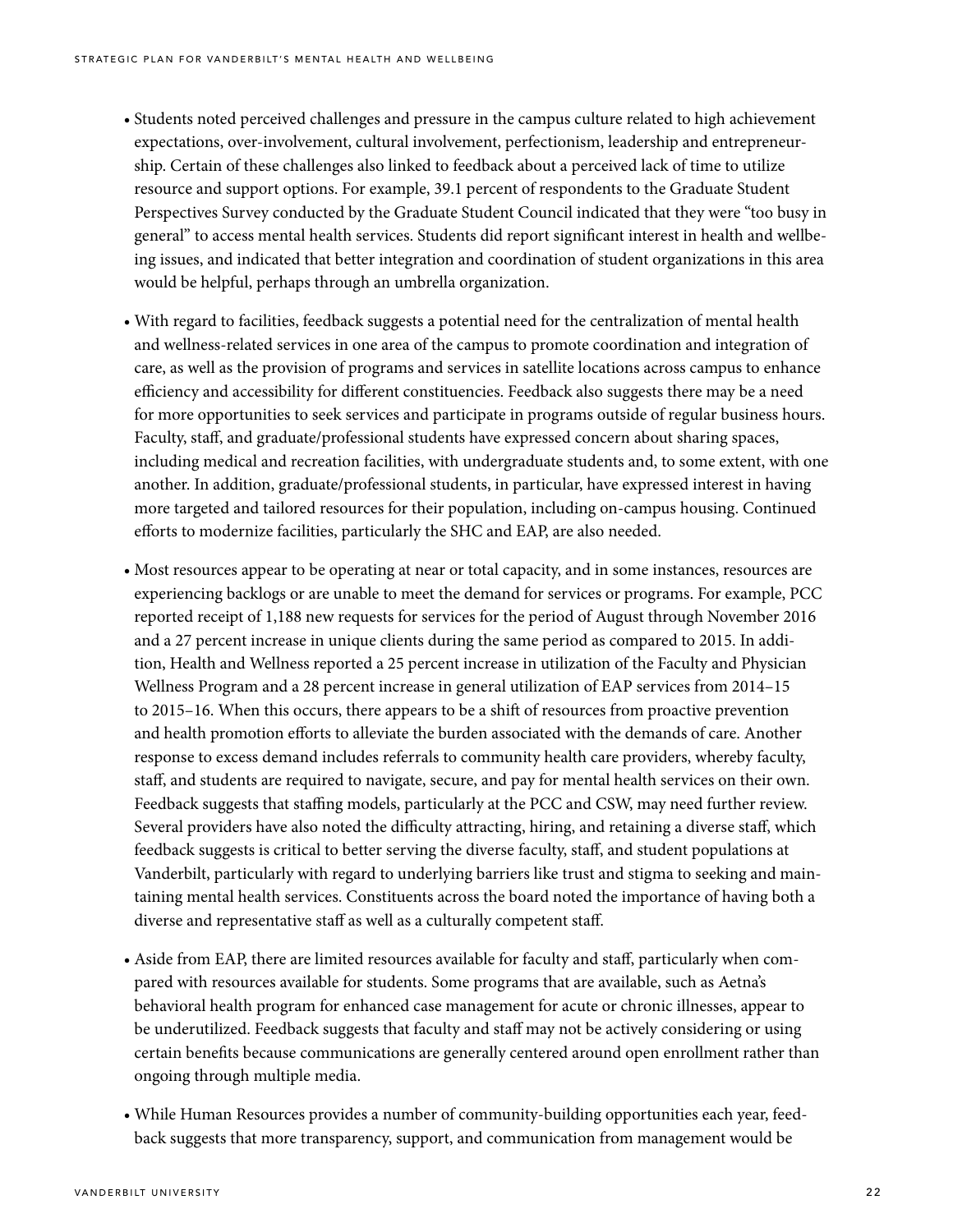- Students noted perceived challenges and pressure in the campus culture related to high achievement expectations, over-involvement, cultural involvement, perfectionism, leadership and entrepreneurship. Certain of these challenges also linked to feedback about a perceived lack of time to utilize resource and support options. For example, 39.1 percent of respondents to the Graduate Student Perspectives Survey conducted by the Graduate Student Council indicated that they were "too busy in general" to access mental health services. Students did report significant interest in health and wellbeing issues, and indicated that better integration and coordination of student organizations in this area would be helpful, perhaps through an umbrella organization.

- With regard to facilities, feedback suggests a potential need for the centralization of mental health and wellness-related services in one area of the campus to promote coordination and integration of care, as well as the provision of programs and services in satellite locations across campus to enhance efficiency and accessibility for different constituencies. Feedback also suggests there may be a need for more opportunities to seek services and participate in programs outside of regular business hours. Faculty, staff, and graduate/professional students have expressed concern about sharing spaces, including medical and recreation facilities, with undergraduate students and, to some extent, with one another. In addition, graduate/professional students, in particular, have expressed interest in having more targeted and tailored resources for their population, including on-campus housing. Continued efforts to modernize facilities, particularly the SHC and EAP, are also needed.

- Most resources appear to be operating at near or total capacity, and in some instances, resources are experiencing backlogs or are unable to meet the demand for services or programs. For example, PCC reported receipt of 1,188 new requests for services for the period of August through November 2016 and a 27 percent increase in unique clients during the same period as compared to 2015. In addition, Health and Wellness reported a 25 percent increase in utilization of the Faculty and Physician Wellness Program and a 28 percent increase in general utilization of EAP services from 2014–15 to 2015–16. When this occurs, there appears to be a shift of resources from proactive prevention and health promotion efforts to alleviate the burden associated with the demands of care. Another response to excess demand includes referrals to community health care providers, whereby faculty, staff, and students are required to navigate, secure, and pay for mental health services on their own. Feedback suggests that staffing models, particularly at the PCC and CSW, may need further review. Several providers have also noted the difficulty attracting, hiring, and retaining a diverse staff, which feedback suggests is critical to better serving the diverse faculty, staff, and student populations at Vanderbilt, particularly with regard to underlying barriers like trust and stigma to seeking and maintaining mental health services. Constituents across the board noted the importance of having both a diverse and representative staff as well as a culturally competent staff.

- Aside from EAP, there are limited resources available for faculty and staff, particularly when compared with resources available for students. Some programs that are available, such as Aetna's behavioral health program for enhanced case management for acute or chronic illnesses, appear to be underutilized. Feedback suggests that faculty and staff may not be actively considering or using certain benefits because communications are generally centered around open enrollment rather than ongoing through multiple media.

- While Human Resources provides a number of community-building opportunities each year, feedback suggests that more transparency, support, and communication from management would be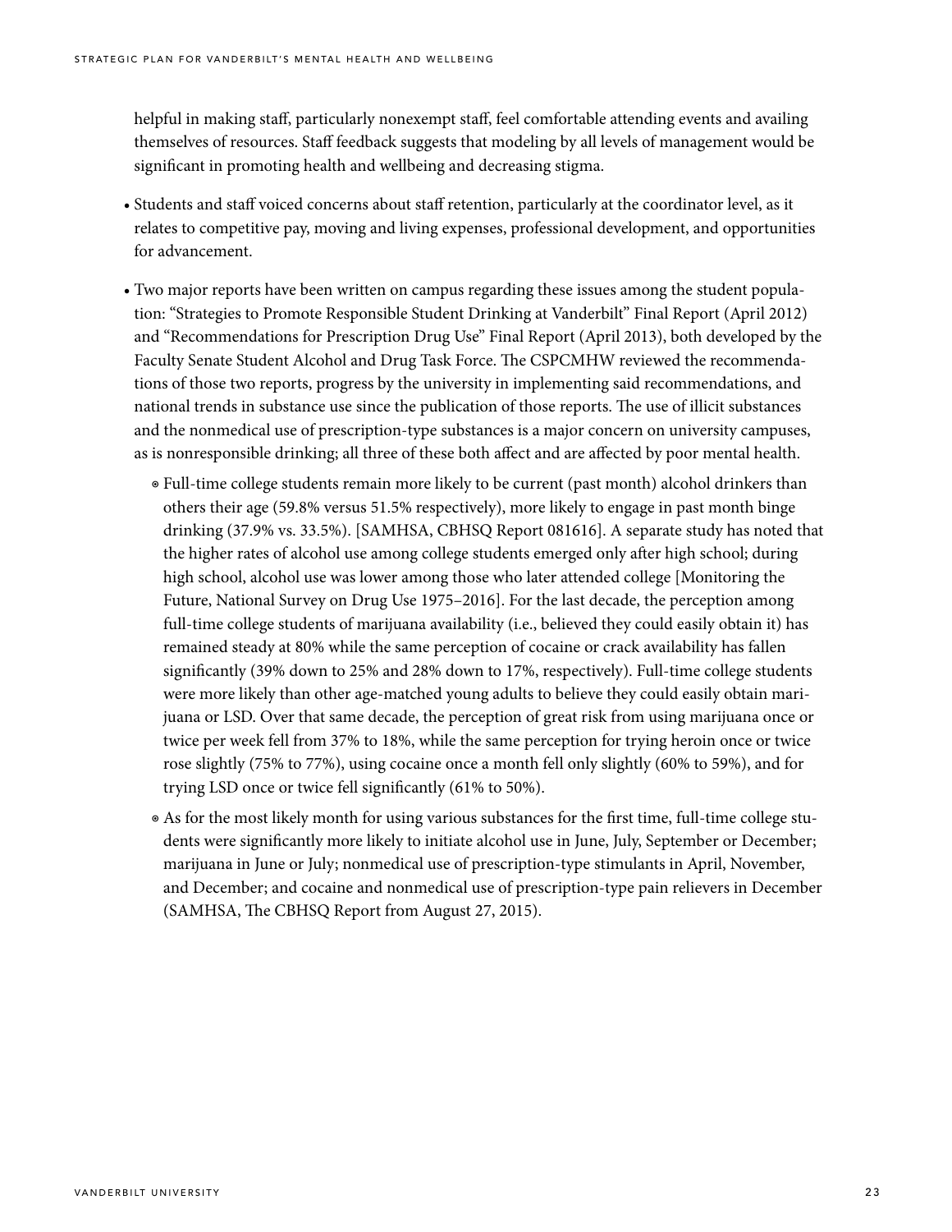helpful in making staff, particularly nonexempt staff, feel comfortable attending events and availing themselves of resources. Staff feedback suggests that modeling by all levels of management would be significant in promoting health and wellbeing and decreasing stigma.

- Students and staff voiced concerns about staff retention, particularly at the coordinator level, as it relates to competitive pay, moving and living expenses, professional development, and opportunities for advancement.

- Two major reports have been written on campus regarding these issues among the student population: "Strategies to Promote Responsible Student Drinking at Vanderbilt" Final Report (April 2012) and "Recommendations for Prescription Drug Use" Final Report (April 2013), both developed by the Faculty Senate Student Alcohol and Drug Task Force. The CSPCMHW reviewed the recommendations of those two reports, progress by the university in implementing said recommendations, and national trends in substance use since the publication of those reports. The use of illicit substances and the nonmedical use of prescription-type substances is a major concern on university campuses, as is nonresponsible drinking; all three of these both affect and are affected by poor mental health.

  - Full-time college students remain more likely to be current (past month) alcohol drinkers than others their age (59.8% versus 51.5% respectively), more likely to engage in past month binge drinking (37.9% vs. 33.5%). [SAMHSA, CBHSQ Report 081616]. A separate study has noted that the higher rates of alcohol use among college students emerged only after high school; during high school, alcohol use was lower among those who later attended college [Monitoring the Future, National Survey on Drug Use 1975–2016]. For the last decade, the perception among full-time college students of marijuana availability (i.e., believed they could easily obtain it) has remained steady at 80% while the same perception of cocaine or crack availability has fallen significantly (39% down to 25% and 28% down to 17%, respectively). Full-time college students were more likely than other age-matched young adults to believe they could easily obtain marijuana or LSD. Over that same decade, the perception of great risk from using marijuana once or twice per week fell from 37% to 18%, while the same perception for trying heroin once or twice rose slightly (75% to 77%), using cocaine once a month fell only slightly (60% to 59%), and for trying LSD once or twice fell significantly (61% to 50%).

  - As for the most likely month for using various substances for the first time, full-time college students were significantly more likely to initiate alcohol use in June, July, September or December; marijuana in June or July; nonmedical use of prescription-type stimulants in April, November, and December; and cocaine and nonmedical use of prescription-type pain relievers in December (SAMHSA, The CBHSQ Report from August 27, 2015).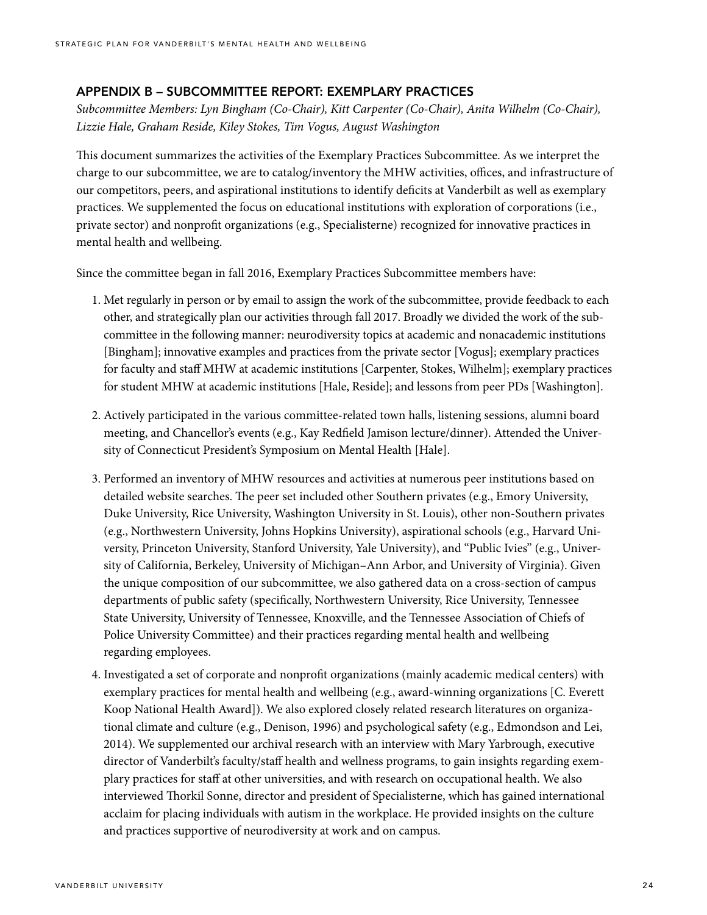## APPENDIX B – SUBCOMMITTEE REPORT: EXEMPLARY PRACTICES

*Subcommittee Members: Lyn Bingham (Co-Chair), Kitt Carpenter (Co-Chair), Anita Wilhelm (Co-Chair), Lizzie Hale, Graham Reside, Kiley Stokes, Tim Vogus, August Washington*

This document summarizes the activities of the Exemplary Practices Subcommittee. As we interpret the charge to our subcommittee, we are to catalog/inventory the MHW activities, offices, and infrastructure of our competitors, peers, and aspirational institutions to identify deficits at Vanderbilt as well as exemplary practices. We supplemented the focus on educational institutions with exploration of corporations (i.e., private sector) and nonprofit organizations (e.g., Specialisterne) recognized for innovative practices in mental health and wellbeing.

Since the committee began in fall 2016, Exemplary Practices Subcommittee members have:

1. Met regularly in person or by email to assign the work of the subcommittee, provide feedback to each other, and strategically plan our activities through fall 2017. Broadly we divided the work of the subcommittee in the following manner: neurodiversity topics at academic and nonacademic institutions [Bingham]; innovative examples and practices from the private sector [Vogus]; exemplary practices for faculty and staff MHW at academic institutions [Carpenter, Stokes, Wilhelm]; exemplary practices for student MHW at academic institutions [Hale, Reside]; and lessons from peer PDs [Washington].

2. Actively participated in the various committee-related town halls, listening sessions, alumni board meeting, and Chancellor's events (e.g., Kay Redfield Jamison lecture/dinner). Attended the University of Connecticut President's Symposium on Mental Health [Hale].

3. Performed an inventory of MHW resources and activities at numerous peer institutions based on detailed website searches. The peer set included other Southern privates (e.g., Emory University, Duke University, Rice University, Washington University in St. Louis), other non-Southern privates (e.g., Northwestern University, Johns Hopkins University), aspirational schools (e.g., Harvard University, Princeton University, Stanford University, Yale University), and "Public Ivies" (e.g., University of California, Berkeley, University of Michigan–Ann Arbor, and University of Virginia). Given the unique composition of our subcommittee, we also gathered data on a cross-section of campus departments of public safety (specifically, Northwestern University, Rice University, Tennessee State University, University of Tennessee, Knoxville, and the Tennessee Association of Chiefs of Police University Committee) and their practices regarding mental health and wellbeing regarding employees.

4. Investigated a set of corporate and nonprofit organizations (mainly academic medical centers) with exemplary practices for mental health and wellbeing (e.g., award-winning organizations [C. Everett Koop National Health Award]). We also explored closely related research literatures on organizational climate and culture (e.g., Denison, 1996) and psychological safety (e.g., Edmondson and Lei, 2014). We supplemented our archival research with an interview with Mary Yarbrough, executive director of Vanderbilt's faculty/staff health and wellness programs, to gain insights regarding exemplary practices for staff at other universities, and with research on occupational health. We also interviewed Thorkil Sonne, director and president of Specialisterne, which has gained international acclaim for placing individuals with autism in the workplace. He provided insights on the culture and practices supportive of neurodiversity at work and on campus.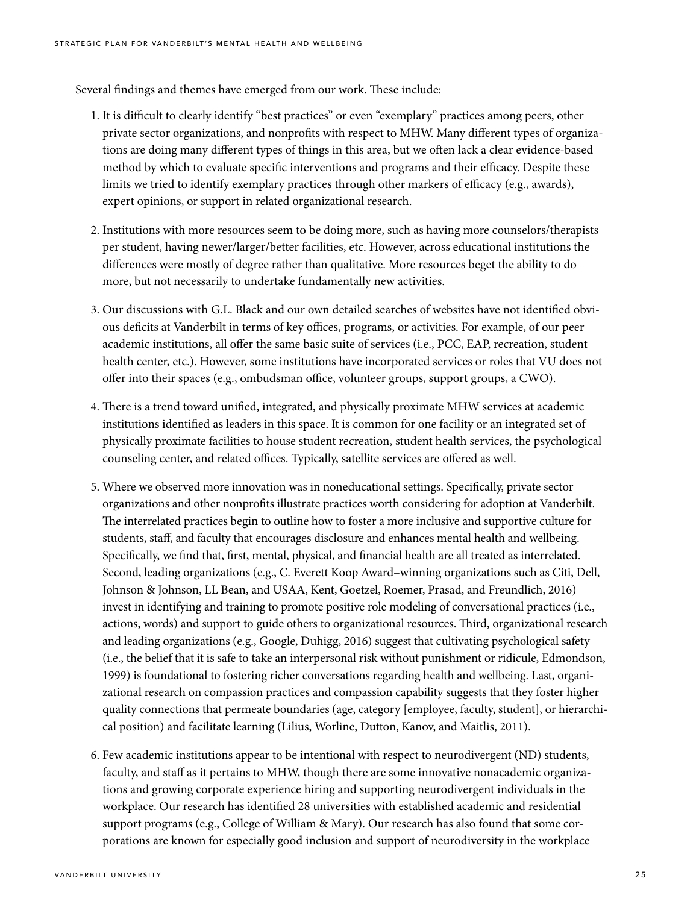Several findings and themes have emerged from our work. These include:

1. It is difficult to clearly identify "best practices" or even "exemplary" practices among peers, other private sector organizations, and nonprofits with respect to MHW. Many different types of organizations are doing many different types of things in this area, but we often lack a clear evidence-based method by which to evaluate specific interventions and programs and their efficacy. Despite these limits we tried to identify exemplary practices through other markers of efficacy (e.g., awards), expert opinions, or support in related organizational research.

2. Institutions with more resources seem to be doing more, such as having more counselors/therapists per student, having newer/larger/better facilities, etc. However, across educational institutions the differences were mostly of degree rather than qualitative. More resources beget the ability to do more, but not necessarily to undertake fundamentally new activities.

3. Our discussions with G.L. Black and our own detailed searches of websites have not identified obvious deficits at Vanderbilt in terms of key offices, programs, or activities. For example, of our peer academic institutions, all offer the same basic suite of services (i.e., PCC, EAP, recreation, student health center, etc.). However, some institutions have incorporated services or roles that VU does not offer into their spaces (e.g., ombudsman office, volunteer groups, support groups, a CWO).

4. There is a trend toward unified, integrated, and physically proximate MHW services at academic institutions identified as leaders in this space. It is common for one facility or an integrated set of physically proximate facilities to house student recreation, student health services, the psychological counseling center, and related offices. Typically, satellite services are offered as well.

5. Where we observed more innovation was in noneducational settings. Specifically, private sector organizations and other nonprofits illustrate practices worth considering for adoption at Vanderbilt. The interrelated practices begin to outline how to foster a more inclusive and supportive culture for students, staff, and faculty that encourages disclosure and enhances mental health and wellbeing. Specifically, we find that, first, mental, physical, and financial health are all treated as interrelated. Second, leading organizations (e.g., C. Everett Koop Award–winning organizations such as Citi, Dell, Johnson & Johnson, LL Bean, and USAA, Kent, Goetzel, Roemer, Prasad, and Freundlich, 2016) invest in identifying and training to promote positive role modeling of conversational practices (i.e., actions, words) and support to guide others to organizational resources. Third, organizational research and leading organizations (e.g., Google, Duhigg, 2016) suggest that cultivating psychological safety (i.e., the belief that it is safe to take an interpersonal risk without punishment or ridicule, Edmondson, 1999) is foundational to fostering richer conversations regarding health and wellbeing. Last, organizational research on compassion practices and compassion capability suggests that they foster higher quality connections that permeate boundaries (age, category [employee, faculty, student], or hierarchical position) and facilitate learning (Lilius, Worline, Dutton, Kanov, and Maitlis, 2011).

6. Few academic institutions appear to be intentional with respect to neurodivergent (ND) students, faculty, and staff as it pertains to MHW, though there are some innovative nonacademic organizations and growing corporate experience hiring and supporting neurodivergent individuals in the workplace. Our research has identified 28 universities with established academic and residential support programs (e.g., College of William & Mary). Our research has also found that some corporations are known for especially good inclusion and support of neurodiversity in the workplace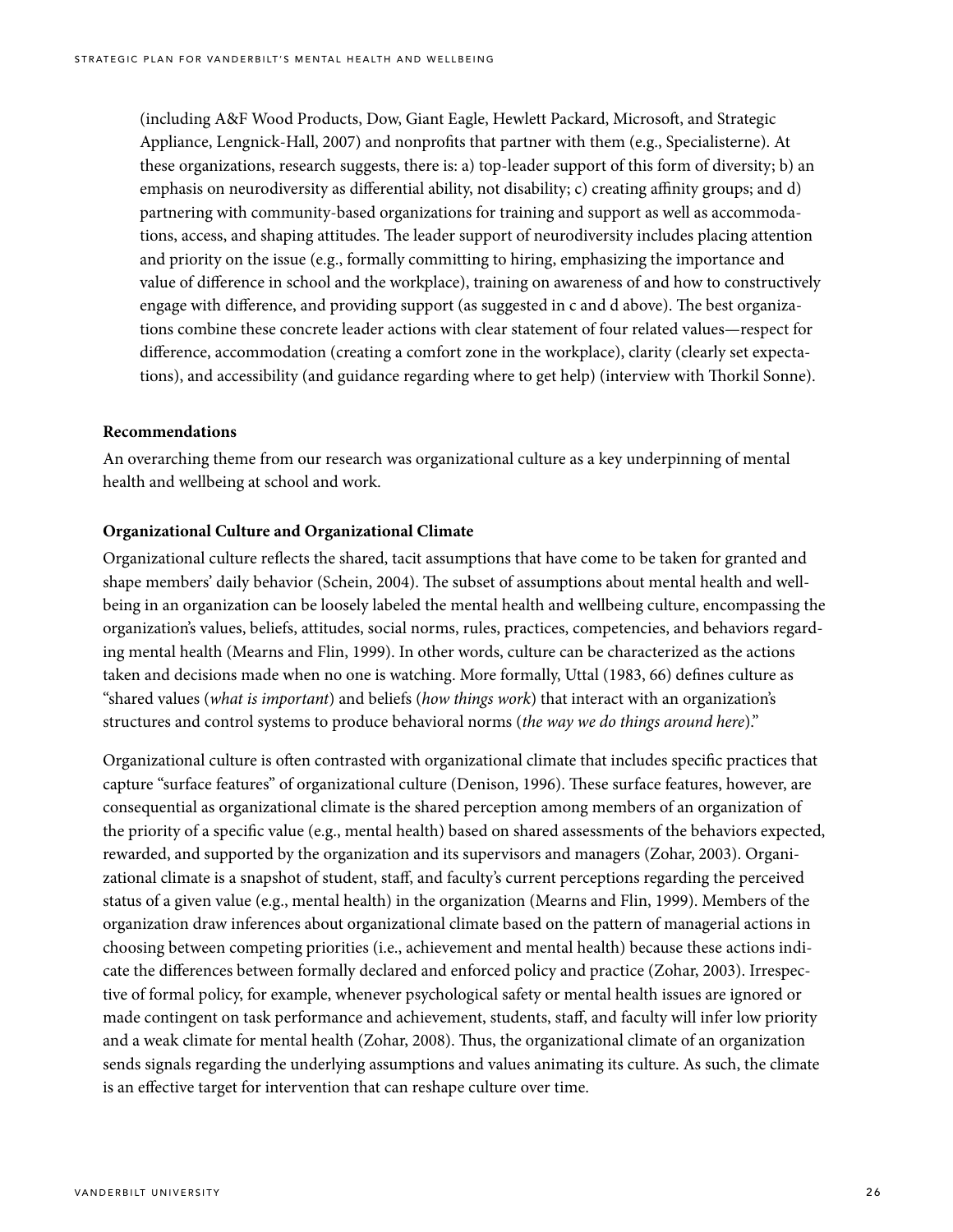(including A&F Wood Products, Dow, Giant Eagle, Hewlett Packard, Microsoft, and Strategic Appliance, Lengnick-Hall, 2007) and nonprofits that partner with them (e.g., Specialisterne). At these organizations, research suggests, there is: a) top-leader support of this form of diversity; b) an emphasis on neurodiversity as differential ability, not disability; c) creating affinity groups; and d) partnering with community-based organizations for training and support as well as accommodations, access, and shaping attitudes. The leader support of neurodiversity includes placing attention and priority on the issue (e.g., formally committing to hiring, emphasizing the importance and value of difference in school and the workplace), training on awareness of and how to constructively engage with difference, and providing support (as suggested in c and d above). The best organizations combine these concrete leader actions with clear statement of four related values—respect for difference, accommodation (creating a comfort zone in the workplace), clarity (clearly set expectations), and accessibility (and guidance regarding where to get help) (interview with Thorkil Sonne).

**Recommendations**

An overarching theme from our research was organizational culture as a key underpinning of mental health and wellbeing at school and work.

**Organizational Culture and Organizational Climate**

Organizational culture reflects the shared, tacit assumptions that have come to be taken for granted and shape members' daily behavior (Schein, 2004). The subset of assumptions about mental health and wellbeing in an organization can be loosely labeled the mental health and wellbeing culture, encompassing the organization's values, beliefs, attitudes, social norms, rules, practices, competencies, and behaviors regarding mental health (Mearns and Flin, 1999). In other words, culture can be characterized as the actions taken and decisions made when no one is watching. More formally, Uttal (1983, 66) defines culture as "shared values (*what is important*) and beliefs (*how things work*) that interact with an organization's structures and control systems to produce behavioral norms (*the way we do things around here*)."

Organizational culture is often contrasted with organizational climate that includes specific practices that capture "surface features" of organizational culture (Denison, 1996). These surface features, however, are consequential as organizational climate is the shared perception among members of an organization of the priority of a specific value (e.g., mental health) based on shared assessments of the behaviors expected, rewarded, and supported by the organization and its supervisors and managers (Zohar, 2003). Organizational climate is a snapshot of student, staff, and faculty's current perceptions regarding the perceived status of a given value (e.g., mental health) in the organization (Mearns and Flin, 1999). Members of the organization draw inferences about organizational climate based on the pattern of managerial actions in choosing between competing priorities (i.e., achievement and mental health) because these actions indicate the differences between formally declared and enforced policy and practice (Zohar, 2003). Irrespective of formal policy, for example, whenever psychological safety or mental health issues are ignored or made contingent on task performance and achievement, students, staff, and faculty will infer low priority and a weak climate for mental health (Zohar, 2008). Thus, the organizational climate of an organization sends signals regarding the underlying assumptions and values animating its culture. As such, the climate is an effective target for intervention that can reshape culture over time.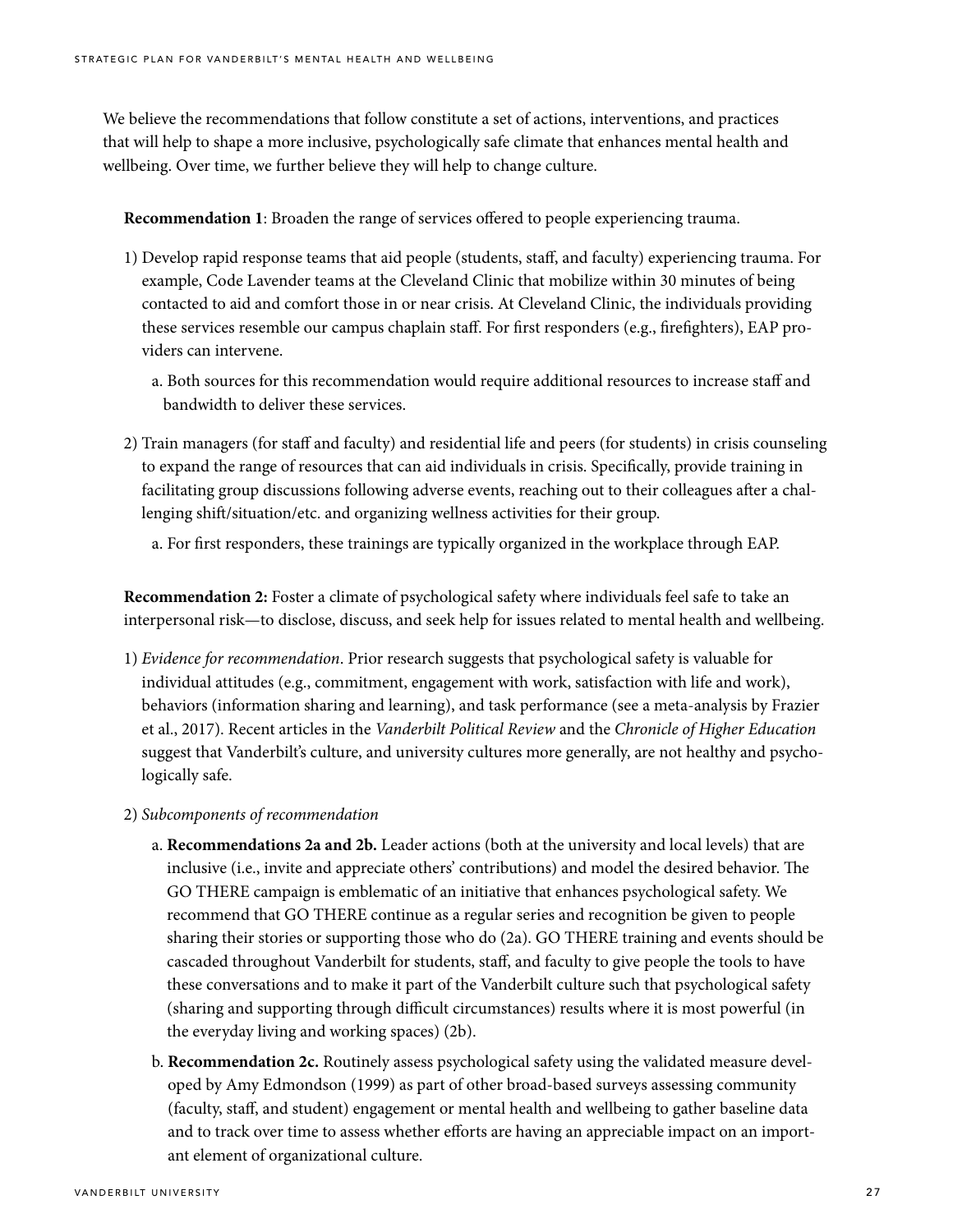We believe the recommendations that follow constitute a set of actions, interventions, and practices that will help to shape a more inclusive, psychologically safe climate that enhances mental health and wellbeing. Over time, we further believe they will help to change culture.

**Recommendation 1**: Broaden the range of services offered to people experiencing trauma.

1) Develop rapid response teams that aid people (students, staff, and faculty) experiencing trauma. For example, Code Lavender teams at the Cleveland Clinic that mobilize within 30 minutes of being contacted to aid and comfort those in or near crisis. At Cleveland Clinic, the individuals providing these services resemble our campus chaplain staff. For first responders (e.g., firefighters), EAP providers can intervene.
   a. Both sources for this recommendation would require additional resources to increase staff and bandwidth to deliver these services.

2) Train managers (for staff and faculty) and residential life and peers (for students) in crisis counseling to expand the range of resources that can aid individuals in crisis. Specifically, provide training in facilitating group discussions following adverse events, reaching out to their colleagues after a challenging shift/situation/etc. and organizing wellness activities for their group.
   a. For first responders, these trainings are typically organized in the workplace through EAP.

**Recommendation 2:** Foster a climate of psychological safety where individuals feel safe to take an interpersonal risk—to disclose, discuss, and seek help for issues related to mental health and wellbeing.

1) *Evidence for recommendation*. Prior research suggests that psychological safety is valuable for individual attitudes (e.g., commitment, engagement with work, satisfaction with life and work), behaviors (information sharing and learning), and task performance (see a meta-analysis by Frazier et al., 2017). Recent articles in the *Vanderbilt Political Review* and the *Chronicle of Higher Education* suggest that Vanderbilt's culture, and university cultures more generally, are not healthy and psychologically safe.

2) *Subcomponents of recommendation*
   a. **Recommendations 2a and 2b.** Leader actions (both at the university and local levels) that are inclusive (i.e., invite and appreciate others' contributions) and model the desired behavior. The GO THERE campaign is emblematic of an initiative that enhances psychological safety. We recommend that GO THERE continue as a regular series and recognition be given to people sharing their stories or supporting those who do (2a). GO THERE training and events should be cascaded throughout Vanderbilt for students, staff, and faculty to give people the tools to have these conversations and to make it part of the Vanderbilt culture such that psychological safety (sharing and supporting through difficult circumstances) results where it is most powerful (in the everyday living and working spaces) (2b).
   b. **Recommendation 2c.** Routinely assess psychological safety using the validated measure developed by Amy Edmondson (1999) as part of other broad-based surveys assessing community (faculty, staff, and student) engagement or mental health and wellbeing to gather baseline data and to track over time to assess whether efforts are having an appreciable impact on an important element of organizational culture.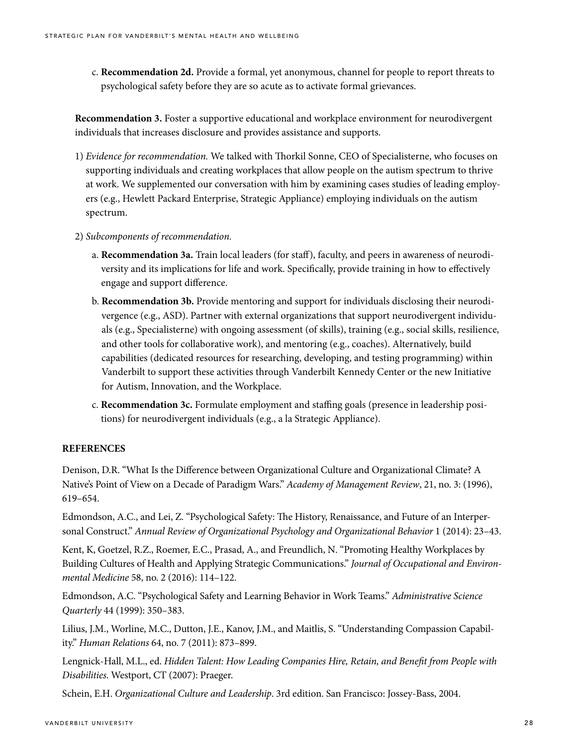c. **Recommendation 2d.** Provide a formal, yet anonymous, channel for people to report threats to psychological safety before they are so acute as to activate formal grievances.

**Recommendation 3.** Foster a supportive educational and workplace environment for neurodivergent individuals that increases disclosure and provides assistance and supports.

1) *Evidence for recommendation.* We talked with Thorkil Sonne, CEO of Specialisterne, who focuses on supporting individuals and creating workplaces that allow people on the autism spectrum to thrive at work. We supplemented our conversation with him by examining cases studies of leading employers (e.g., Hewlett Packard Enterprise, Strategic Appliance) employing individuals on the autism spectrum.

2) *Subcomponents of recommendation.*

   a. **Recommendation 3a.** Train local leaders (for staff), faculty, and peers in awareness of neurodiversity and its implications for life and work. Specifically, provide training in how to effectively engage and support difference.

   b. **Recommendation 3b.** Provide mentoring and support for individuals disclosing their neurodivergence (e.g., ASD). Partner with external organizations that support neurodivergent individuals (e.g., Specialisterne) with ongoing assessment (of skills), training (e.g., social skills, resilience, and other tools for collaborative work), and mentoring (e.g., coaches). Alternatively, build capabilities (dedicated resources for researching, developing, and testing programming) within Vanderbilt to support these activities through Vanderbilt Kennedy Center or the new Initiative for Autism, Innovation, and the Workplace.

   c. **Recommendation 3c.** Formulate employment and staffing goals (presence in leadership positions) for neurodivergent individuals (e.g., a la Strategic Appliance).

**REFERENCES**

Denison, D.R. "What Is the Difference between Organizational Culture and Organizational Climate? A Native's Point of View on a Decade of Paradigm Wars." *Academy of Management Review*, 21, no. 3: (1996), 619–654.

Edmondson, A.C., and Lei, Z. "Psychological Safety: The History, Renaissance, and Future of an Interpersonal Construct." *Annual Review of Organizational Psychology and Organizational Behavior* 1 (2014): 23–43.

Kent, K, Goetzel, R.Z., Roemer, E.C., Prasad, A., and Freundlich, N. "Promoting Healthy Workplaces by Building Cultures of Health and Applying Strategic Communications." *Journal of Occupational and Environmental Medicine* 58, no. 2 (2016): 114–122.

Edmondson, A.C. "Psychological Safety and Learning Behavior in Work Teams." *Administrative Science Quarterly* 44 (1999): 350–383.

Lilius, J.M., Worline, M.C., Dutton, J.E., Kanov, J.M., and Maitlis, S. "Understanding Compassion Capability." *Human Relations* 64, no. 7 (2011): 873–899.

Lengnick-Hall, M.L., ed. *Hidden Talent: How Leading Companies Hire, Retain, and Benefit from People with Disabilities.* Westport, CT (2007): Praeger.

Schein, E.H. *Organizational Culture and Leadership*. 3rd edition. San Francisco: Jossey-Bass, 2004.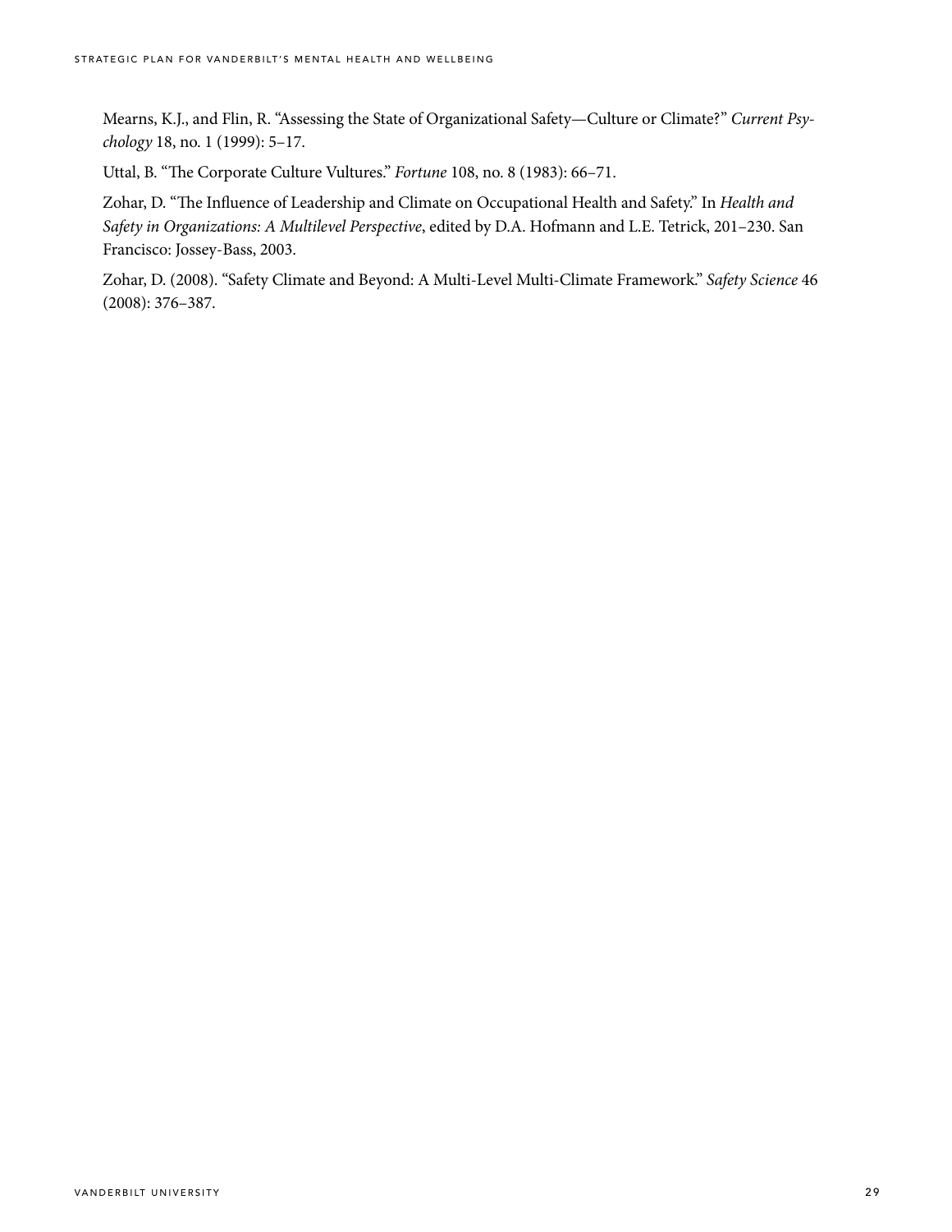Mearns, K.J., and Flin, R. "Assessing the State of Organizational Safety—Culture or Climate?" *Current Psychology* 18, no. 1 (1999): 5–17.

Uttal, B. "The Corporate Culture Vultures." *Fortune* 108, no. 8 (1983): 66–71.

Zohar, D. "The Influence of Leadership and Climate on Occupational Health and Safety." In *Health and Safety in Organizations: A Multilevel Perspective*, edited by D.A. Hofmann and L.E. Tetrick, 201–230. San Francisco: Jossey-Bass, 2003.

Zohar, D. (2008). "Safety Climate and Beyond: A Multi-Level Multi-Climate Framework." *Safety Science* 46 (2008): 376–387.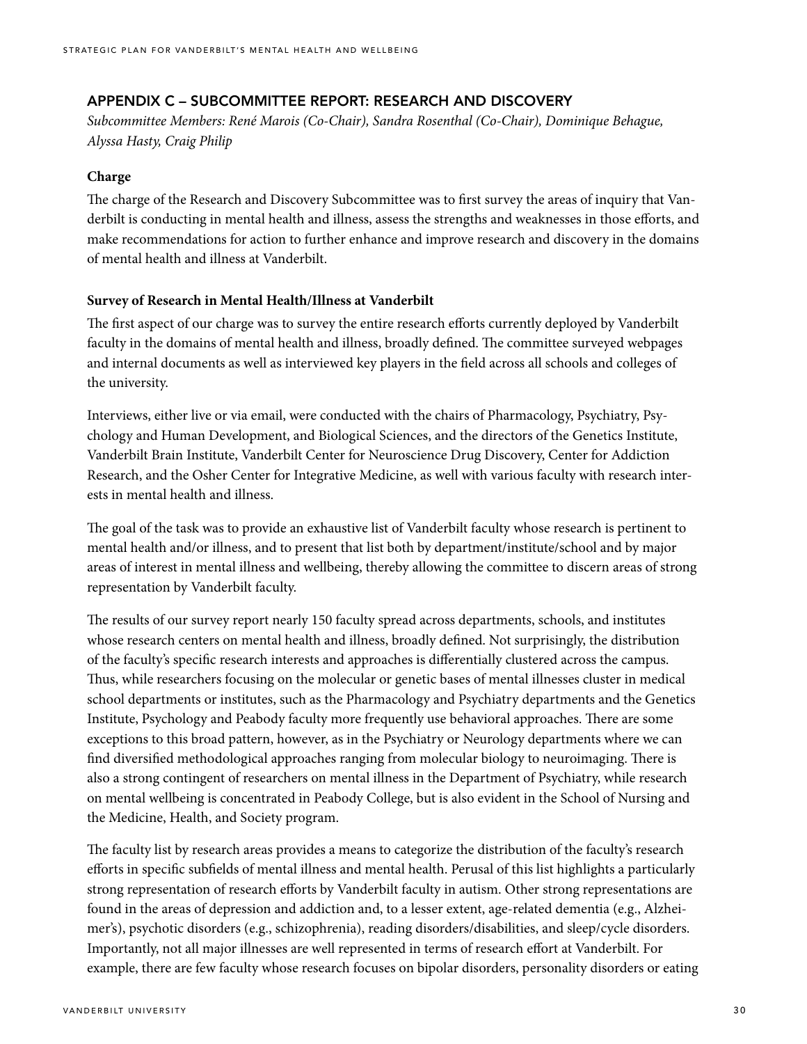## APPENDIX C – SUBCOMMITTEE REPORT: RESEARCH AND DISCOVERY

*Subcommittee Members: René Marois (Co-Chair), Sandra Rosenthal (Co-Chair), Dominique Behague, Alyssa Hasty, Craig Philip*

**Charge**

The charge of the Research and Discovery Subcommittee was to first survey the areas of inquiry that Vanderbilt is conducting in mental health and illness, assess the strengths and weaknesses in those efforts, and make recommendations for action to further enhance and improve research and discovery in the domains of mental health and illness at Vanderbilt.

**Survey of Research in Mental Health/Illness at Vanderbilt**

The first aspect of our charge was to survey the entire research efforts currently deployed by Vanderbilt faculty in the domains of mental health and illness, broadly defined. The committee surveyed webpages and internal documents as well as interviewed key players in the field across all schools and colleges of the university.

Interviews, either live or via email, were conducted with the chairs of Pharmacology, Psychiatry, Psychology and Human Development, and Biological Sciences, and the directors of the Genetics Institute, Vanderbilt Brain Institute, Vanderbilt Center for Neuroscience Drug Discovery, Center for Addiction Research, and the Osher Center for Integrative Medicine, as well with various faculty with research interests in mental health and illness.

The goal of the task was to provide an exhaustive list of Vanderbilt faculty whose research is pertinent to mental health and/or illness, and to present that list both by department/institute/school and by major areas of interest in mental illness and wellbeing, thereby allowing the committee to discern areas of strong representation by Vanderbilt faculty.

The results of our survey report nearly 150 faculty spread across departments, schools, and institutes whose research centers on mental health and illness, broadly defined. Not surprisingly, the distribution of the faculty's specific research interests and approaches is differentially clustered across the campus. Thus, while researchers focusing on the molecular or genetic bases of mental illnesses cluster in medical school departments or institutes, such as the Pharmacology and Psychiatry departments and the Genetics Institute, Psychology and Peabody faculty more frequently use behavioral approaches. There are some exceptions to this broad pattern, however, as in the Psychiatry or Neurology departments where we can find diversified methodological approaches ranging from molecular biology to neuroimaging. There is also a strong contingent of researchers on mental illness in the Department of Psychiatry, while research on mental wellbeing is concentrated in Peabody College, but is also evident in the School of Nursing and the Medicine, Health, and Society program.

The faculty list by research areas provides a means to categorize the distribution of the faculty's research efforts in specific subfields of mental illness and mental health. Perusal of this list highlights a particularly strong representation of research efforts by Vanderbilt faculty in autism. Other strong representations are found in the areas of depression and addiction and, to a lesser extent, age-related dementia (e.g., Alzheimer's), psychotic disorders (e.g., schizophrenia), reading disorders/disabilities, and sleep/cycle disorders. Importantly, not all major illnesses are well represented in terms of research effort at Vanderbilt. For example, there are few faculty whose research focuses on bipolar disorders, personality disorders or eating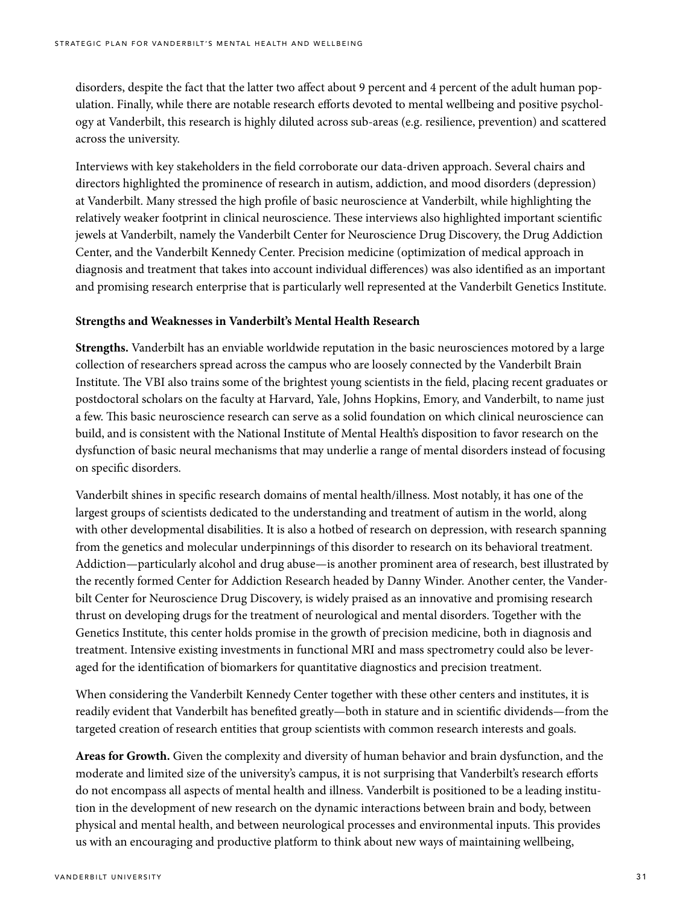disorders, despite the fact that the latter two affect about 9 percent and 4 percent of the adult human population. Finally, while there are notable research efforts devoted to mental wellbeing and positive psychology at Vanderbilt, this research is highly diluted across sub-areas (e.g. resilience, prevention) and scattered across the university.

Interviews with key stakeholders in the field corroborate our data-driven approach. Several chairs and directors highlighted the prominence of research in autism, addiction, and mood disorders (depression) at Vanderbilt. Many stressed the high profile of basic neuroscience at Vanderbilt, while highlighting the relatively weaker footprint in clinical neuroscience. These interviews also highlighted important scientific jewels at Vanderbilt, namely the Vanderbilt Center for Neuroscience Drug Discovery, the Drug Addiction Center, and the Vanderbilt Kennedy Center. Precision medicine (optimization of medical approach in diagnosis and treatment that takes into account individual differences) was also identified as an important and promising research enterprise that is particularly well represented at the Vanderbilt Genetics Institute.

**Strengths and Weaknesses in Vanderbilt's Mental Health Research**

**Strengths.** Vanderbilt has an enviable worldwide reputation in the basic neurosciences motored by a large collection of researchers spread across the campus who are loosely connected by the Vanderbilt Brain Institute. The VBI also trains some of the brightest young scientists in the field, placing recent graduates or postdoctoral scholars on the faculty at Harvard, Yale, Johns Hopkins, Emory, and Vanderbilt, to name just a few. This basic neuroscience research can serve as a solid foundation on which clinical neuroscience can build, and is consistent with the National Institute of Mental Health's disposition to favor research on the dysfunction of basic neural mechanisms that may underlie a range of mental disorders instead of focusing on specific disorders.

Vanderbilt shines in specific research domains of mental health/illness. Most notably, it has one of the largest groups of scientists dedicated to the understanding and treatment of autism in the world, along with other developmental disabilities. It is also a hotbed of research on depression, with research spanning from the genetics and molecular underpinnings of this disorder to research on its behavioral treatment. Addiction—particularly alcohol and drug abuse—is another prominent area of research, best illustrated by the recently formed Center for Addiction Research headed by Danny Winder. Another center, the Vanderbilt Center for Neuroscience Drug Discovery, is widely praised as an innovative and promising research thrust on developing drugs for the treatment of neurological and mental disorders. Together with the Genetics Institute, this center holds promise in the growth of precision medicine, both in diagnosis and treatment. Intensive existing investments in functional MRI and mass spectrometry could also be leveraged for the identification of biomarkers for quantitative diagnostics and precision treatment.

When considering the Vanderbilt Kennedy Center together with these other centers and institutes, it is readily evident that Vanderbilt has benefited greatly—both in stature and in scientific dividends—from the targeted creation of research entities that group scientists with common research interests and goals.

**Areas for Growth.** Given the complexity and diversity of human behavior and brain dysfunction, and the moderate and limited size of the university's campus, it is not surprising that Vanderbilt's research efforts do not encompass all aspects of mental health and illness. Vanderbilt is positioned to be a leading institution in the development of new research on the dynamic interactions between brain and body, between physical and mental health, and between neurological processes and environmental inputs. This provides us with an encouraging and productive platform to think about new ways of maintaining wellbeing,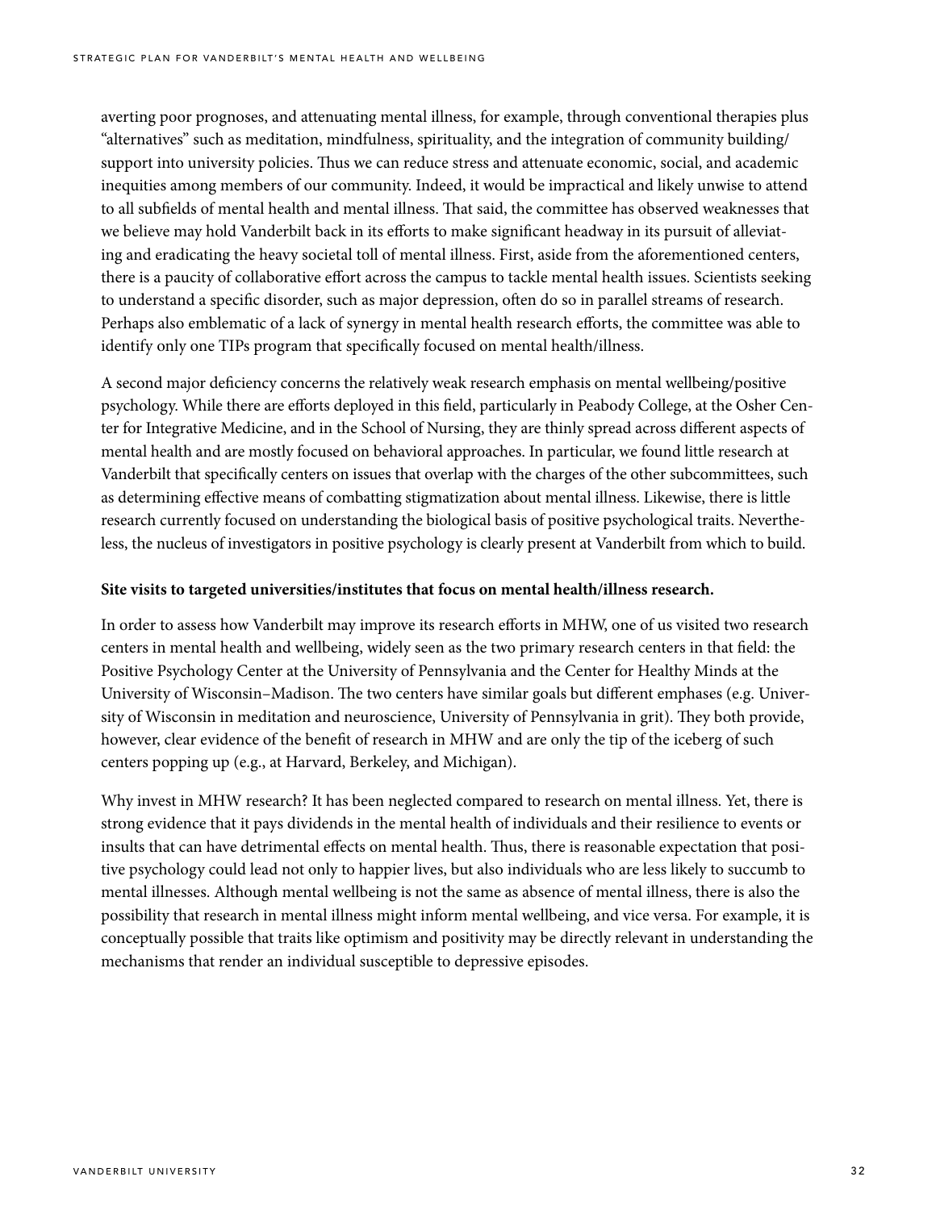averting poor prognoses, and attenuating mental illness, for example, through conventional therapies plus "alternatives" such as meditation, mindfulness, spirituality, and the integration of community building/support into university policies. Thus we can reduce stress and attenuate economic, social, and academic inequities among members of our community. Indeed, it would be impractical and likely unwise to attend to all subfields of mental health and mental illness. That said, the committee has observed weaknesses that we believe may hold Vanderbilt back in its efforts to make significant headway in its pursuit of alleviating and eradicating the heavy societal toll of mental illness. First, aside from the aforementioned centers, there is a paucity of collaborative effort across the campus to tackle mental health issues. Scientists seeking to understand a specific disorder, such as major depression, often do so in parallel streams of research. Perhaps also emblematic of a lack of synergy in mental health research efforts, the committee was able to identify only one TIPs program that specifically focused on mental health/illness.

A second major deficiency concerns the relatively weak research emphasis on mental wellbeing/positive psychology. While there are efforts deployed in this field, particularly in Peabody College, at the Osher Center for Integrative Medicine, and in the School of Nursing, they are thinly spread across different aspects of mental health and are mostly focused on behavioral approaches. In particular, we found little research at Vanderbilt that specifically centers on issues that overlap with the charges of the other subcommittees, such as determining effective means of combatting stigmatization about mental illness. Likewise, there is little research currently focused on understanding the biological basis of positive psychological traits. Nevertheless, the nucleus of investigators in positive psychology is clearly present at Vanderbilt from which to build.

**Site visits to targeted universities/institutes that focus on mental health/illness research.**

In order to assess how Vanderbilt may improve its research efforts in MHW, one of us visited two research centers in mental health and wellbeing, widely seen as the two primary research centers in that field: the Positive Psychology Center at the University of Pennsylvania and the Center for Healthy Minds at the University of Wisconsin–Madison. The two centers have similar goals but different emphases (e.g. University of Wisconsin in meditation and neuroscience, University of Pennsylvania in grit). They both provide, however, clear evidence of the benefit of research in MHW and are only the tip of the iceberg of such centers popping up (e.g., at Harvard, Berkeley, and Michigan).

Why invest in MHW research? It has been neglected compared to research on mental illness. Yet, there is strong evidence that it pays dividends in the mental health of individuals and their resilience to events or insults that can have detrimental effects on mental health. Thus, there is reasonable expectation that positive psychology could lead not only to happier lives, but also individuals who are less likely to succumb to mental illnesses. Although mental wellbeing is not the same as absence of mental illness, there is also the possibility that research in mental illness might inform mental wellbeing, and vice versa. For example, it is conceptually possible that traits like optimism and positivity may be directly relevant in understanding the mechanisms that render an individual susceptible to depressive episodes.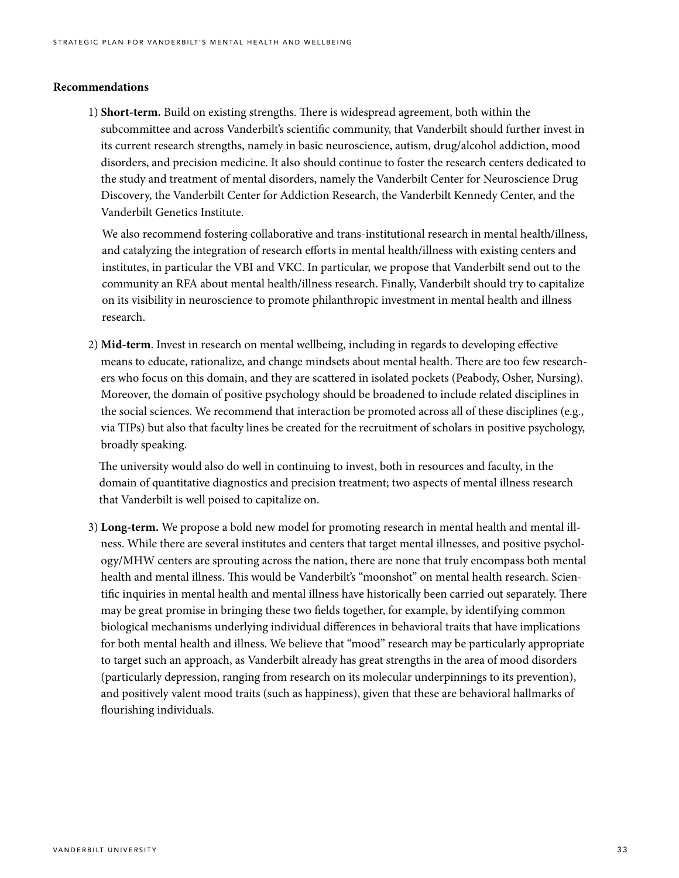**Recommendations**

1) **Short-term.** Build on existing strengths. There is widespread agreement, both within the subcommittee and across Vanderbilt's scientific community, that Vanderbilt should further invest in its current research strengths, namely in basic neuroscience, autism, drug/alcohol addiction, mood disorders, and precision medicine. It also should continue to foster the research centers dedicated to the study and treatment of mental disorders, namely the Vanderbilt Center for Neuroscience Drug Discovery, the Vanderbilt Center for Addiction Research, the Vanderbilt Kennedy Center, and the Vanderbilt Genetics Institute.

   We also recommend fostering collaborative and trans-institutional research in mental health/illness, and catalyzing the integration of research efforts in mental health/illness with existing centers and institutes, in particular the VBI and VKC. In particular, we propose that Vanderbilt send out to the community an RFA about mental health/illness research. Finally, Vanderbilt should try to capitalize on its visibility in neuroscience to promote philanthropic investment in mental health and illness research.

2) **Mid-term**. Invest in research on mental wellbeing, including in regards to developing effective means to educate, rationalize, and change mindsets about mental health. There are too few researchers who focus on this domain, and they are scattered in isolated pockets (Peabody, Osher, Nursing). Moreover, the domain of positive psychology should be broadened to include related disciplines in the social sciences. We recommend that interaction be promoted across all of these disciplines (e.g., via TIPs) but also that faculty lines be created for the recruitment of scholars in positive psychology, broadly speaking.

   The university would also do well in continuing to invest, both in resources and faculty, in the domain of quantitative diagnostics and precision treatment; two aspects of mental illness research that Vanderbilt is well poised to capitalize on.

3) **Long-term.** We propose a bold new model for promoting research in mental health and mental illness. While there are several institutes and centers that target mental illnesses, and positive psychology/MHW centers are sprouting across the nation, there are none that truly encompass both mental health and mental illness. This would be Vanderbilt's "moonshot" on mental health research. Scientific inquiries in mental health and mental illness have historically been carried out separately. There may be great promise in bringing these two fields together, for example, by identifying common biological mechanisms underlying individual differences in behavioral traits that have implications for both mental health and illness. We believe that "mood" research may be particularly appropriate to target such an approach, as Vanderbilt already has great strengths in the area of mood disorders (particularly depression, ranging from research on its molecular underpinnings to its prevention), and positively valent mood traits (such as happiness), given that these are behavioral hallmarks of flourishing individuals.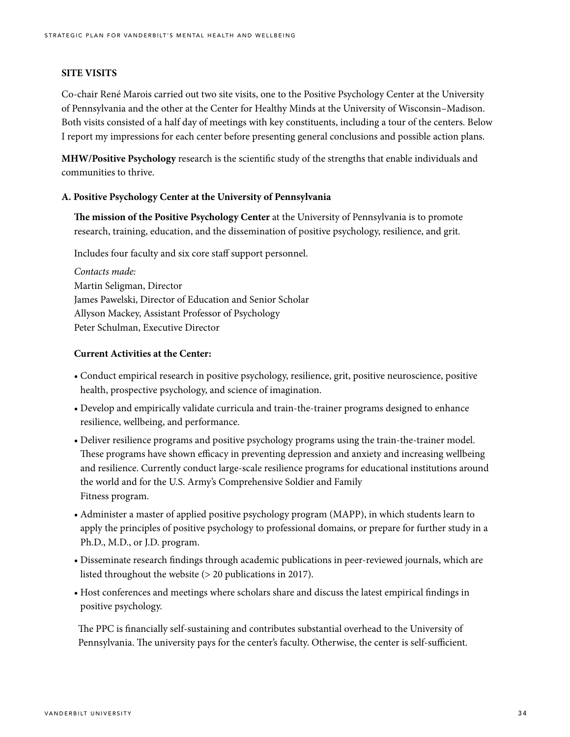## SITE VISITS

Co-chair René Marois carried out two site visits, one to the Positive Psychology Center at the University of Pennsylvania and the other at the Center for Healthy Minds at the University of Wisconsin–Madison. Both visits consisted of a half day of meetings with key constituents, including a tour of the centers. Below I report my impressions for each center before presenting general conclusions and possible action plans.

**MHW/Positive Psychology** research is the scientific study of the strengths that enable individuals and communities to thrive.

### A. Positive Psychology Center at the University of Pennsylvania

**The mission of the Positive Psychology Center** at the University of Pennsylvania is to promote research, training, education, and the dissemination of positive psychology, resilience, and grit.

Includes four faculty and six core staff support personnel.

*Contacts made:*
Martin Seligman, Director
James Pawelski, Director of Education and Senior Scholar
Allyson Mackey, Assistant Professor of Psychology
Peter Schulman, Executive Director

**Current Activities at the Center:**

- Conduct empirical research in positive psychology, resilience, grit, positive neuroscience, positive health, prospective psychology, and science of imagination.
- Develop and empirically validate curricula and train-the-trainer programs designed to enhance resilience, wellbeing, and performance.
- Deliver resilience programs and positive psychology programs using the train-the-trainer model. These programs have shown efficacy in preventing depression and anxiety and increasing wellbeing and resilience. Currently conduct large-scale resilience programs for educational institutions around the world and for the U.S. Army's Comprehensive Soldier and Family Fitness program.
- Administer a master of applied positive psychology program (MAPP), in which students learn to apply the principles of positive psychology to professional domains, or prepare for further study in a Ph.D., M.D., or J.D. program.
- Disseminate research findings through academic publications in peer-reviewed journals, which are listed throughout the website (> 20 publications in 2017).
- Host conferences and meetings where scholars share and discuss the latest empirical findings in positive psychology.

The PPC is financially self-sustaining and contributes substantial overhead to the University of Pennsylvania. The university pays for the center's faculty. Otherwise, the center is self-sufficient.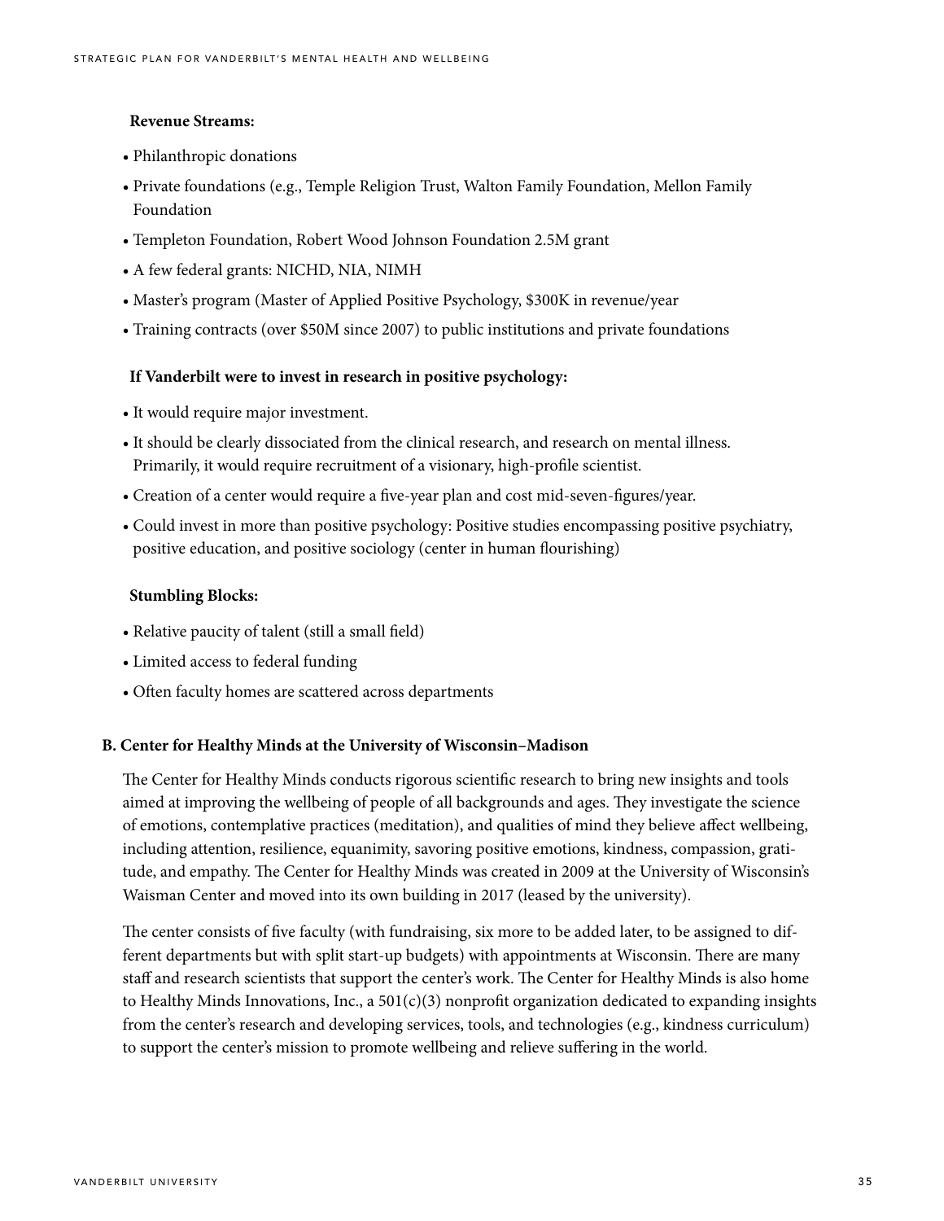**Revenue Streams:**

- Philanthropic donations
- Private foundations (e.g., Temple Religion Trust, Walton Family Foundation, Mellon Family Foundation
- Templeton Foundation, Robert Wood Johnson Foundation 2.5M grant
- A few federal grants: NICHD, NIA, NIMH
- Master's program (Master of Applied Positive Psychology, $300K in revenue/year
- Training contracts (over $50M since 2007) to public institutions and private foundations

**If Vanderbilt were to invest in research in positive psychology:**

- It would require major investment.
- It should be clearly dissociated from the clinical research, and research on mental illness. Primarily, it would require recruitment of a visionary, high-profile scientist.
- Creation of a center would require a five-year plan and cost mid-seven-figures/year.
- Could invest in more than positive psychology: Positive studies encompassing positive psychiatry, positive education, and positive sociology (center in human flourishing)

**Stumbling Blocks:**

- Relative paucity of talent (still a small field)
- Limited access to federal funding
- Often faculty homes are scattered across departments

### B. Center for Healthy Minds at the University of Wisconsin–Madison

The Center for Healthy Minds conducts rigorous scientific research to bring new insights and tools aimed at improving the wellbeing of people of all backgrounds and ages. They investigate the science of emotions, contemplative practices (meditation), and qualities of mind they believe affect wellbeing, including attention, resilience, equanimity, savoring positive emotions, kindness, compassion, gratitude, and empathy. The Center for Healthy Minds was created in 2009 at the University of Wisconsin's Waisman Center and moved into its own building in 2017 (leased by the university).

The center consists of five faculty (with fundraising, six more to be added later, to be assigned to different departments but with split start-up budgets) with appointments at Wisconsin. There are many staff and research scientists that support the center's work. The Center for Healthy Minds is also home to Healthy Minds Innovations, Inc., a 501(c)(3) nonprofit organization dedicated to expanding insights from the center's research and developing services, tools, and technologies (e.g., kindness curriculum) to support the center's mission to promote wellbeing and relieve suffering in the world.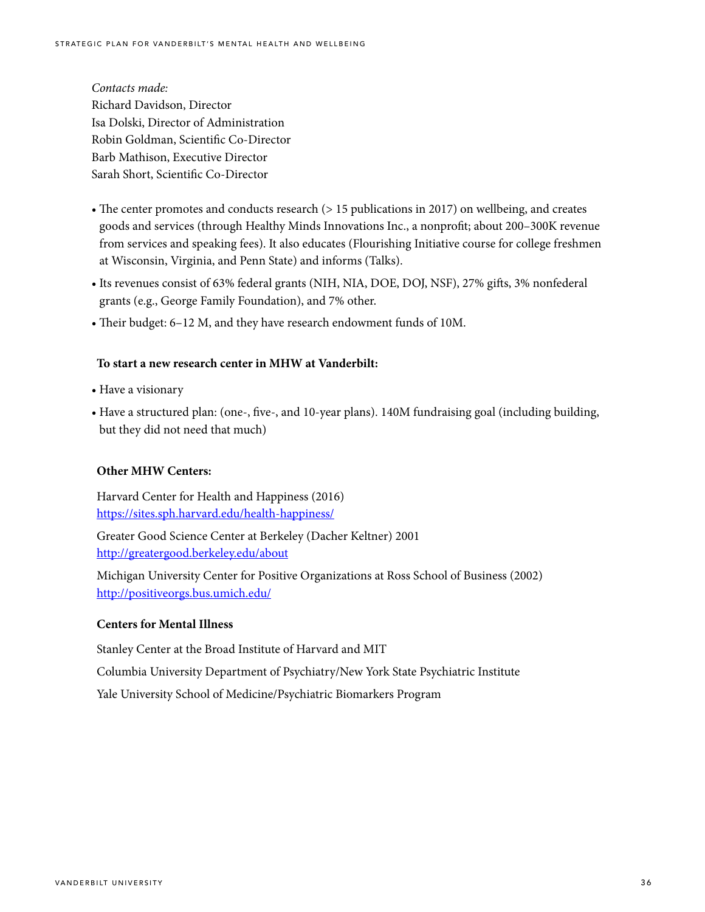*Contacts made:*
Richard Davidson, Director
Isa Dolski, Director of Administration
Robin Goldman, Scientific Co-Director
Barb Mathison, Executive Director
Sarah Short, Scientific Co-Director

- The center promotes and conducts research (> 15 publications in 2017) on wellbeing, and creates goods and services (through Healthy Minds Innovations Inc., a nonprofit; about 200–300K revenue from services and speaking fees). It also educates (Flourishing Initiative course for college freshmen at Wisconsin, Virginia, and Penn State) and informs (Talks).
- Its revenues consist of 63% federal grants (NIH, NIA, DOE, DOJ, NSF), 27% gifts, 3% nonfederal grants (e.g., George Family Foundation), and 7% other.
- Their budget: 6–12 M, and they have research endowment funds of 10M.

**To start a new research center in MHW at Vanderbilt:**

- Have a visionary
- Have a structured plan: (one-, five-, and 10-year plans). 140M fundraising goal (including building, but they did not need that much)

**Other MHW Centers:**

Harvard Center for Health and Happiness (2016)
https://sites.sph.harvard.edu/health-happiness/

Greater Good Science Center at Berkeley (Dacher Keltner) 2001
http://greatergood.berkeley.edu/about

Michigan University Center for Positive Organizations at Ross School of Business (2002)
http://positiveorgs.bus.umich.edu/

**Centers for Mental Illness**

Stanley Center at the Broad Institute of Harvard and MIT

Columbia University Department of Psychiatry/New York State Psychiatric Institute

Yale University School of Medicine/Psychiatric Biomarkers Program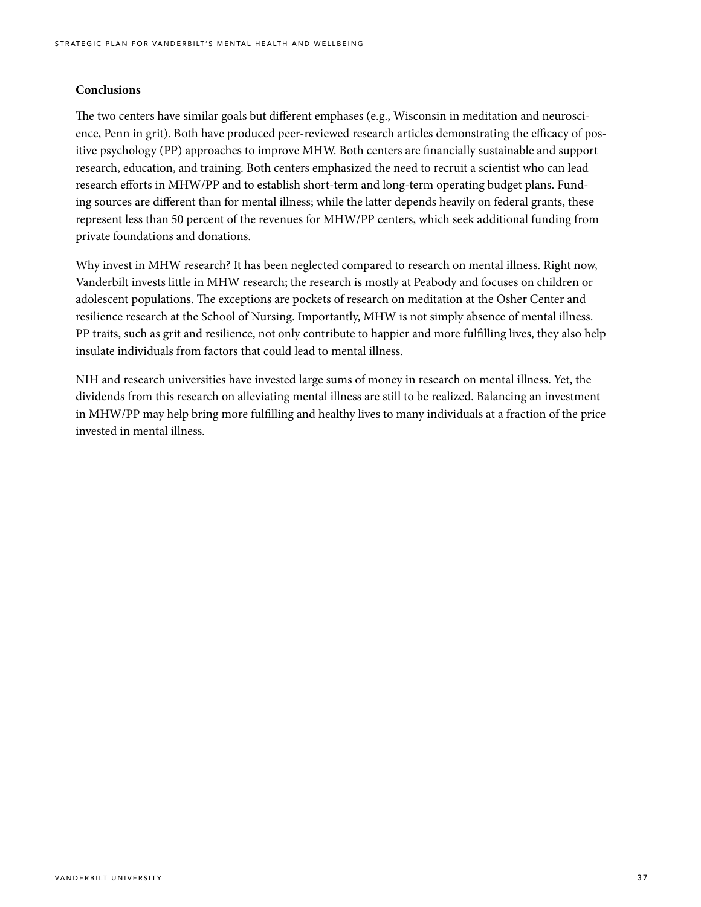**Conclusions**

The two centers have similar goals but different emphases (e.g., Wisconsin in meditation and neuroscience, Penn in grit). Both have produced peer-reviewed research articles demonstrating the efficacy of positive psychology (PP) approaches to improve MHW. Both centers are financially sustainable and support research, education, and training. Both centers emphasized the need to recruit a scientist who can lead research efforts in MHW/PP and to establish short-term and long-term operating budget plans. Funding sources are different than for mental illness; while the latter depends heavily on federal grants, these represent less than 50 percent of the revenues for MHW/PP centers, which seek additional funding from private foundations and donations.

Why invest in MHW research? It has been neglected compared to research on mental illness. Right now, Vanderbilt invests little in MHW research; the research is mostly at Peabody and focuses on children or adolescent populations. The exceptions are pockets of research on meditation at the Osher Center and resilience research at the School of Nursing. Importantly, MHW is not simply absence of mental illness. PP traits, such as grit and resilience, not only contribute to happier and more fulfilling lives, they also help insulate individuals from factors that could lead to mental illness.

NIH and research universities have invested large sums of money in research on mental illness. Yet, the dividends from this research on alleviating mental illness are still to be realized. Balancing an investment in MHW/PP may help bring more fulfilling and healthy lives to many individuals at a fraction of the price invested in mental illness.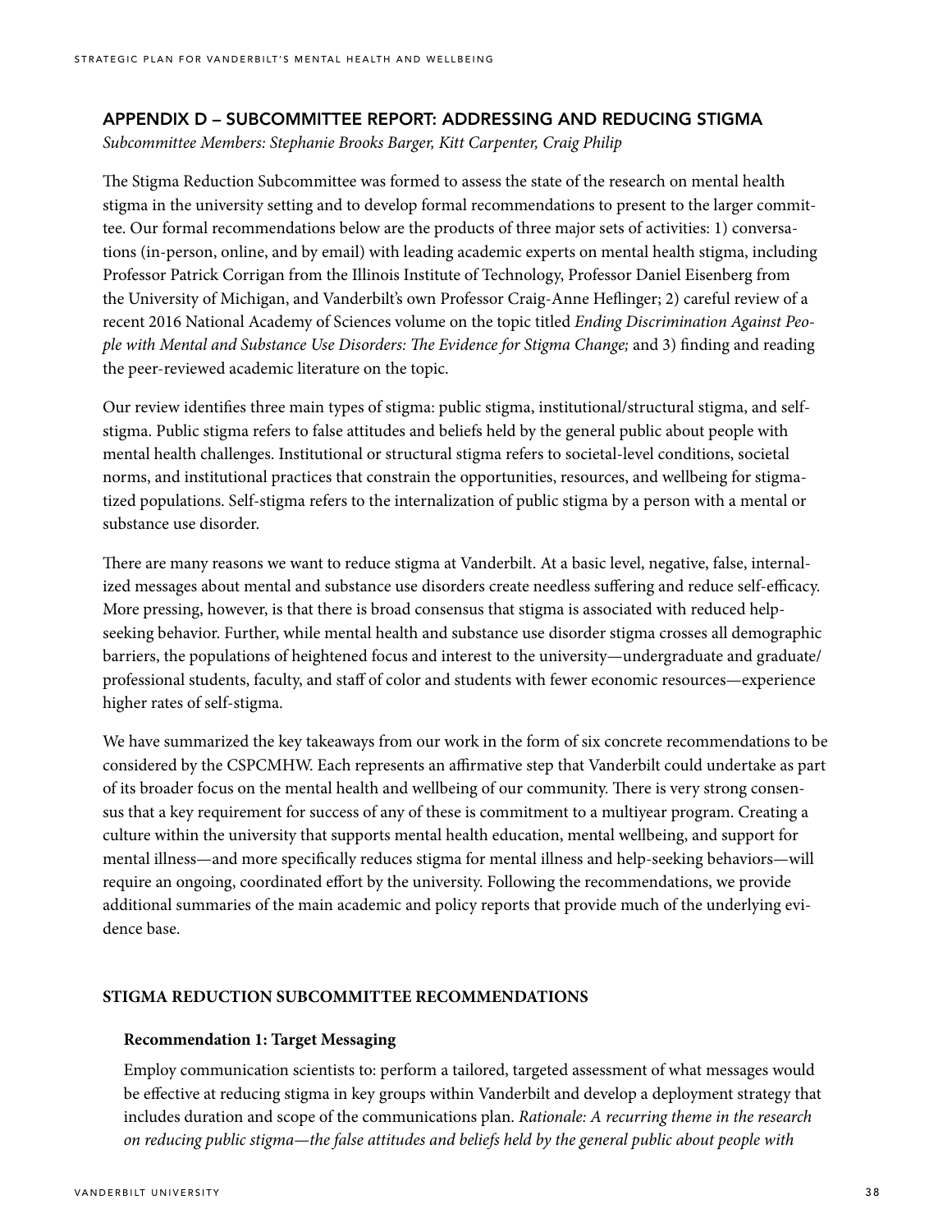## APPENDIX D – SUBCOMMITTEE REPORT: ADDRESSING AND REDUCING STIGMA

*Subcommittee Members: Stephanie Brooks Barger, Kitt Carpenter, Craig Philip*

The Stigma Reduction Subcommittee was formed to assess the state of the research on mental health stigma in the university setting and to develop formal recommendations to present to the larger committee. Our formal recommendations below are the products of three major sets of activities: 1) conversations (in-person, online, and by email) with leading academic experts on mental health stigma, including Professor Patrick Corrigan from the Illinois Institute of Technology, Professor Daniel Eisenberg from the University of Michigan, and Vanderbilt's own Professor Craig-Anne Heflinger; 2) careful review of a recent 2016 National Academy of Sciences volume on the topic titled *Ending Discrimination Against People with Mental and Substance Use Disorders: The Evidence for Stigma Change;* and 3) finding and reading the peer-reviewed academic literature on the topic.

Our review identifies three main types of stigma: public stigma, institutional/structural stigma, and self-stigma. Public stigma refers to false attitudes and beliefs held by the general public about people with mental health challenges. Institutional or structural stigma refers to societal-level conditions, societal norms, and institutional practices that constrain the opportunities, resources, and wellbeing for stigmatized populations. Self-stigma refers to the internalization of public stigma by a person with a mental or substance use disorder.

There are many reasons we want to reduce stigma at Vanderbilt. At a basic level, negative, false, internalized messages about mental and substance use disorders create needless suffering and reduce self-efficacy. More pressing, however, is that there is broad consensus that stigma is associated with reduced help-seeking behavior. Further, while mental health and substance use disorder stigma crosses all demographic barriers, the populations of heightened focus and interest to the university—undergraduate and graduate/professional students, faculty, and staff of color and students with fewer economic resources—experience higher rates of self-stigma.

We have summarized the key takeaways from our work in the form of six concrete recommendations to be considered by the CSPCMHW. Each represents an affirmative step that Vanderbilt could undertake as part of its broader focus on the mental health and wellbeing of our community. There is very strong consensus that a key requirement for success of any of these is commitment to a multiyear program. Creating a culture within the university that supports mental health education, mental wellbeing, and support for mental illness—and more specifically reduces stigma for mental illness and help-seeking behaviors—will require an ongoing, coordinated effort by the university. Following the recommendations, we provide additional summaries of the main academic and policy reports that provide much of the underlying evidence base.

### STIGMA REDUCTION SUBCOMMITTEE RECOMMENDATIONS

**Recommendation 1: Target Messaging**

Employ communication scientists to: perform a tailored, targeted assessment of what messages would be effective at reducing stigma in key groups within Vanderbilt and develop a deployment strategy that includes duration and scope of the communications plan. *Rationale: A recurring theme in the research on reducing public stigma—the false attitudes and beliefs held by the general public about people with*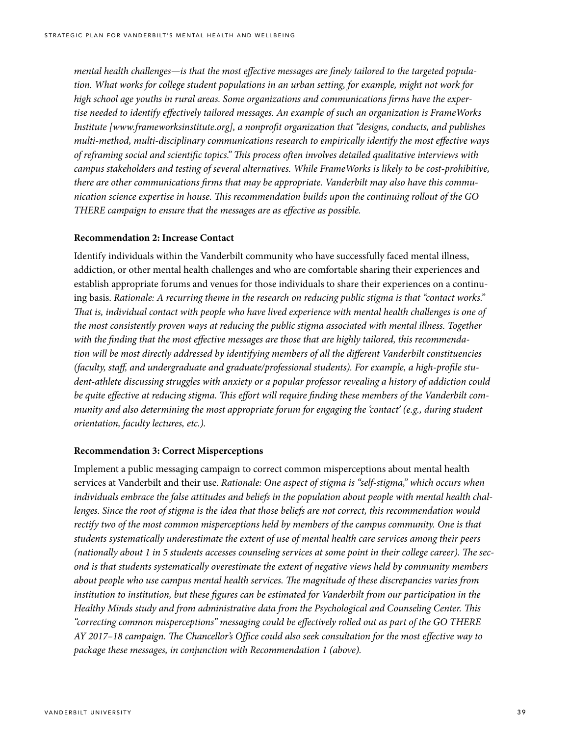*mental health challenges—is that the most effective messages are finely tailored to the targeted population. What works for college student populations in an urban setting, for example, might not work for high school age youths in rural areas. Some organizations and communications firms have the expertise needed to identify effectively tailored messages. An example of such an organization is FrameWorks Institute [www.frameworksinstitute.org], a nonprofit organization that "designs, conducts, and publishes multi-method, multi-disciplinary communications research to empirically identify the most effective ways of reframing social and scientific topics." This process often involves detailed qualitative interviews with campus stakeholders and testing of several alternatives. While FrameWorks is likely to be cost-prohibitive, there are other communications firms that may be appropriate. Vanderbilt may also have this communication science expertise in house. This recommendation builds upon the continuing rollout of the GO THERE campaign to ensure that the messages are as effective as possible.*

**Recommendation 2: Increase Contact**

Identify individuals within the Vanderbilt community who have successfully faced mental illness, addiction, or other mental health challenges and who are comfortable sharing their experiences and establish appropriate forums and venues for those individuals to share their experiences on a continuing basis. *Rationale: A recurring theme in the research on reducing public stigma is that "contact works." That is, individual contact with people who have lived experience with mental health challenges is one of the most consistently proven ways at reducing the public stigma associated with mental illness. Together with the finding that the most effective messages are those that are highly tailored, this recommendation will be most directly addressed by identifying members of all the different Vanderbilt constituencies (faculty, staff, and undergraduate and graduate/professional students). For example, a high-profile student-athlete discussing struggles with anxiety or a popular professor revealing a history of addiction could be quite effective at reducing stigma. This effort will require finding these members of the Vanderbilt community and also determining the most appropriate forum for engaging the 'contact' (e.g., during student orientation, faculty lectures, etc.).*

**Recommendation 3: Correct Misperceptions**

Implement a public messaging campaign to correct common misperceptions about mental health services at Vanderbilt and their use. *Rationale: One aspect of stigma is "self-stigma," which occurs when individuals embrace the false attitudes and beliefs in the population about people with mental health challenges. Since the root of stigma is the idea that those beliefs are not correct, this recommendation would rectify two of the most common misperceptions held by members of the campus community. One is that students systematically underestimate the extent of use of mental health care services among their peers (nationally about 1 in 5 students accesses counseling services at some point in their college career). The second is that students systematically overestimate the extent of negative views held by community members about people who use campus mental health services. The magnitude of these discrepancies varies from institution to institution, but these figures can be estimated for Vanderbilt from our participation in the Healthy Minds study and from administrative data from the Psychological and Counseling Center. This "correcting common misperceptions" messaging could be effectively rolled out as part of the GO THERE AY 2017–18 campaign. The Chancellor's Office could also seek consultation for the most effective way to package these messages, in conjunction with Recommendation 1 (above).*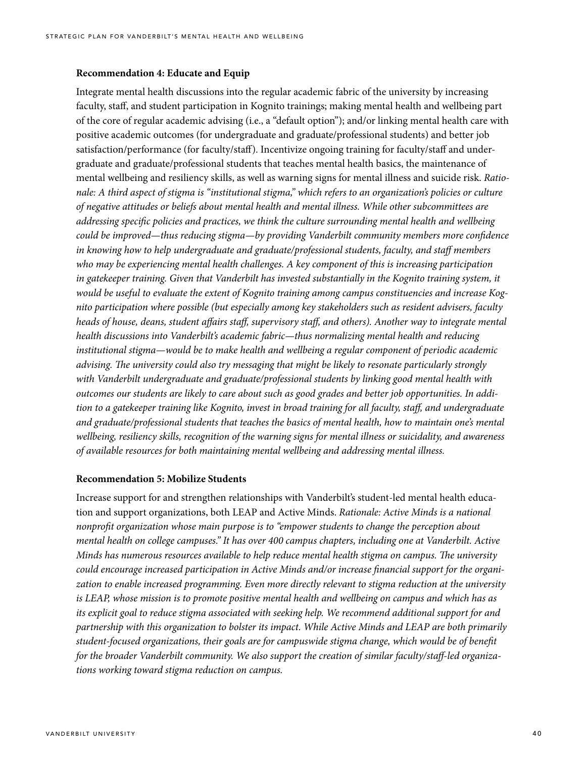**Recommendation 4: Educate and Equip**

Integrate mental health discussions into the regular academic fabric of the university by increasing faculty, staff, and student participation in Kognito trainings; making mental health and wellbeing part of the core of regular academic advising (i.e., a "default option"); and/or linking mental health care with positive academic outcomes (for undergraduate and graduate/professional students) and better job satisfaction/performance (for faculty/staff). Incentivize ongoing training for faculty/staff and undergraduate and graduate/professional students that teaches mental health basics, the maintenance of mental wellbeing and resiliency skills, as well as warning signs for mental illness and suicide risk. *Rationale: A third aspect of stigma is "institutional stigma," which refers to an organization's policies or culture of negative attitudes or beliefs about mental health and mental illness. While other subcommittees are addressing specific policies and practices, we think the culture surrounding mental health and wellbeing could be improved—thus reducing stigma—by providing Vanderbilt community members more confidence in knowing how to help undergraduate and graduate/professional students, faculty, and staff members who may be experiencing mental health challenges. A key component of this is increasing participation in gatekeeper training. Given that Vanderbilt has invested substantially in the Kognito training system, it would be useful to evaluate the extent of Kognito training among campus constituencies and increase Kognito participation where possible (but especially among key stakeholders such as resident advisers, faculty heads of house, deans, student affairs staff, supervisory staff, and others). Another way to integrate mental health discussions into Vanderbilt's academic fabric—thus normalizing mental health and reducing institutional stigma—would be to make health and wellbeing a regular component of periodic academic advising. The university could also try messaging that might be likely to resonate particularly strongly with Vanderbilt undergraduate and graduate/professional students by linking good mental health with outcomes our students are likely to care about such as good grades and better job opportunities. In addition to a gatekeeper training like Kognito, invest in broad training for all faculty, staff, and undergraduate and graduate/professional students that teaches the basics of mental health, how to maintain one's mental wellbeing, resiliency skills, recognition of the warning signs for mental illness or suicidality, and awareness of available resources for both maintaining mental wellbeing and addressing mental illness.*

**Recommendation 5: Mobilize Students**

Increase support for and strengthen relationships with Vanderbilt's student-led mental health education and support organizations, both LEAP and Active Minds. *Rationale: Active Minds is a national nonprofit organization whose main purpose is to "empower students to change the perception about mental health on college campuses." It has over 400 campus chapters, including one at Vanderbilt. Active Minds has numerous resources available to help reduce mental health stigma on campus. The university could encourage increased participation in Active Minds and/or increase financial support for the organization to enable increased programming. Even more directly relevant to stigma reduction at the university is LEAP, whose mission is to promote positive mental health and wellbeing on campus and which has as its explicit goal to reduce stigma associated with seeking help. We recommend additional support for and partnership with this organization to bolster its impact. While Active Minds and LEAP are both primarily student-focused organizations, their goals are for campuswide stigma change, which would be of benefit for the broader Vanderbilt community. We also support the creation of similar faculty/staff-led organizations working toward stigma reduction on campus.*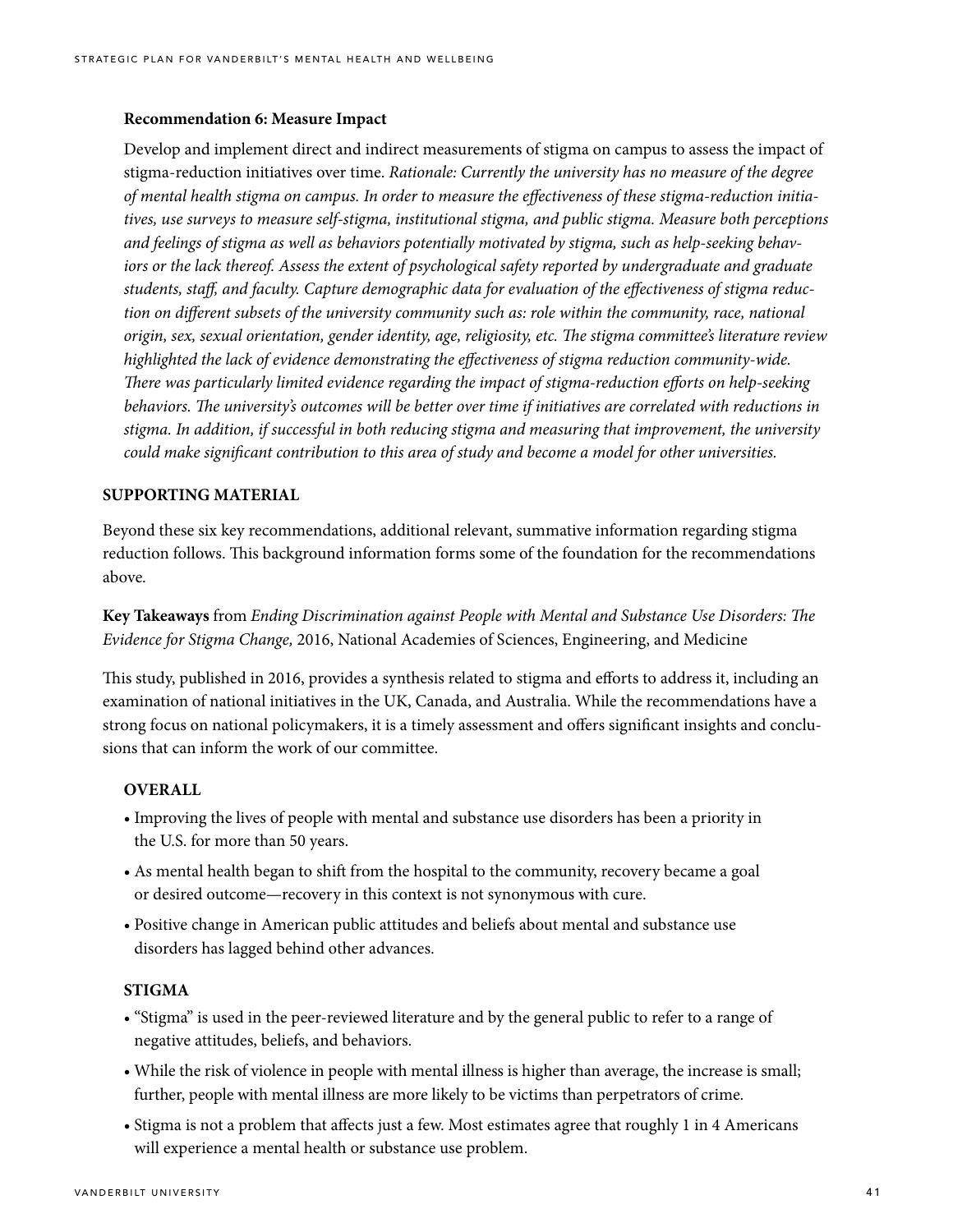**Recommendation 6: Measure Impact**

Develop and implement direct and indirect measurements of stigma on campus to assess the impact of stigma-reduction initiatives over time. *Rationale: Currently the university has no measure of the degree of mental health stigma on campus. In order to measure the effectiveness of these stigma-reduction initiatives, use surveys to measure self-stigma, institutional stigma, and public stigma. Measure both perceptions and feelings of stigma as well as behaviors potentially motivated by stigma, such as help-seeking behaviors or the lack thereof. Assess the extent of psychological safety reported by undergraduate and graduate students, staff, and faculty. Capture demographic data for evaluation of the effectiveness of stigma reduction on different subsets of the university community such as: role within the community, race, national origin, sex, sexual orientation, gender identity, age, religiosity, etc. The stigma committee's literature review highlighted the lack of evidence demonstrating the effectiveness of stigma reduction community-wide. There was particularly limited evidence regarding the impact of stigma-reduction efforts on help-seeking behaviors. The university's outcomes will be better over time if initiatives are correlated with reductions in stigma. In addition, if successful in both reducing stigma and measuring that improvement, the university could make significant contribution to this area of study and become a model for other universities.*

## SUPPORTING MATERIAL

Beyond these six key recommendations, additional relevant, summative information regarding stigma reduction follows. This background information forms some of the foundation for the recommendations above.

**Key Takeaways** from *Ending Discrimination against People with Mental and Substance Use Disorders: The Evidence for Stigma Change,* 2016, National Academies of Sciences, Engineering, and Medicine

This study, published in 2016, provides a synthesis related to stigma and efforts to address it, including an examination of national initiatives in the UK, Canada, and Australia. While the recommendations have a strong focus on national policymakers, it is a timely assessment and offers significant insights and conclusions that can inform the work of our committee.

### OVERALL

- Improving the lives of people with mental and substance use disorders has been a priority in the U.S. for more than 50 years.
- As mental health began to shift from the hospital to the community, recovery became a goal or desired outcome—recovery in this context is not synonymous with cure.
- Positive change in American public attitudes and beliefs about mental and substance use disorders has lagged behind other advances.

### STIGMA

- "Stigma" is used in the peer-reviewed literature and by the general public to refer to a range of negative attitudes, beliefs, and behaviors.
- While the risk of violence in people with mental illness is higher than average, the increase is small; further, people with mental illness are more likely to be victims than perpetrators of crime.
- Stigma is not a problem that affects just a few. Most estimates agree that roughly 1 in 4 Americans will experience a mental health or substance use problem.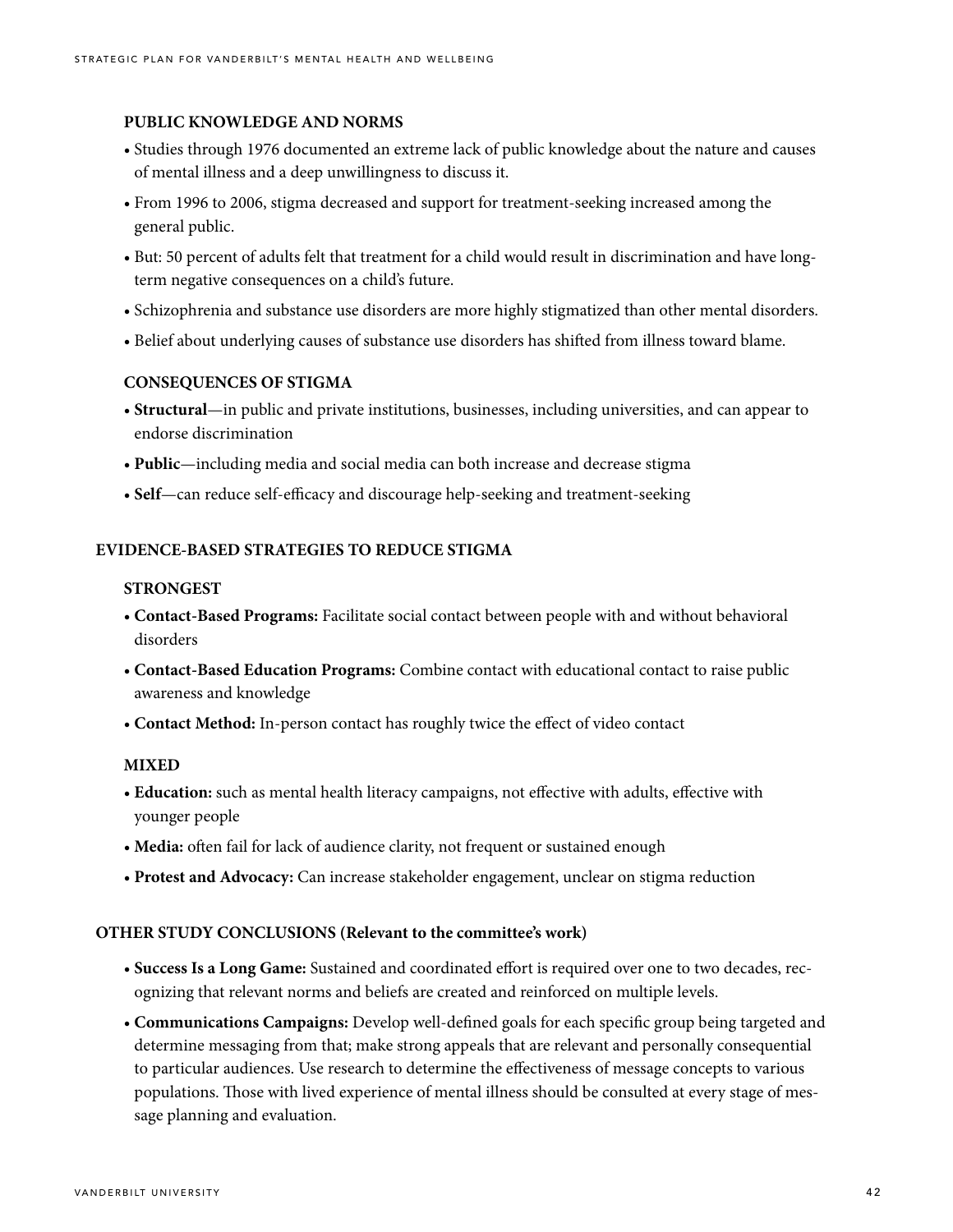### PUBLIC KNOWLEDGE AND NORMS

- Studies through 1976 documented an extreme lack of public knowledge about the nature and causes of mental illness and a deep unwillingness to discuss it.
- From 1996 to 2006, stigma decreased and support for treatment-seeking increased among the general public.
- But: 50 percent of adults felt that treatment for a child would result in discrimination and have long-term negative consequences on a child's future.
- Schizophrenia and substance use disorders are more highly stigmatized than other mental disorders.
- Belief about underlying causes of substance use disorders has shifted from illness toward blame.

### CONSEQUENCES OF STIGMA

- **Structural**—in public and private institutions, businesses, including universities, and can appear to endorse discrimination
- **Public**—including media and social media can both increase and decrease stigma
- **Self**—can reduce self-efficacy and discourage help-seeking and treatment-seeking

## EVIDENCE-BASED STRATEGIES TO REDUCE STIGMA

### STRONGEST

- **Contact-Based Programs:** Facilitate social contact between people with and without behavioral disorders
- **Contact-Based Education Programs:** Combine contact with educational contact to raise public awareness and knowledge
- **Contact Method:** In-person contact has roughly twice the effect of video contact

### MIXED

- **Education:** such as mental health literacy campaigns, not effective with adults, effective with younger people
- **Media:** often fail for lack of audience clarity, not frequent or sustained enough
- **Protest and Advocacy:** Can increase stakeholder engagement, unclear on stigma reduction

## OTHER STUDY CONCLUSIONS (Relevant to the committee's work)

- **Success Is a Long Game:** Sustained and coordinated effort is required over one to two decades, recognizing that relevant norms and beliefs are created and reinforced on multiple levels.
- **Communications Campaigns:** Develop well-defined goals for each specific group being targeted and determine messaging from that; make strong appeals that are relevant and personally consequential to particular audiences. Use research to determine the effectiveness of message concepts to various populations. Those with lived experience of mental illness should be consulted at every stage of message planning and evaluation.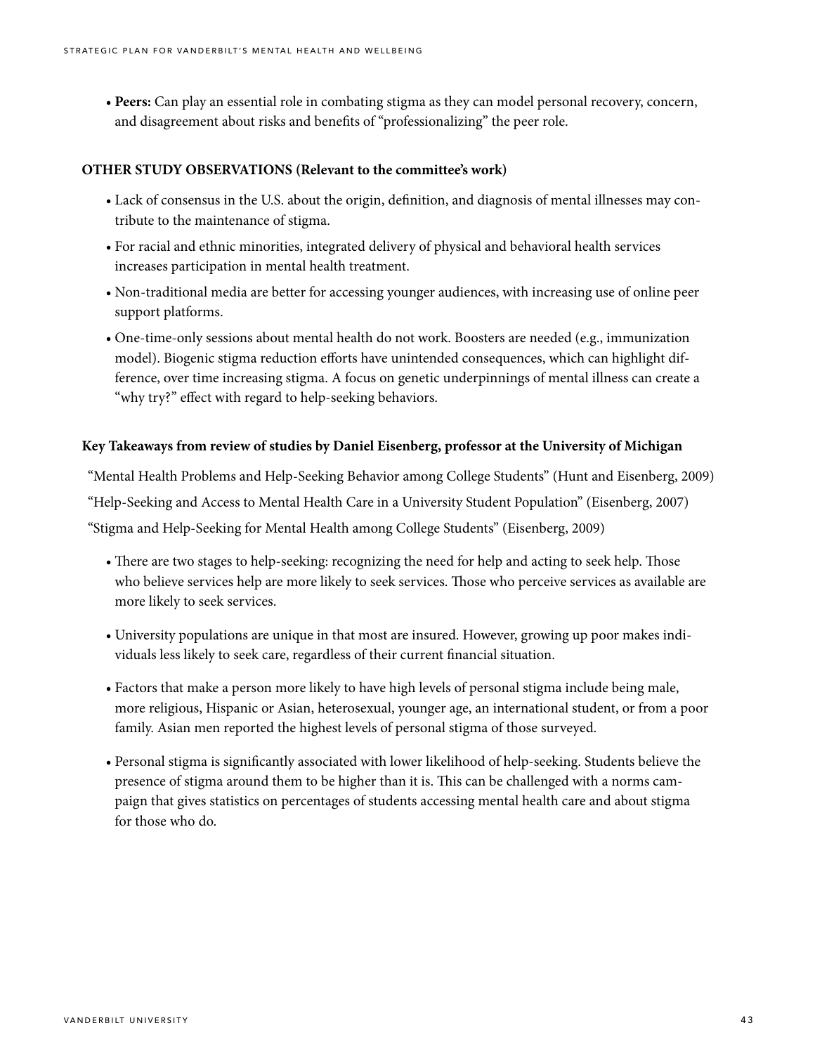- **Peers:** Can play an essential role in combating stigma as they can model personal recovery, concern, and disagreement about risks and benefits of "professionalizing" the peer role.

**OTHER STUDY OBSERVATIONS (Relevant to the committee's work)**

- Lack of consensus in the U.S. about the origin, definition, and diagnosis of mental illnesses may contribute to the maintenance of stigma.
- For racial and ethnic minorities, integrated delivery of physical and behavioral health services increases participation in mental health treatment.
- Non-traditional media are better for accessing younger audiences, with increasing use of online peer support platforms.
- One-time-only sessions about mental health do not work. Boosters are needed (e.g., immunization model). Biogenic stigma reduction efforts have unintended consequences, which can highlight difference, over time increasing stigma. A focus on genetic underpinnings of mental illness can create a "why try?" effect with regard to help-seeking behaviors.

**Key Takeaways from review of studies by Daniel Eisenberg, professor at the University of Michigan**

"Mental Health Problems and Help-Seeking Behavior among College Students" (Hunt and Eisenberg, 2009)

"Help-Seeking and Access to Mental Health Care in a University Student Population" (Eisenberg, 2007)

"Stigma and Help-Seeking for Mental Health among College Students" (Eisenberg, 2009)

- There are two stages to help-seeking: recognizing the need for help and acting to seek help. Those who believe services help are more likely to seek services. Those who perceive services as available are more likely to seek services.
- University populations are unique in that most are insured. However, growing up poor makes individuals less likely to seek care, regardless of their current financial situation.
- Factors that make a person more likely to have high levels of personal stigma include being male, more religious, Hispanic or Asian, heterosexual, younger age, an international student, or from a poor family. Asian men reported the highest levels of personal stigma of those surveyed.
- Personal stigma is significantly associated with lower likelihood of help-seeking. Students believe the presence of stigma around them to be higher than it is. This can be challenged with a norms campaign that gives statistics on percentages of students accessing mental health care and about stigma for those who do.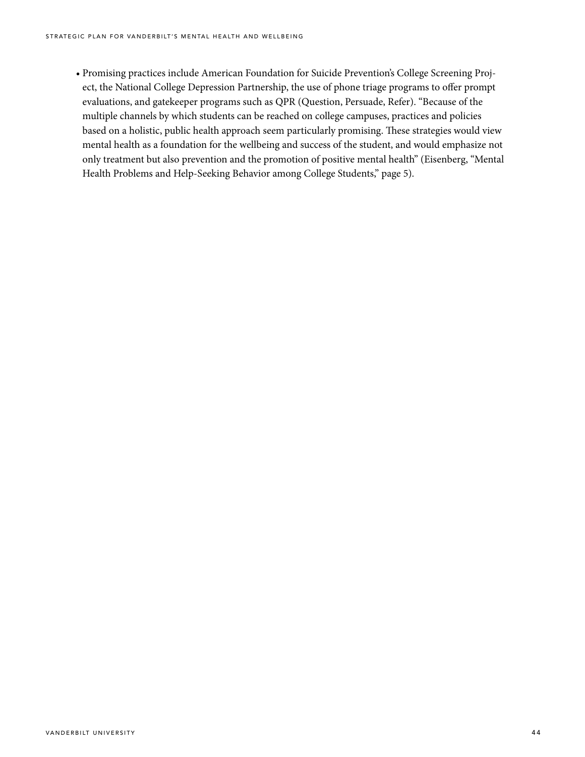- Promising practices include American Foundation for Suicide Prevention's College Screening Project, the National College Depression Partnership, the use of phone triage programs to offer prompt evaluations, and gatekeeper programs such as QPR (Question, Persuade, Refer). "Because of the multiple channels by which students can be reached on college campuses, practices and policies based on a holistic, public health approach seem particularly promising. These strategies would view mental health as a foundation for the wellbeing and success of the student, and would emphasize not only treatment but also prevention and the promotion of positive mental health" (Eisenberg, "Mental Health Problems and Help-Seeking Behavior among College Students," page 5).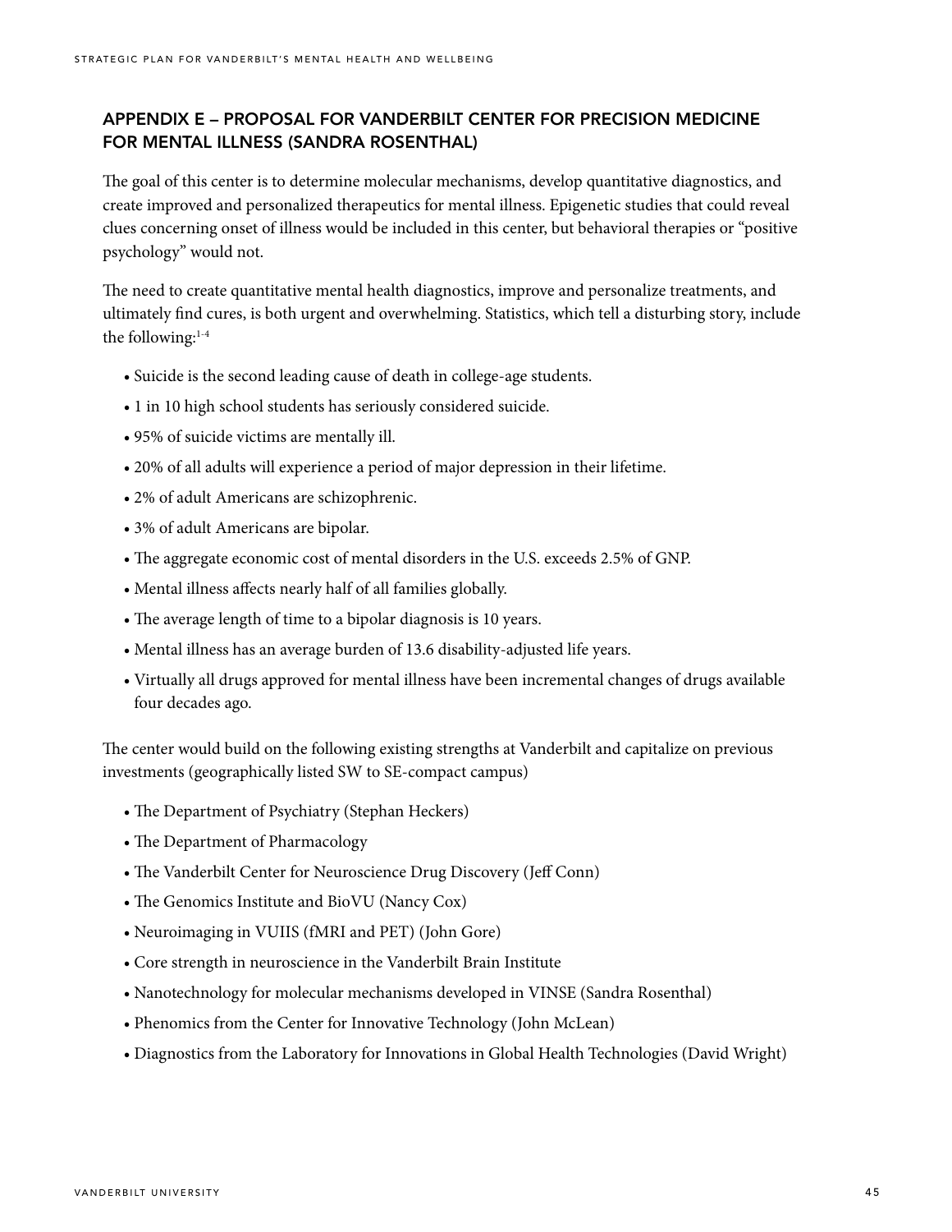## APPENDIX E – PROPOSAL FOR VANDERBILT CENTER FOR PRECISION MEDICINE FOR MENTAL ILLNESS (SANDRA ROSENTHAL)

The goal of this center is to determine molecular mechanisms, develop quantitative diagnostics, and create improved and personalized therapeutics for mental illness. Epigenetic studies that could reveal clues concerning onset of illness would be included in this center, but behavioral therapies or "positive psychology" would not.

The need to create quantitative mental health diagnostics, improve and personalize treatments, and ultimately find cures, is both urgent and overwhelming. Statistics, which tell a disturbing story, include the following:[1-4]

- Suicide is the second leading cause of death in college-age students.
- 1 in 10 high school students has seriously considered suicide.
- 95% of suicide victims are mentally ill.
- 20% of all adults will experience a period of major depression in their lifetime.
- 2% of adult Americans are schizophrenic.
- 3% of adult Americans are bipolar.
- The aggregate economic cost of mental disorders in the U.S. exceeds 2.5% of GNP.
- Mental illness affects nearly half of all families globally.
- The average length of time to a bipolar diagnosis is 10 years.
- Mental illness has an average burden of 13.6 disability-adjusted life years.
- Virtually all drugs approved for mental illness have been incremental changes of drugs available four decades ago.

The center would build on the following existing strengths at Vanderbilt and capitalize on previous investments (geographically listed SW to SE-compact campus)

- The Department of Psychiatry (Stephan Heckers)
- The Department of Pharmacology
- The Vanderbilt Center for Neuroscience Drug Discovery (Jeff Conn)
- The Genomics Institute and BioVU (Nancy Cox)
- Neuroimaging in VUIIS (fMRI and PET) (John Gore)
- Core strength in neuroscience in the Vanderbilt Brain Institute
- Nanotechnology for molecular mechanisms developed in VINSE (Sandra Rosenthal)
- Phenomics from the Center for Innovative Technology (John McLean)
- Diagnostics from the Laboratory for Innovations in Global Health Technologies (David Wright)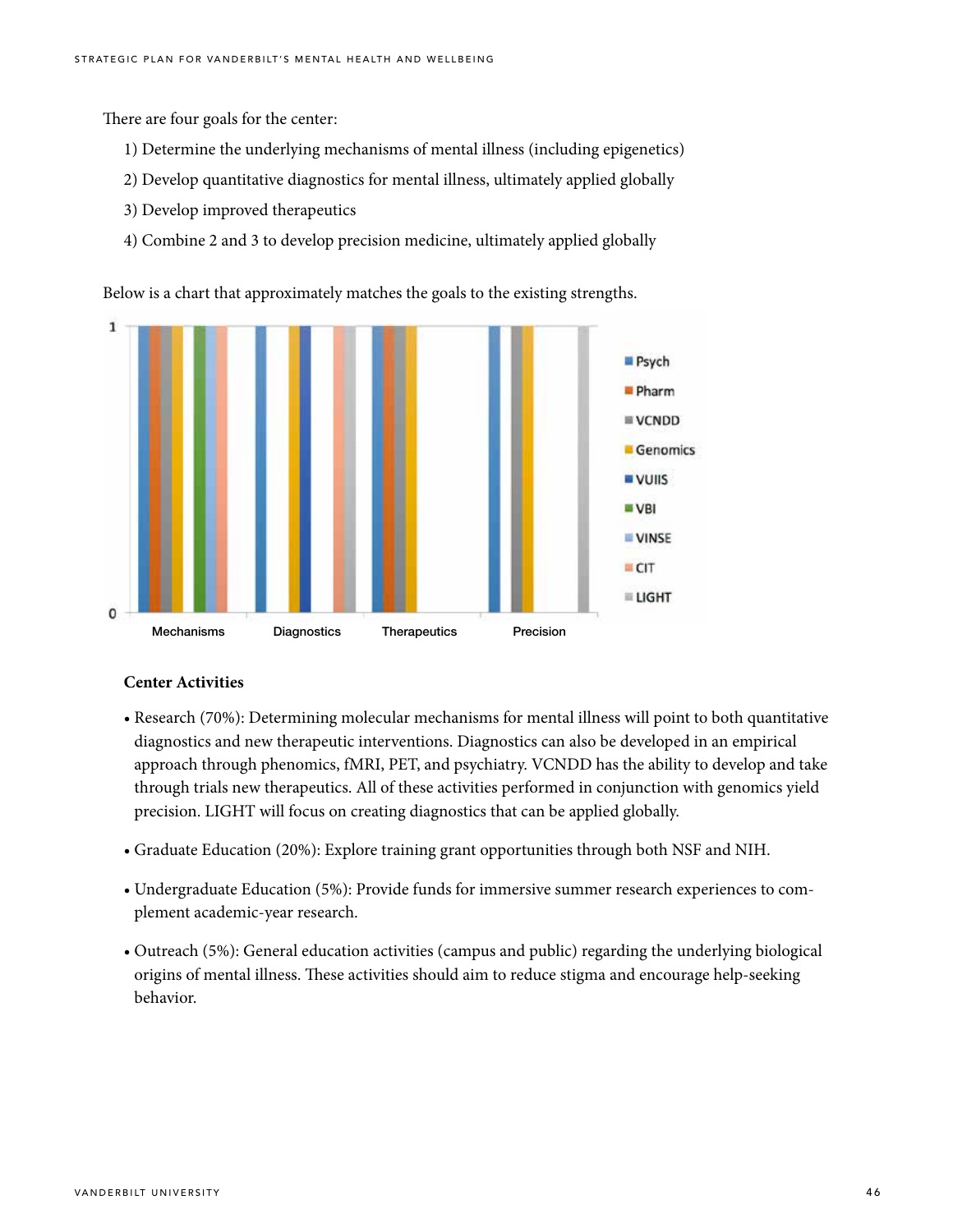There are four goals for the center:

1) Determine the underlying mechanisms of mental illness (including epigenetics)

2) Develop quantitative diagnostics for mental illness, ultimately applied globally

3) Develop improved therapeutics

4) Combine 2 and 3 to develop precision medicine, ultimately applied globally

Below is a chart that approximately matches the goals to the existing strengths.

| | Psych | Pharm | VCNDD | Genomics | VUIIS | VBI | VINSE | CIT | LIGHT |
|---|---|---|---|---|---|---|---|---|---|
| Mechanisms | 1 | 1 | 1 | 1 | 0 | 1 | 1 | 1 | 0 |
| Diagnostics | 1 | 0 | 0 | 1 | 1 | 0 | 0 | 1 | 1 |
| Therapeutics | 1 | 1 | 1 | 1 | 0 | 0 | 0 | 0 | 0 |
| Precision | 1 | 0 | 1 | 1 | 0 | 0 | 0 | 0 | 1 |

**Center Activities**

- Research (70%): Determining molecular mechanisms for mental illness will point to both quantitative diagnostics and new therapeutic interventions. Diagnostics can also be developed in an empirical approach through phenomics, fMRI, PET, and psychiatry. VCNDD has the ability to develop and take through trials new therapeutics. All of these activities performed in conjunction with genomics yield precision. LIGHT will focus on creating diagnostics that can be applied globally.

- Graduate Education (20%): Explore training grant opportunities through both NSF and NIH.

- Undergraduate Education (5%): Provide funds for immersive summer research experiences to complement academic-year research.

- Outreach (5%): General education activities (campus and public) regarding the underlying biological origins of mental illness. These activities should aim to reduce stigma and encourage help-seeking behavior.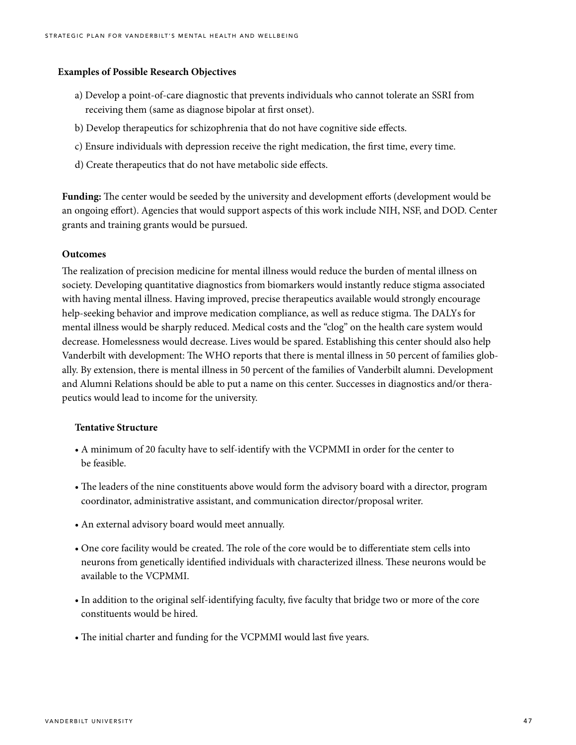**Examples of Possible Research Objectives**

a) Develop a point-of-care diagnostic that prevents individuals who cannot tolerate an SSRI from receiving them (same as diagnose bipolar at first onset).

b) Develop therapeutics for schizophrenia that do not have cognitive side effects.

c) Ensure individuals with depression receive the right medication, the first time, every time.

d) Create therapeutics that do not have metabolic side effects.

**Funding:** The center would be seeded by the university and development efforts (development would be an ongoing effort). Agencies that would support aspects of this work include NIH, NSF, and DOD. Center grants and training grants would be pursued.

**Outcomes**

The realization of precision medicine for mental illness would reduce the burden of mental illness on society. Developing quantitative diagnostics from biomarkers would instantly reduce stigma associated with having mental illness. Having improved, precise therapeutics available would strongly encourage help-seeking behavior and improve medication compliance, as well as reduce stigma. The DALYs for mental illness would be sharply reduced. Medical costs and the "clog" on the health care system would decrease. Homelessness would decrease. Lives would be spared. Establishing this center should also help Vanderbilt with development: The WHO reports that there is mental illness in 50 percent of families globally. By extension, there is mental illness in 50 percent of the families of Vanderbilt alumni. Development and Alumni Relations should be able to put a name on this center. Successes in diagnostics and/or therapeutics would lead to income for the university.

**Tentative Structure**

- A minimum of 20 faculty have to self-identify with the VCPMMI in order for the center to be feasible.
- The leaders of the nine constituents above would form the advisory board with a director, program coordinator, administrative assistant, and communication director/proposal writer.
- An external advisory board would meet annually.
- One core facility would be created. The role of the core would be to differentiate stem cells into neurons from genetically identified individuals with characterized illness. These neurons would be available to the VCPMMI.
- In addition to the original self-identifying faculty, five faculty that bridge two or more of the core constituents would be hired.
- The initial charter and funding for the VCPMMI would last five years.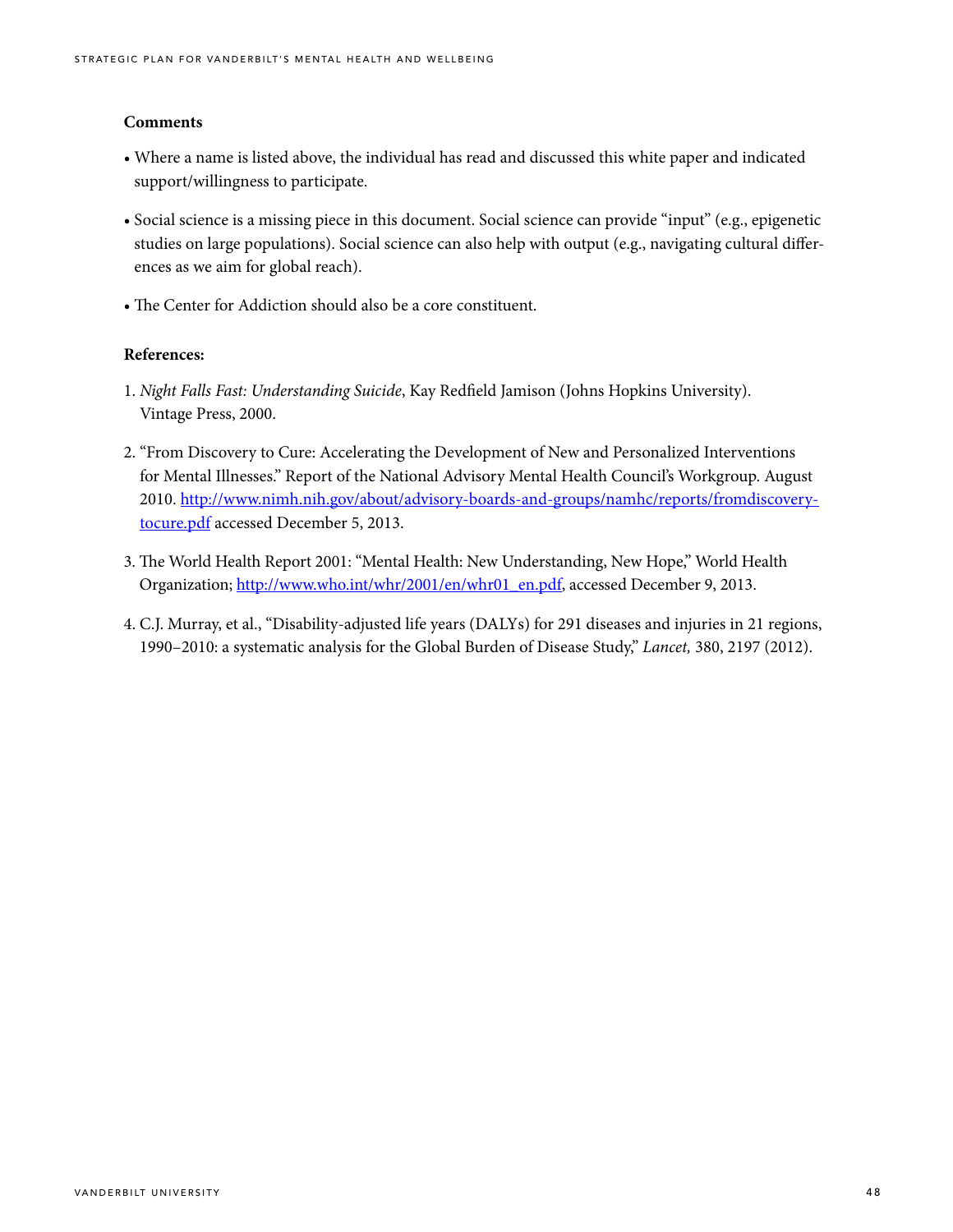**Comments**

- Where a name is listed above, the individual has read and discussed this white paper and indicated support/willingness to participate.
- Social science is a missing piece in this document. Social science can provide "input" (e.g., epigenetic studies on large populations). Social science can also help with output (e.g., navigating cultural differences as we aim for global reach).
- The Center for Addiction should also be a core constituent.

**References:**

1. *Night Falls Fast: Understanding Suicide*, Kay Redfield Jamison (Johns Hopkins University). Vintage Press, 2000.
2. "From Discovery to Cure: Accelerating the Development of New and Personalized Interventions for Mental Illnesses." Report of the National Advisory Mental Health Council's Workgroup. August 2010. [http://www.nimh.nih.gov/about/advisory-boards-and-groups/namhc/reports/fromdiscovery-tocure.pdf](http://www.nimh.nih.gov/about/advisory-boards-and-groups/namhc/reports/fromdiscovery-tocure.pdf) accessed December 5, 2013.
3. The World Health Report 2001: "Mental Health: New Understanding, New Hope," World Health Organization; [http://www.who.int/whr/2001/en/whr01_en.pdf](http://www.who.int/whr/2001/en/whr01_en.pdf), accessed December 9, 2013.
4. C.J. Murray, et al., "Disability-adjusted life years (DALYs) for 291 diseases and injuries in 21 regions, 1990–2010: a systematic analysis for the Global Burden of Disease Study," *Lancet,* 380, 2197 (2012).